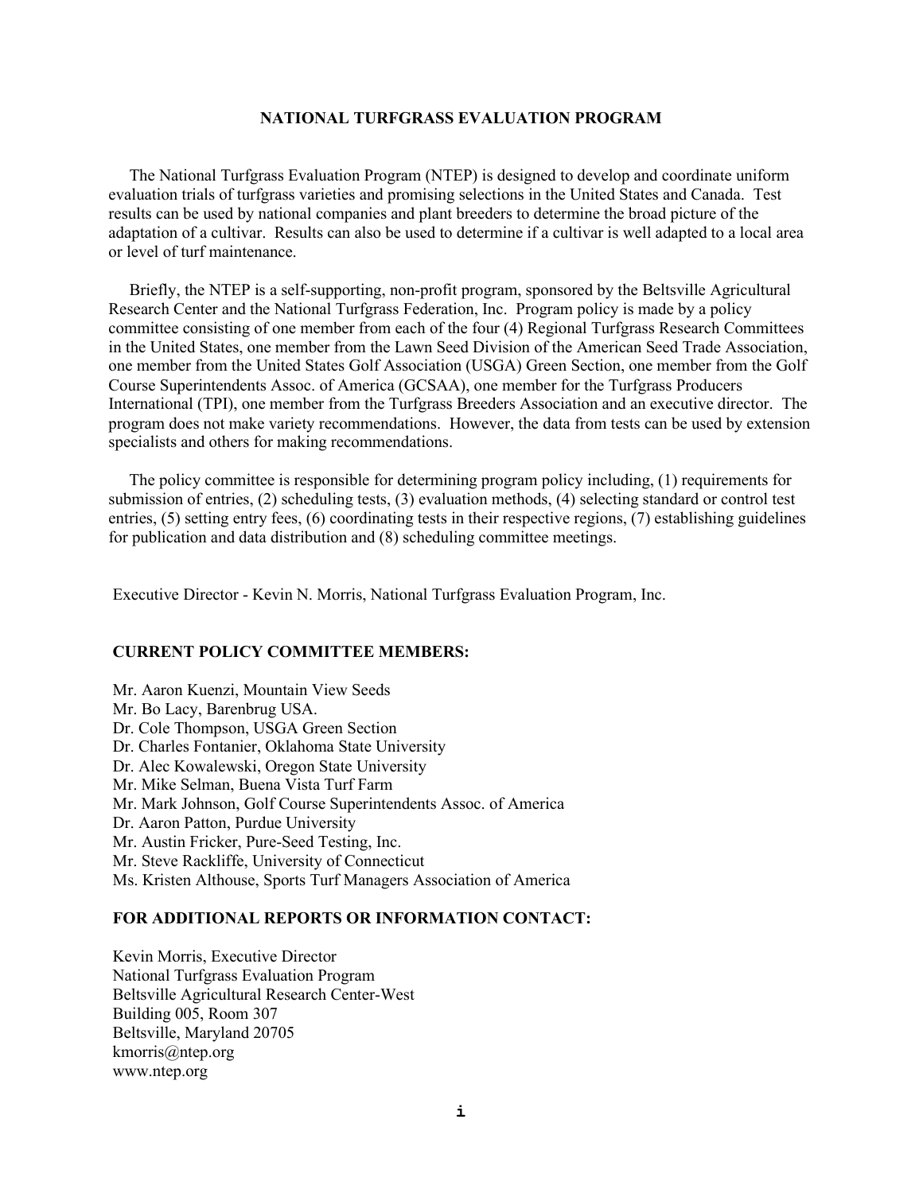# NATIONAL TURFGRASS EVALUATION PROGRAM

The National Turfgrass Evaluation Program (NTEP) is designed to develop and coordinate uniform evaluation trials of turfgrass varieties and promising selections in the United States and Canada. Test results can be used by national companies and plant breeders to determine the broad picture of the adaptation of a cultivar. Results can also be used to determine if a cultivar is well adapted to a local area or level of turf maintenance.

Briefly, the NTEP is a self-supporting, non-profit program, sponsored by the Beltsville Agricultural Research Center and the National Turfgrass Federation, Inc. Program policy is made by a policy committee consisting of one member from each of the four (4) Regional Turfgrass Research Committees in the United States, one member from the Lawn Seed Division of the American Seed Trade Association, one member from the United States Golf Association (USGA) Green Section, one member from the Golf Course Superintendents Assoc. of America (GCSAA), one member for the Turfgrass Producers International (TPI), one member from the Turfgrass Breeders Association and an executive director. The program does not make variety recommendations. However, the data from tests can be used by extension specialists and others for making recommendations.

The policy committee is responsible for determining program policy including, (1) requirements for submission of entries, (2) scheduling tests, (3) evaluation methods, (4) selecting standard or control test entries, (5) setting entry fees, (6) coordinating tests in their respective regions, (7) establishing guidelines for publication and data distribution and (8) scheduling committee meetings.

Executive Director - Kevin N. Morris, National Turfgrass Evaluation Program, Inc.

## CURRENT POLICY COMMITTEE MEMBERS:

Mr. Aaron Kuenzi, Mountain View Seeds
Mr. Bo Lacy, Barenbrug USA.
Dr. Cole Thompson, USGA Green Section
Dr. Charles Fontanier, Oklahoma State University
Dr. Alec Kowalewski, Oregon State University
Mr. Mike Selman, Buena Vista Turf Farm
Mr. Mark Johnson, Golf Course Superintendents Assoc. of America
Dr. Aaron Patton, Purdue University
Mr. Austin Fricker, Pure-Seed Testing, Inc.
Mr. Steve Rackliffe, University of Connecticut
Ms. Kristen Althouse, Sports Turf Managers Association of America

## FOR ADDITIONAL REPORTS OR INFORMATION CONTACT:

Kevin Morris, Executive Director
National Turfgrass Evaluation Program
Beltsville Agricultural Research Center-West
Building 005, Room 307
Beltsville, Maryland 20705
kmorris@ntep.org
www.ntep.org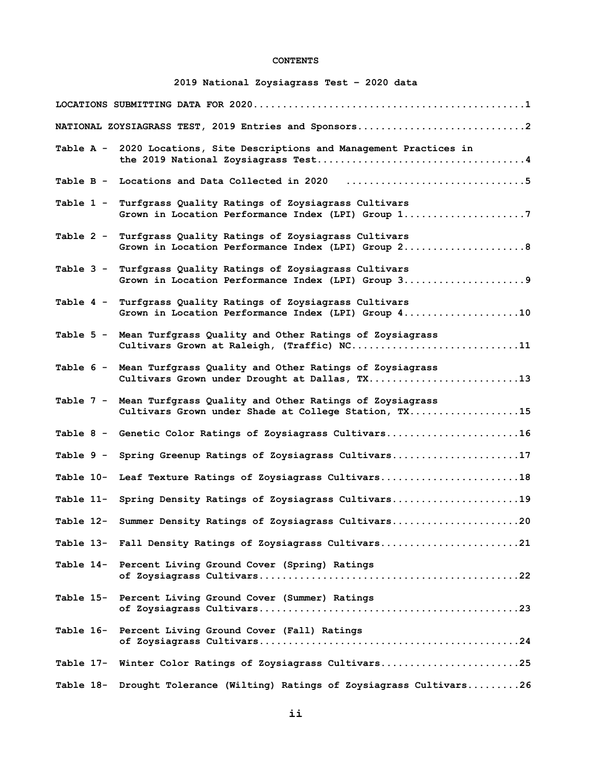# CONTENTS

## 2019 National Zoysiagrass Test – 2020 data

LOCATIONS SUBMITTING DATA FOR 2020..............................................1

NATIONAL ZOYSIAGRASS TEST, 2019 Entries and Sponsors.............................2

Table A - 2020 Locations, Site Descriptions and Management Practices in the 2019 National Zoysiagrass Test....................................4

Table B - Locations and Data Collected in 2020 ...............................5

Table 1 - Turfgrass Quality Ratings of Zoysiagrass Cultivars Grown in Location Performance Index (LPI) Group 1.....................7

Table 2 - Turfgrass Quality Ratings of Zoysiagrass Cultivars Grown in Location Performance Index (LPI) Group 2.....................8

Table 3 - Turfgrass Quality Ratings of Zoysiagrass Cultivars Grown in Location Performance Index (LPI) Group 3.....................9

Table 4 - Turfgrass Quality Ratings of Zoysiagrass Cultivars Grown in Location Performance Index (LPI) Group 4....................10

Table 5 - Mean Turfgrass Quality and Other Ratings of Zoysiagrass Cultivars Grown at Raleigh, (Traffic) NC.............................11

Table 6 - Mean Turfgrass Quality and Other Ratings of Zoysiagrass Cultivars Grown under Drought at Dallas, TX..........................13

Table 7 - Mean Turfgrass Quality and Other Ratings of Zoysiagrass Cultivars Grown under Shade at College Station, TX...................15

Table 8 - Genetic Color Ratings of Zoysiagrass Cultivars.......................16

Table 9 - Spring Greenup Ratings of Zoysiagrass Cultivars......................17

Table 10- Leaf Texture Ratings of Zoysiagrass Cultivars........................18

Table 11- Spring Density Ratings of Zoysiagrass Cultivars......................19

Table 12- Summer Density Ratings of Zoysiagrass Cultivars......................20

Table 13- Fall Density Ratings of Zoysiagrass Cultivars........................21

Table 14- Percent Living Ground Cover (Spring) Ratings of Zoysiagrass Cultivars............................................22

Table 15- Percent Living Ground Cover (Summer) Ratings of Zoysiagrass Cultivars............................................23

Table 16- Percent Living Ground Cover (Fall) Ratings of Zoysiagrass Cultivars............................................24

Table 17- Winter Color Ratings of Zoysiagrass Cultivars........................25

Table 18- Drought Tolerance (Wilting) Ratings of Zoysiagrass Cultivars.........26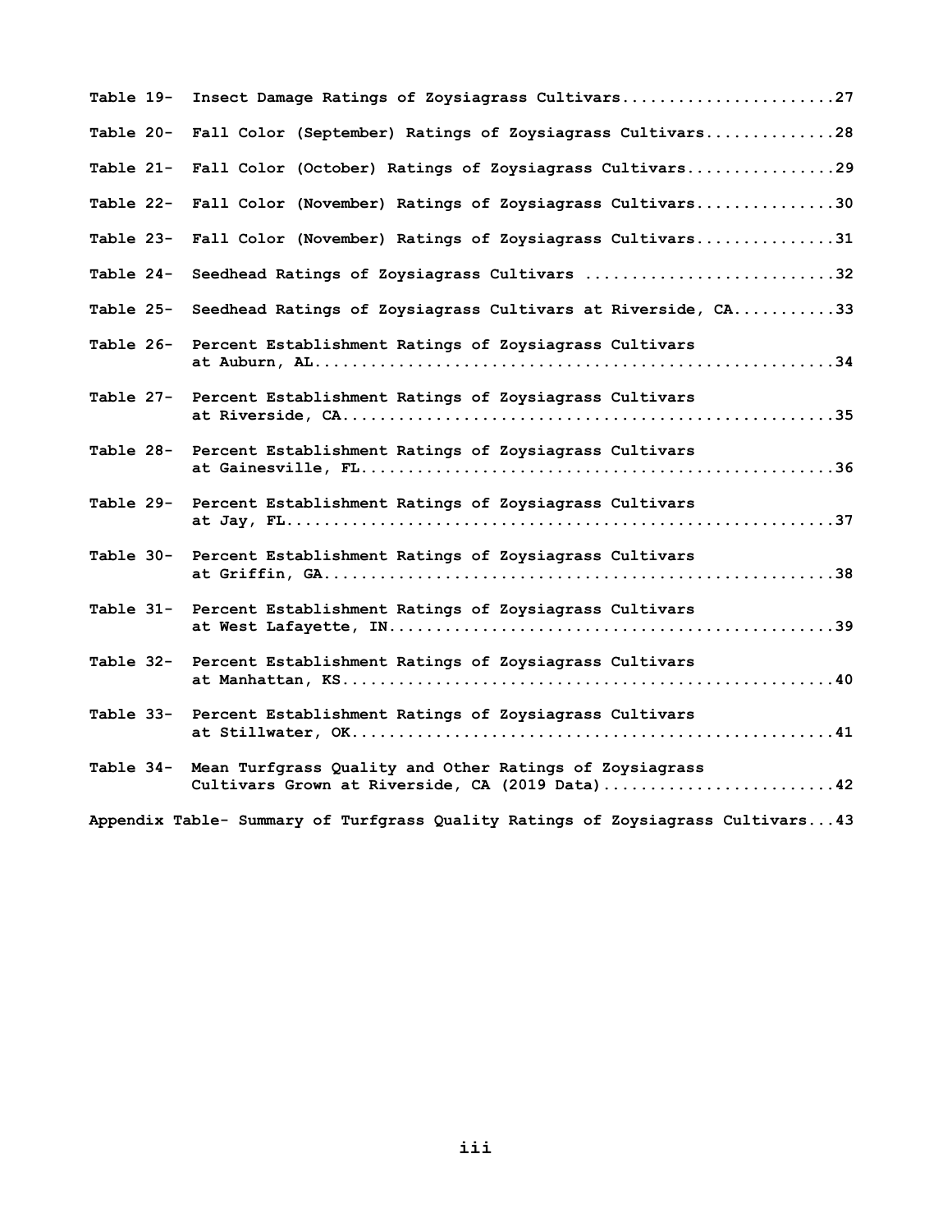Table 19- Insect Damage Ratings of Zoysiagrass Cultivars.......................27

Table 20- Fall Color (September) Ratings of Zoysiagrass Cultivars..............28

Table 21- Fall Color (October) Ratings of Zoysiagrass Cultivars................29

Table 22- Fall Color (November) Ratings of Zoysiagrass Cultivars...............30

Table 23- Fall Color (November) Ratings of Zoysiagrass Cultivars...............31

Table 24- Seedhead Ratings of Zoysiagrass Cultivars ...........................32

Table 25- Seedhead Ratings of Zoysiagrass Cultivars at Riverside, CA...........33

Table 26- Percent Establishment Ratings of Zoysiagrass Cultivars at Auburn, AL......................................................34

Table 27- Percent Establishment Ratings of Zoysiagrass Cultivars at Riverside, CA...................................................35

Table 28- Percent Establishment Ratings of Zoysiagrass Cultivars at Gainesville, FL.................................................36

Table 29- Percent Establishment Ratings of Zoysiagrass Cultivars at Jay, FL.........................................................37

Table 30- Percent Establishment Ratings of Zoysiagrass Cultivars at Griffin, GA.....................................................38

Table 31- Percent Establishment Ratings of Zoysiagrass Cultivars at West Lafayette, IN.............................................39

Table 32- Percent Establishment Ratings of Zoysiagrass Cultivars at Manhattan, KS..................................................40

Table 33- Percent Establishment Ratings of Zoysiagrass Cultivars at Stillwater, OK..................................................41

Table 34- Mean Turfgrass Quality and Other Ratings of Zoysiagrass Cultivars Grown at Riverside, CA (2019 Data)........................42

Appendix Table- Summary of Turfgrass Quality Ratings of Zoysiagrass Cultivars...43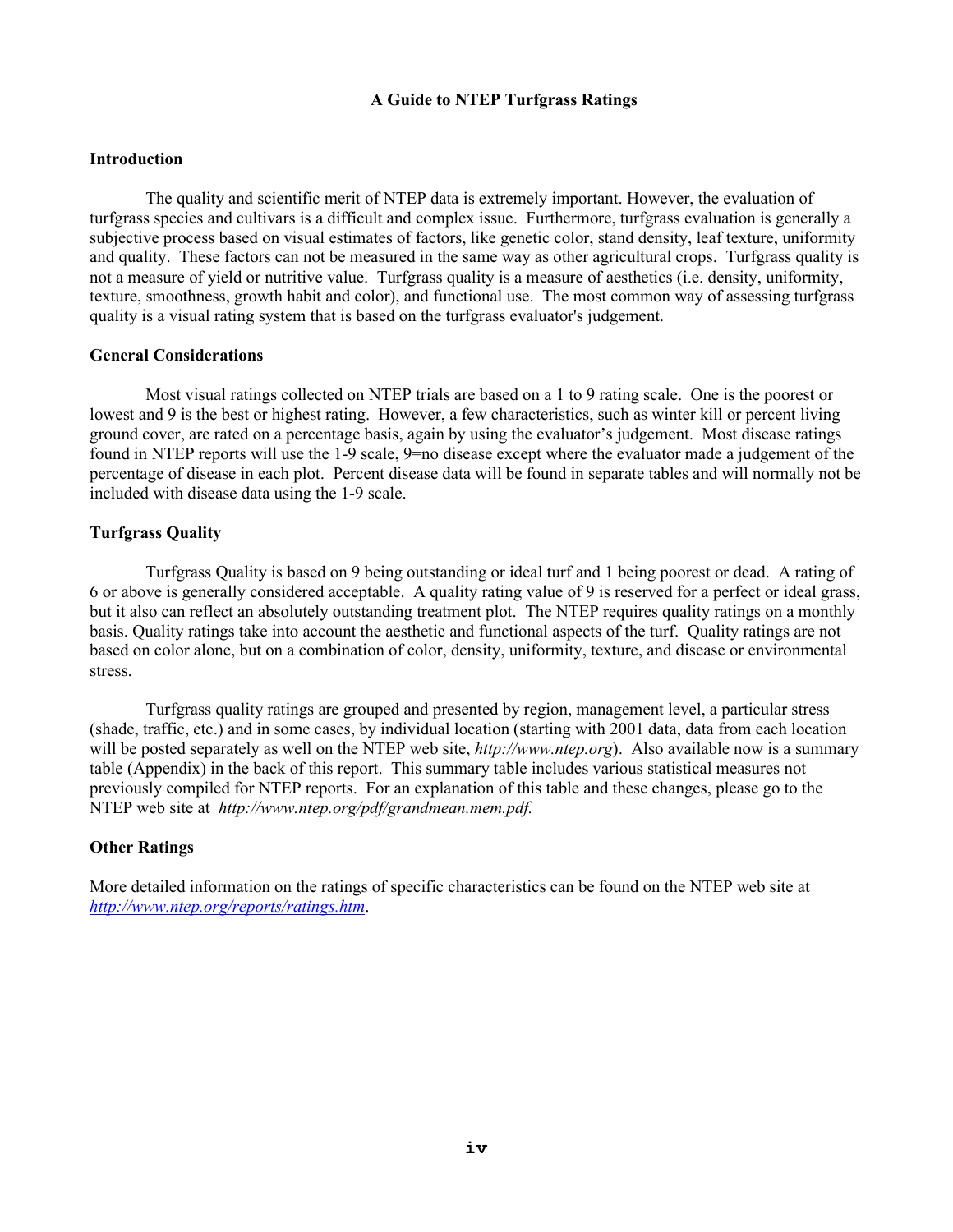# A Guide to NTEP Turfgrass Ratings

## Introduction

The quality and scientific merit of NTEP data is extremely important. However, the evaluation of turfgrass species and cultivars is a difficult and complex issue. Furthermore, turfgrass evaluation is generally a subjective process based on visual estimates of factors, like genetic color, stand density, leaf texture, uniformity and quality. These factors can not be measured in the same way as other agricultural crops. Turfgrass quality is not a measure of yield or nutritive value. Turfgrass quality is a measure of aesthetics (i.e. density, uniformity, texture, smoothness, growth habit and color), and functional use. The most common way of assessing turfgrass quality is a visual rating system that is based on the turfgrass evaluator's judgement.

## General Considerations

Most visual ratings collected on NTEP trials are based on a 1 to 9 rating scale. One is the poorest or lowest and 9 is the best or highest rating. However, a few characteristics, such as winter kill or percent living ground cover, are rated on a percentage basis, again by using the evaluator's judgement. Most disease ratings found in NTEP reports will use the 1-9 scale, 9=no disease except where the evaluator made a judgement of the percentage of disease in each plot. Percent disease data will be found in separate tables and will normally not be included with disease data using the 1-9 scale.

## Turfgrass Quality

Turfgrass Quality is based on 9 being outstanding or ideal turf and 1 being poorest or dead. A rating of 6 or above is generally considered acceptable. A quality rating value of 9 is reserved for a perfect or ideal grass, but it also can reflect an absolutely outstanding treatment plot. The NTEP requires quality ratings on a monthly basis. Quality ratings take into account the aesthetic and functional aspects of the turf. Quality ratings are not based on color alone, but on a combination of color, density, uniformity, texture, and disease or environmental stress.

Turfgrass quality ratings are grouped and presented by region, management level, a particular stress (shade, traffic, etc.) and in some cases, by individual location (starting with 2001 data, data from each location will be posted separately as well on the NTEP web site, *http://www.ntep.org*). Also available now is a summary table (Appendix) in the back of this report. This summary table includes various statistical measures not previously compiled for NTEP reports. For an explanation of this table and these changes, please go to the NTEP web site at *http://www.ntep.org/pdf/grandmean.mem.pdf.*

## Other Ratings

More detailed information on the ratings of specific characteristics can be found on the NTEP web site at *http://www.ntep.org/reports/ratings.htm*.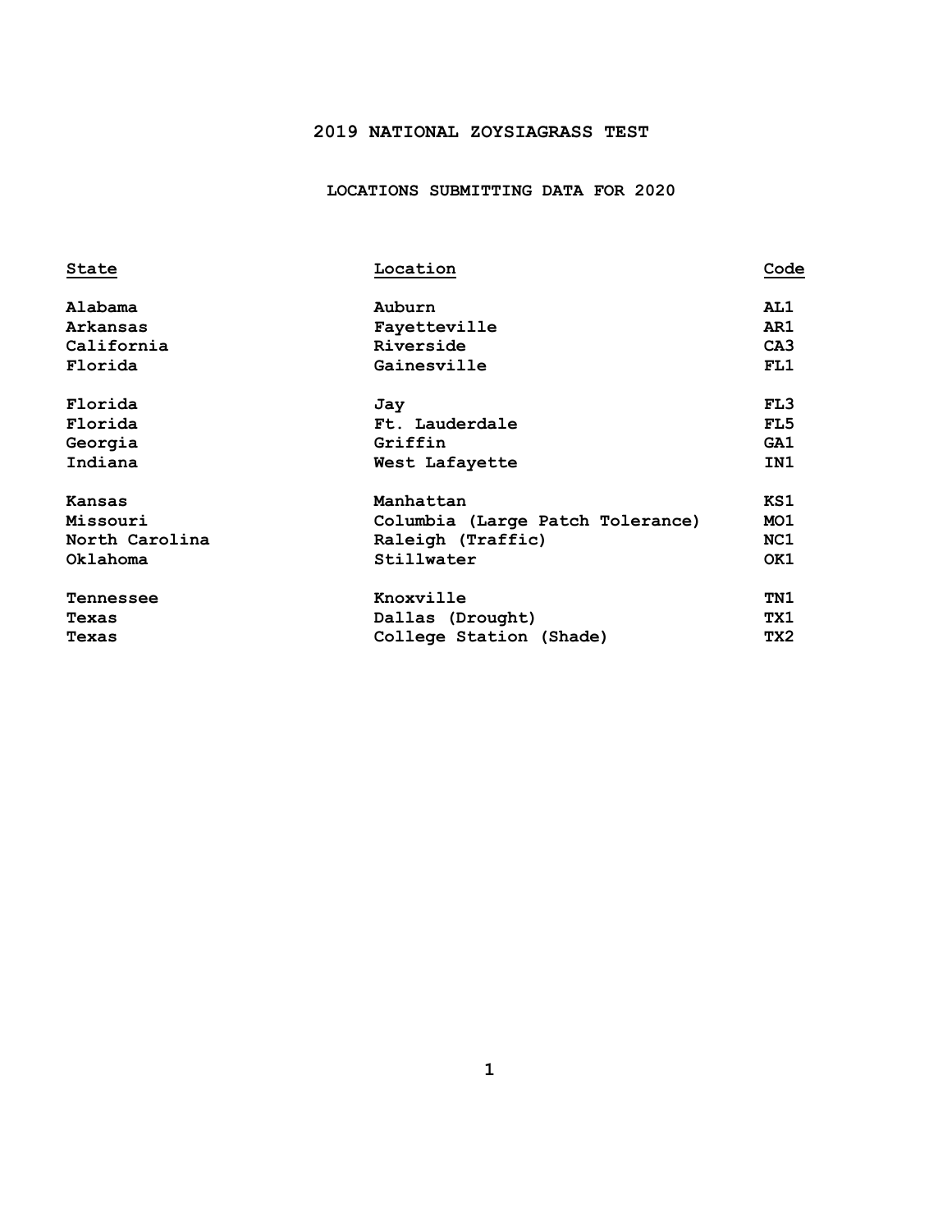# 2019 NATIONAL ZOYSIAGRASS TEST

## LOCATIONS SUBMITTING DATA FOR 2020

| State | Location | Code |
|---|---|---|
| Alabama | Auburn | AL1 |
| Arkansas | Fayetteville | AR1 |
| California | Riverside | CA3 |
| Florida | Gainesville | FL1 |
| Florida | Jay | FL3 |
| Florida | Ft. Lauderdale | FL5 |
| Georgia | Griffin | GA1 |
| Indiana | West Lafayette | IN1 |
| Kansas | Manhattan | KS1 |
| Missouri | Columbia (Large Patch Tolerance) | MO1 |
| North Carolina | Raleigh (Traffic) | NC1 |
| Oklahoma | Stillwater | OK1 |
| Tennessee | Knoxville | TN1 |
| Texas | Dallas (Drought) | TX1 |
| Texas | College Station (Shade) | TX2 |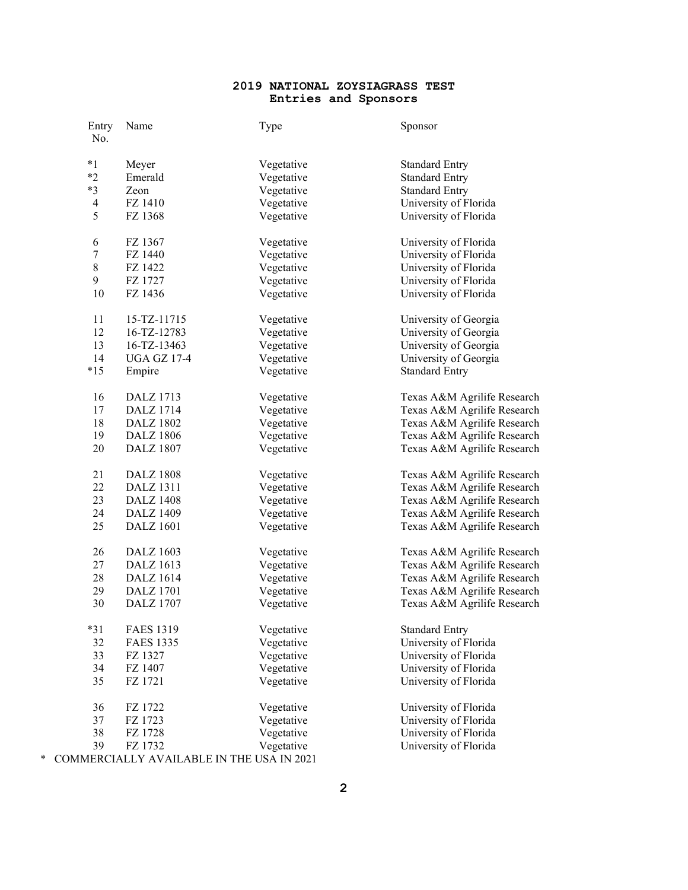# 2019 NATIONAL ZOYSIAGRASS TEST
## Entries and Sponsors

| Entry No. | Name | Type | Sponsor |
|---|---|---|---|
| *1 | Meyer | Vegetative | Standard Entry |
| *2 | Emerald | Vegetative | Standard Entry |
| *3 | Zeon | Vegetative | Standard Entry |
| 4 | FZ 1410 | Vegetative | University of Florida |
| 5 | FZ 1368 | Vegetative | University of Florida |
| 6 | FZ 1367 | Vegetative | University of Florida |
| 7 | FZ 1440 | Vegetative | University of Florida |
| 8 | FZ 1422 | Vegetative | University of Florida |
| 9 | FZ 1727 | Vegetative | University of Florida |
| 10 | FZ 1436 | Vegetative | University of Florida |
| 11 | 15-TZ-11715 | Vegetative | University of Georgia |
| 12 | 16-TZ-12783 | Vegetative | University of Georgia |
| 13 | 16-TZ-13463 | Vegetative | University of Georgia |
| 14 | UGA GZ 17-4 | Vegetative | University of Georgia |
| *15 | Empire | Vegetative | Standard Entry |
| 16 | DALZ 1713 | Vegetative | Texas A&M Agrilife Research |
| 17 | DALZ 1714 | Vegetative | Texas A&M Agrilife Research |
| 18 | DALZ 1802 | Vegetative | Texas A&M Agrilife Research |
| 19 | DALZ 1806 | Vegetative | Texas A&M Agrilife Research |
| 20 | DALZ 1807 | Vegetative | Texas A&M Agrilife Research |
| 21 | DALZ 1808 | Vegetative | Texas A&M Agrilife Research |
| 22 | DALZ 1311 | Vegetative | Texas A&M Agrilife Research |
| 23 | DALZ 1408 | Vegetative | Texas A&M Agrilife Research |
| 24 | DALZ 1409 | Vegetative | Texas A&M Agrilife Research |
| 25 | DALZ 1601 | Vegetative | Texas A&M Agrilife Research |
| 26 | DALZ 1603 | Vegetative | Texas A&M Agrilife Research |
| 27 | DALZ 1613 | Vegetative | Texas A&M Agrilife Research |
| 28 | DALZ 1614 | Vegetative | Texas A&M Agrilife Research |
| 29 | DALZ 1701 | Vegetative | Texas A&M Agrilife Research |
| 30 | DALZ 1707 | Vegetative | Texas A&M Agrilife Research |
| *31 | FAES 1319 | Vegetative | Standard Entry |
| 32 | FAES 1335 | Vegetative | University of Florida |
| 33 | FZ 1327 | Vegetative | University of Florida |
| 34 | FZ 1407 | Vegetative | University of Florida |
| 35 | FZ 1721 | Vegetative | University of Florida |
| 36 | FZ 1722 | Vegetative | University of Florida |
| 37 | FZ 1723 | Vegetative | University of Florida |
| 38 | FZ 1728 | Vegetative | University of Florida |
| 39 | FZ 1732 | Vegetative | University of Florida |

\* COMMERCIALLY AVAILABLE IN THE USA IN 2021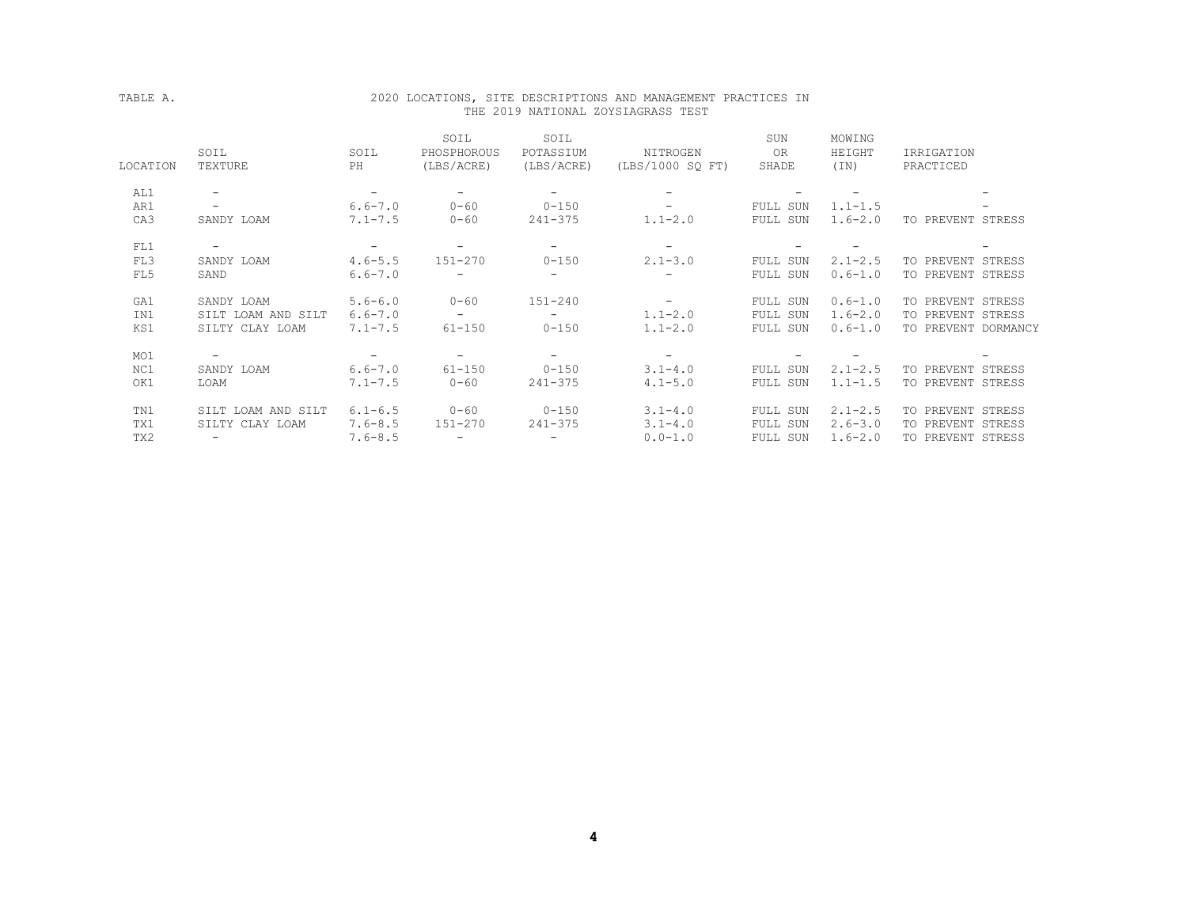TABLE A. 2020 LOCATIONS, SITE DESCRIPTIONS AND MANAGEMENT PRACTICES IN THE 2019 NATIONAL ZOYSIAGRASS TEST

| LOCATION | SOIL TEXTURE | SOIL PH | SOIL PHOSPHOROUS (LBS/ACRE) | SOIL POTASSIUM (LBS/ACRE) | NITROGEN (LBS/1000 SQ FT) | SUN OR SHADE | MOWING HEIGHT (IN) | IRRIGATION PRACTICED |
|---|---|---|---|---|---|---|---|---|
| AL1 | - | - | - | - | - | - | - | - |
| AR1 | - | 6.6-7.0 | 0-60 | 0-150 | - | FULL SUN | 1.1-1.5 | - |
| CA3 | SANDY LOAM | 7.1-7.5 | 0-60 | 241-375 | 1.1-2.0 | FULL SUN | 1.6-2.0 | TO PREVENT STRESS |
| FL1 | - | - | - | - | - | - | - | - |
| FL3 | SANDY LOAM | 4.6-5.5 | 151-270 | 0-150 | 2.1-3.0 | FULL SUN | 2.1-2.5 | TO PREVENT STRESS |
| FL5 | SAND | 6.6-7.0 | - | - | - | FULL SUN | 0.6-1.0 | TO PREVENT STRESS |
| GA1 | SANDY LOAM | 5.6-6.0 | 0-60 | 151-240 | - | FULL SUN | 0.6-1.0 | TO PREVENT STRESS |
| IN1 | SILT LOAM AND SILT | 6.6-7.0 | - | - | 1.1-2.0 | FULL SUN | 1.6-2.0 | TO PREVENT STRESS |
| KS1 | SILTY CLAY LOAM | 7.1-7.5 | 61-150 | 0-150 | 1.1-2.0 | FULL SUN | 0.6-1.0 | TO PREVENT DORMANCY |
| MO1 | - | - | - | - | - | - | - | - |
| NC1 | SANDY LOAM | 6.6-7.0 | 61-150 | 0-150 | 3.1-4.0 | FULL SUN | 2.1-2.5 | TO PREVENT STRESS |
| OK1 | LOAM | 7.1-7.5 | 0-60 | 241-375 | 4.1-5.0 | FULL SUN | 1.1-1.5 | TO PREVENT STRESS |
| TN1 | SILT LOAM AND SILT | 6.1-6.5 | 0-60 | 0-150 | 3.1-4.0 | FULL SUN | 2.1-2.5 | TO PREVENT STRESS |
| TX1 | SILTY CLAY LOAM | 7.6-8.5 | 151-270 | 241-375 | 3.1-4.0 | FULL SUN | 2.6-3.0 | TO PREVENT STRESS |
| TX2 | - | 7.6-8.5 | - | - | 0.0-1.0 | FULL SUN | 1.6-2.0 | TO PREVENT STRESS |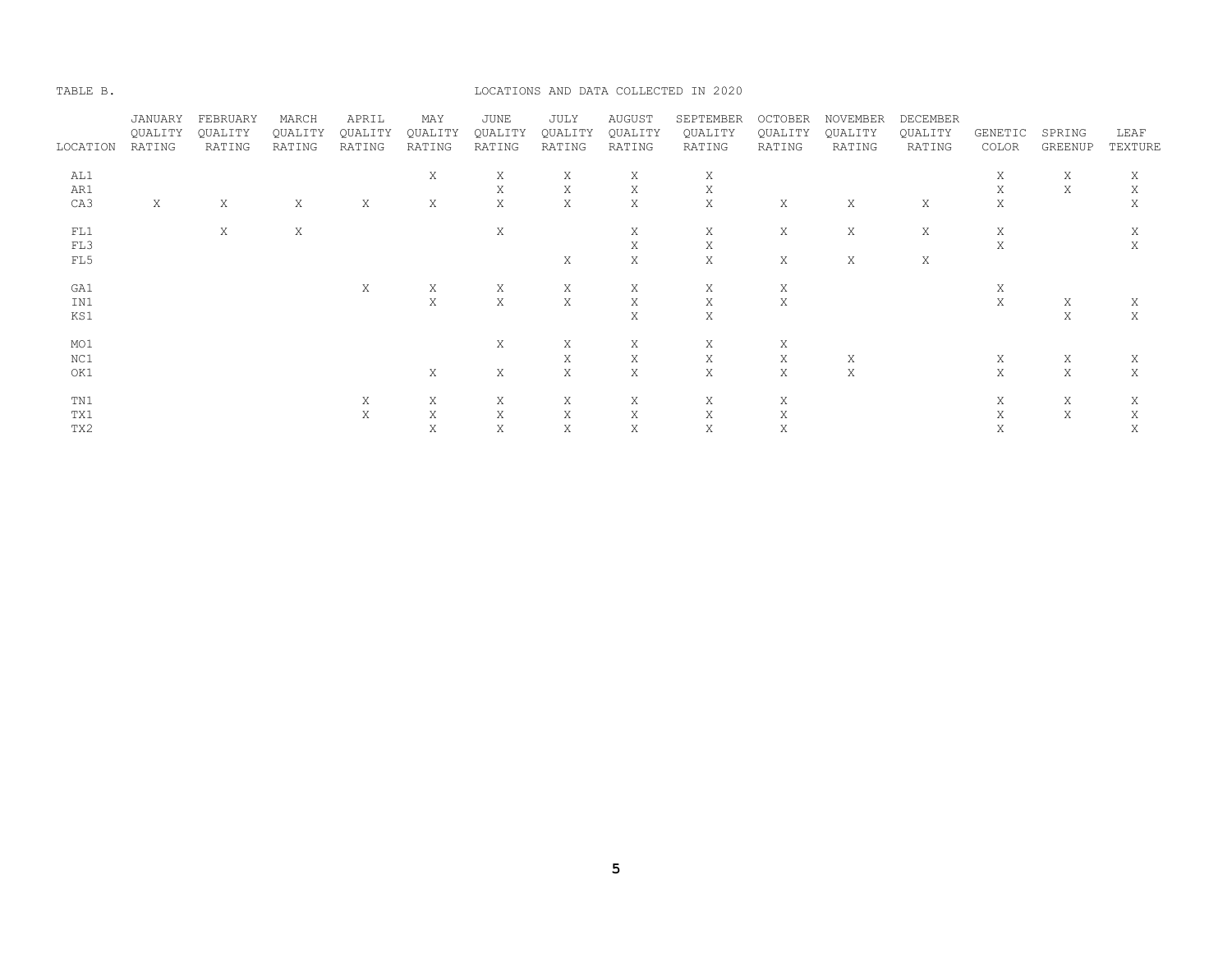TABLE B. LOCATIONS AND DATA COLLECTED IN 2020

| LOCATION | JANUARY QUALITY RATING | FEBRUARY QUALITY RATING | MARCH QUALITY RATING | APRIL QUALITY RATING | MAY QUALITY RATING | JUNE QUALITY RATING | JULY QUALITY RATING | AUGUST QUALITY RATING | SEPTEMBER QUALITY RATING | OCTOBER QUALITY RATING | NOVEMBER QUALITY RATING | DECEMBER QUALITY RATING | GENETIC COLOR | SPRING GREENUP | LEAF TEXTURE |
|---|---|---|---|---|---|---|---|---|---|---|---|---|---|---|---|
| AL1 | | | | | X | X | X | X | X | | | | X | X | X |
| AR1 | | | | | | X | X | X | X | | | | X | X | X |
| CA3 | X | X | X | X | X | X | X | X | X | X | X | X | X | | X |
| FL1 | | X | X | | | X | | X | X | X | X | X | X | | X |
| FL3 | | | | | | | | X | X | | | | X | | X |
| FL5 | | | | | | | X | X | X | X | X | X | | | |
| GA1 | | | | X | X | X | X | X | X | X | | | X | | |
| IN1 | | | | | X | X | X | X | X | X | | | X | X | X |
| KS1 | | | | | | | | X | X | | | | | X | X |
| MO1 | | | | | | X | X | X | X | X | | | | | |
| NC1 | | | | | | | X | X | X | X | X | | X | X | X |
| OK1 | | | | | X | X | X | X | X | X | X | | X | X | X |
| TN1 | | | | X | X | X | X | X | X | X | | | X | X | X |
| TX1 | | | | X | X | X | X | X | X | X | | | X | X | X |
| TX2 | | | | | X | X | X | X | X | X | | | X | | X |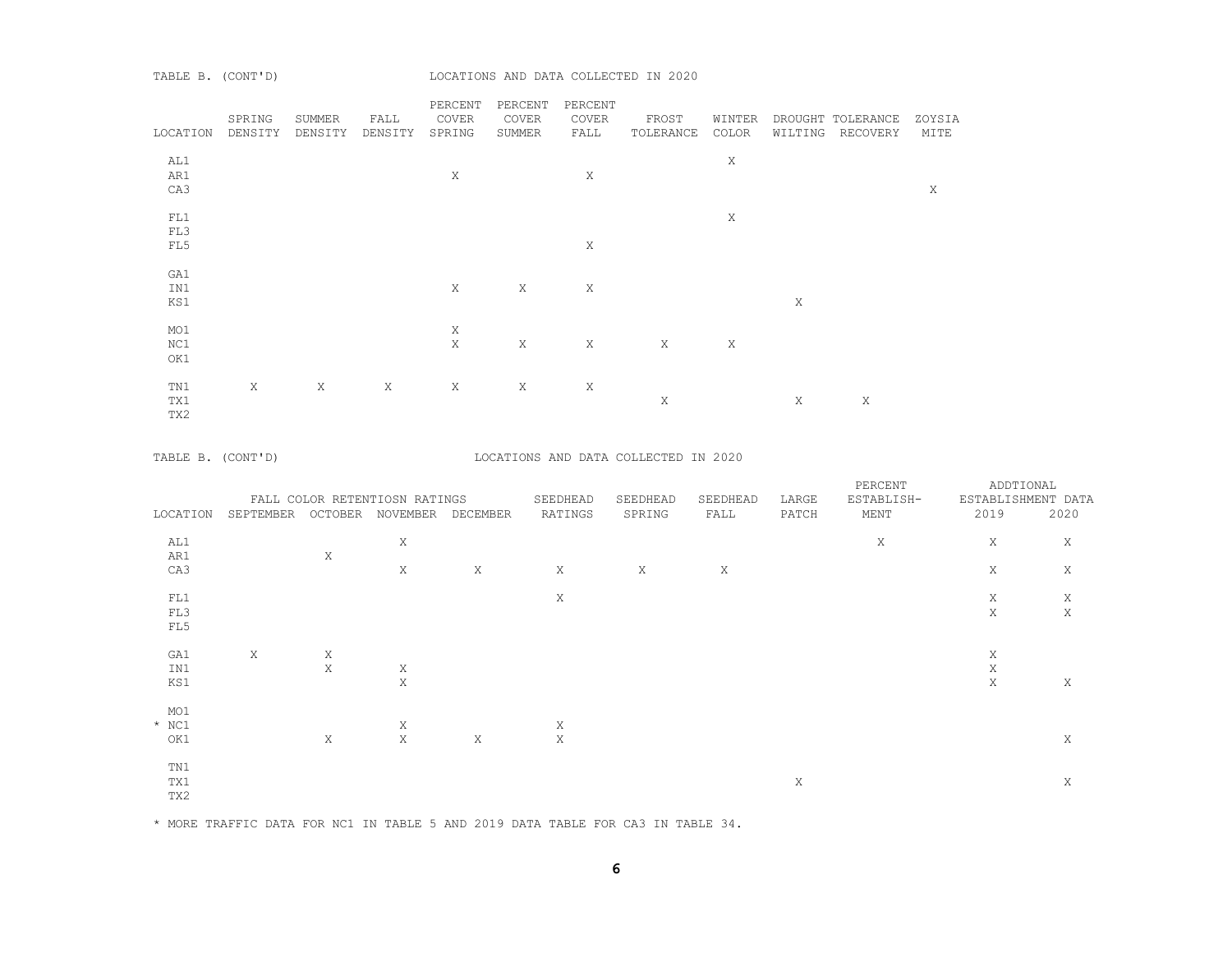TABLE B. (CONT'D) LOCATIONS AND DATA COLLECTED IN 2020

| LOCATION | SPRING DENSITY | SUMMER DENSITY | FALL DENSITY | PERCENT COVER SPRING | PERCENT COVER SUMMER | PERCENT COVER FALL | FROST TOLERANCE | WINTER COLOR | DROUGHT TOLERANCE WILTING | DROUGHT TOLERANCE RECOVERY | ZOYSIA MITE |
|---|---|---|---|---|---|---|---|---|---|---|---|
| AL1 | | | | | | | | X | | | |
| AR1 | | | | X | | X | | | | | |
| CA3 | | | | | | | | | | | X |
| FL1 | | | | | | | | X | | | |
| FL3 | | | | | | | | | | | |
| FL5 | | | | | | X | | | | | |
| GA1 | | | | | | | | | | | |
| IN1 | | | | X | X | X | | | | | |
| KS1 | | | | | | | | | X | | |
| MO1 | | | | X | | | | | | | |
| NC1 | | | | X | X | X | X | X | | | |
| OK1 | | | | | | | | | | | |
| TN1 | X | X | X | X | X | X | | | | | |
| TX1 | | | | | | | X | | X | X | |
| TX2 | | | | | | | | | | | |

TABLE B. (CONT'D) LOCATIONS AND DATA COLLECTED IN 2020

| LOCATION | FALL COLOR RETENTIOSN RATINGS SEPTEMBER | OCTOBER | NOVEMBER | DECEMBER | SEEDHEAD RATINGS | SEEDHEAD SPRING | SEEDHEAD FALL | LARGE PATCH | PERCENT ESTABLISH-MENT | ADDTIONAL ESTABLISHMENT DATA 2019 | 2020 |
|---|---|---|---|---|---|---|---|---|---|---|---|
| AL1 | | | X | | | | | | X | X | X |
| AR1 | | X | | | | | | | | | |
| CA3 | | | X | X | X | X | X | | | X | X |
| FL1 | | | | | X | | | | | X | X |
| FL3 | | | | | | | | | | X | X |
| FL5 | | | | | | | | | | | |
| GA1 | X | X | | | | | | | | X | |
| IN1 | | X | X | | | | | | | X | |
| KS1 | | | X | | | | | | | X | X |
| MO1 | | | | | | | | | | | |
| * NC1 | | | X | | X | | | | | | |
| OK1 | | X | X | X | X | | | | | | X |
| TN1 | | | | | | | | | | | |
| TX1 | | | | | | | | X | | | X |
| TX2 | | | | | | | | | | | |

* MORE TRAFFIC DATA FOR NC1 IN TABLE 5 AND 2019 DATA TABLE FOR CA3 IN TABLE 34.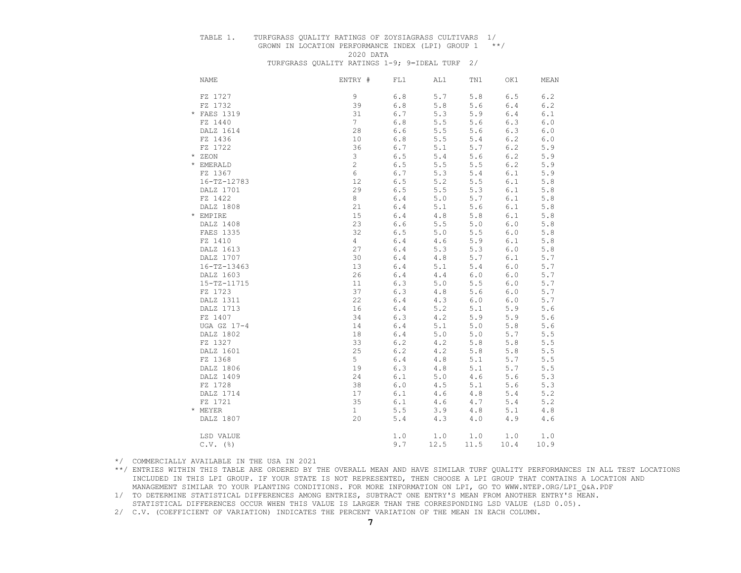TABLE 1. TURFGRASS QUALITY RATINGS OF ZOYSIAGRASS CULTIVARS 1/
GROWN IN LOCATION PERFORMANCE INDEX (LPI) GROUP 1 **/
2020 DATA
TURFGRASS QUALITY RATINGS 1-9; 9=IDEAL TURF 2/

| NAME | ENTRY # | FL1 | AL1 | TN1 | OK1 | MEAN |
|---|---|---|---|---|---|---|
| FZ 1727 | 9 | 6.8 | 5.7 | 5.8 | 6.5 | 6.2 |
| FZ 1732 | 39 | 6.8 | 5.8 | 5.6 | 6.4 | 6.2 |
| * FAES 1319 | 31 | 6.7 | 5.3 | 5.9 | 6.4 | 6.1 |
| FZ 1440 | 7 | 6.8 | 5.5 | 5.6 | 6.3 | 6.0 |
| DALZ 1614 | 28 | 6.6 | 5.5 | 5.6 | 6.3 | 6.0 |
| FZ 1436 | 10 | 6.8 | 5.5 | 5.4 | 6.2 | 6.0 |
| FZ 1722 | 36 | 6.7 | 5.1 | 5.7 | 6.2 | 5.9 |
| * ZEON | 3 | 6.5 | 5.4 | 5.6 | 6.2 | 5.9 |
| * EMERALD | 2 | 6.5 | 5.5 | 5.5 | 6.2 | 5.9 |
| FZ 1367 | 6 | 6.7 | 5.3 | 5.4 | 6.1 | 5.9 |
| 16-TZ-12783 | 12 | 6.5 | 5.2 | 5.5 | 6.1 | 5.8 |
| DALZ 1701 | 29 | 6.5 | 5.5 | 5.3 | 6.1 | 5.8 |
| FZ 1422 | 8 | 6.4 | 5.0 | 5.7 | 6.1 | 5.8 |
| DALZ 1808 | 21 | 6.4 | 5.1 | 5.6 | 6.1 | 5.8 |
| * EMPIRE | 15 | 6.4 | 4.8 | 5.8 | 6.1 | 5.8 |
| DALZ 1408 | 23 | 6.6 | 5.5 | 5.0 | 6.0 | 5.8 |
| FAES 1335 | 32 | 6.5 | 5.0 | 5.5 | 6.0 | 5.8 |
| FZ 1410 | 4 | 6.4 | 4.6 | 5.9 | 6.1 | 5.8 |
| DALZ 1613 | 27 | 6.4 | 5.3 | 5.3 | 6.0 | 5.8 |
| DALZ 1707 | 30 | 6.4 | 4.8 | 5.7 | 6.1 | 5.7 |
| 16-TZ-13463 | 13 | 6.4 | 5.1 | 5.4 | 6.0 | 5.7 |
| DALZ 1603 | 26 | 6.4 | 4.4 | 6.0 | 6.0 | 5.7 |
| 15-TZ-11715 | 11 | 6.3 | 5.0 | 5.5 | 6.0 | 5.7 |
| FZ 1723 | 37 | 6.3 | 4.8 | 5.6 | 6.0 | 5.7 |
| DALZ 1311 | 22 | 6.4 | 4.3 | 6.0 | 6.0 | 5.7 |
| DALZ 1713 | 16 | 6.4 | 5.2 | 5.1 | 5.9 | 5.6 |
| FZ 1407 | 34 | 6.3 | 4.2 | 5.9 | 5.9 | 5.6 |
| UGA GZ 17-4 | 14 | 6.4 | 5.1 | 5.0 | 5.8 | 5.6 |
| DALZ 1802 | 18 | 6.4 | 5.0 | 5.0 | 5.7 | 5.5 |
| FZ 1327 | 33 | 6.2 | 4.2 | 5.8 | 5.8 | 5.5 |
| DALZ 1601 | 25 | 6.2 | 4.2 | 5.8 | 5.8 | 5.5 |
| FZ 1368 | 5 | 6.4 | 4.8 | 5.1 | 5.7 | 5.5 |
| DALZ 1806 | 19 | 6.3 | 4.8 | 5.1 | 5.7 | 5.5 |
| DALZ 1409 | 24 | 6.1 | 5.0 | 4.6 | 5.6 | 5.3 |
| FZ 1728 | 38 | 6.0 | 4.5 | 5.1 | 5.6 | 5.3 |
| DALZ 1714 | 17 | 6.1 | 4.6 | 4.8 | 5.4 | 5.2 |
| FZ 1721 | 35 | 6.1 | 4.6 | 4.7 | 5.4 | 5.2 |
| * MEYER | 1 | 5.5 | 3.9 | 4.8 | 5.1 | 4.8 |
| DALZ 1807 | 20 | 5.4 | 4.3 | 4.0 | 4.9 | 4.6 |
| LSD VALUE | | 1.0 | 1.0 | 1.0 | 1.0 | 1.0 |
| C.V. (%) | | 9.7 | 12.5 | 11.5 | 10.4 | 10.9 |

*/ COMMERCIALLY AVAILABLE IN THE USA IN 2021

**/ ENTRIES WITHIN THIS TABLE ARE ORDERED BY THE OVERALL MEAN AND HAVE SIMILAR TURF QUALITY PERFORMANCES IN ALL TEST LOCATIONS INCLUDED IN THIS LPI GROUP. IF YOUR STATE IS NOT REPRESENTED, THEN CHOOSE A LPI GROUP THAT CONTAINS A LOCATION AND MANAGEMENT SIMILAR TO YOUR PLANTING CONDITIONS. FOR MORE INFORMATION ON LPI, GO TO WWW.NTEP.ORG/LPI_Q&A.PDF

1/ TO DETERMINE STATISTICAL DIFFERENCES AMONG ENTRIES, SUBTRACT ONE ENTRY'S MEAN FROM ANOTHER ENTRY'S MEAN. STATISTICAL DIFFERENCES OCCUR WHEN THIS VALUE IS LARGER THAN THE CORRESPONDING LSD VALUE (LSD 0.05).

2/ C.V. (COEFFICIENT OF VARIATION) INDICATES THE PERCENT VARIATION OF THE MEAN IN EACH COLUMN.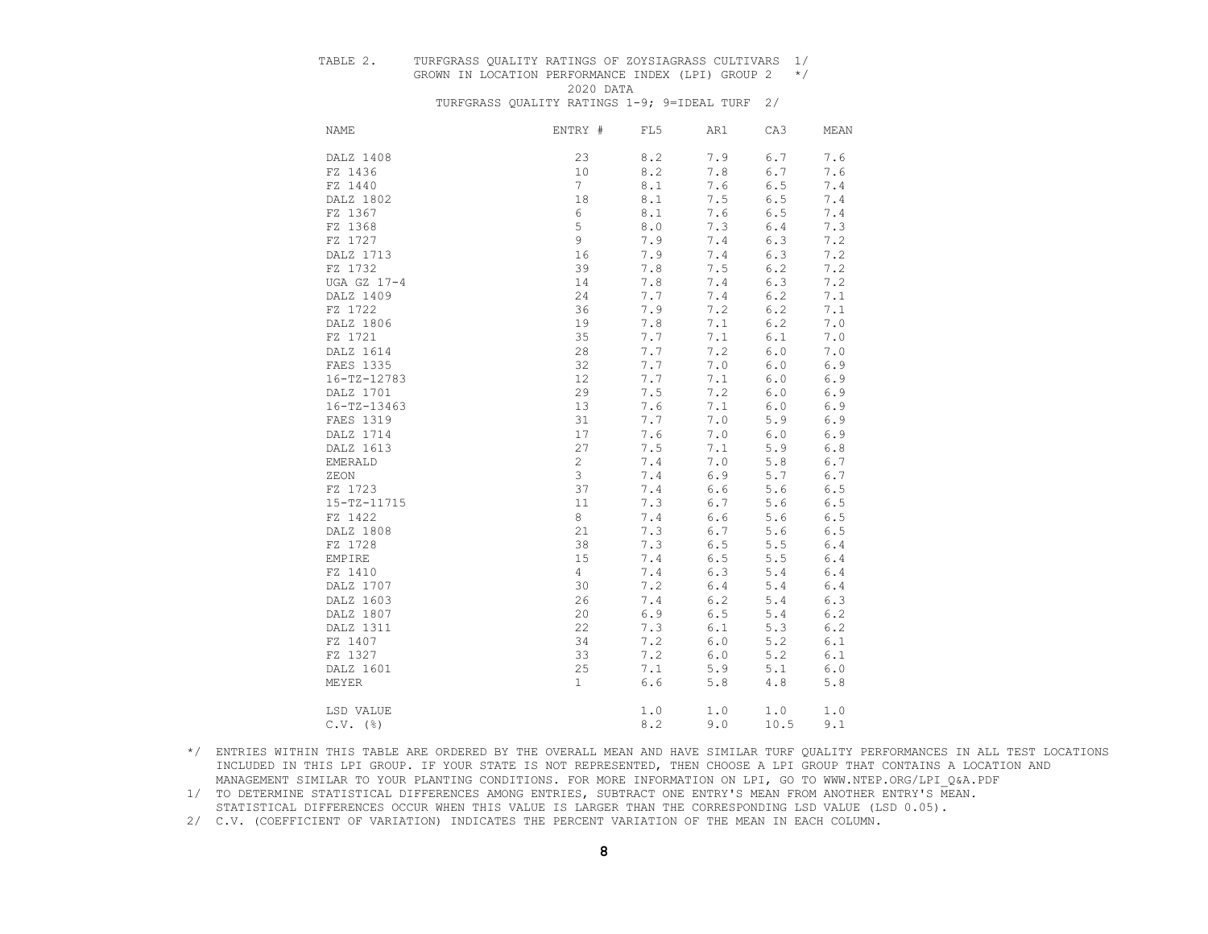TABLE 2. TURFGRASS QUALITY RATINGS OF ZOYSIAGRASS CULTIVARS 1/
GROWN IN LOCATION PERFORMANCE INDEX (LPI) GROUP 2 */
2020 DATA
TURFGRASS QUALITY RATINGS 1-9; 9=IDEAL TURF 2/

| NAME | ENTRY # | FL5 | AR1 | CA3 | MEAN |
|---|---|---|---|---|---|
| DALZ 1408 | 23 | 8.2 | 7.9 | 6.7 | 7.6 |
| FZ 1436 | 10 | 8.2 | 7.8 | 6.7 | 7.6 |
| FZ 1440 | 7 | 8.1 | 7.6 | 6.5 | 7.4 |
| DALZ 1802 | 18 | 8.1 | 7.5 | 6.5 | 7.4 |
| FZ 1367 | 6 | 8.1 | 7.6 | 6.5 | 7.4 |
| FZ 1368 | 5 | 8.0 | 7.3 | 6.4 | 7.3 |
| FZ 1727 | 9 | 7.9 | 7.4 | 6.3 | 7.2 |
| DALZ 1713 | 16 | 7.9 | 7.4 | 6.3 | 7.2 |
| FZ 1732 | 39 | 7.8 | 7.5 | 6.2 | 7.2 |
| UGA GZ 17-4 | 14 | 7.8 | 7.4 | 6.3 | 7.2 |
| DALZ 1409 | 24 | 7.7 | 7.4 | 6.2 | 7.1 |
| FZ 1722 | 36 | 7.9 | 7.2 | 6.2 | 7.1 |
| DALZ 1806 | 19 | 7.8 | 7.1 | 6.2 | 7.0 |
| FZ 1721 | 35 | 7.7 | 7.1 | 6.1 | 7.0 |
| DALZ 1614 | 28 | 7.7 | 7.2 | 6.0 | 7.0 |
| FAES 1335 | 32 | 7.7 | 7.0 | 6.0 | 6.9 |
| 16-TZ-12783 | 12 | 7.7 | 7.1 | 6.0 | 6.9 |
| DALZ 1701 | 29 | 7.5 | 7.2 | 6.0 | 6.9 |
| 16-TZ-13463 | 13 | 7.6 | 7.1 | 6.0 | 6.9 |
| FAES 1319 | 31 | 7.7 | 7.0 | 5.9 | 6.9 |
| DALZ 1714 | 17 | 7.6 | 7.0 | 6.0 | 6.9 |
| DALZ 1613 | 27 | 7.5 | 7.1 | 5.9 | 6.8 |
| EMERALD | 2 | 7.4 | 7.0 | 5.8 | 6.7 |
| ZEON | 3 | 7.4 | 6.9 | 5.7 | 6.7 |
| FZ 1723 | 37 | 7.4 | 6.6 | 5.6 | 6.5 |
| 15-TZ-11715 | 11 | 7.3 | 6.7 | 5.6 | 6.5 |
| FZ 1422 | 8 | 7.4 | 6.6 | 5.6 | 6.5 |
| DALZ 1808 | 21 | 7.3 | 6.7 | 5.6 | 6.5 |
| FZ 1728 | 38 | 7.3 | 6.5 | 5.5 | 6.4 |
| EMPIRE | 15 | 7.4 | 6.5 | 5.5 | 6.4 |
| FZ 1410 | 4 | 7.4 | 6.3 | 5.4 | 6.4 |
| DALZ 1707 | 30 | 7.2 | 6.4 | 5.4 | 6.4 |
| DALZ 1603 | 26 | 7.4 | 6.2 | 5.4 | 6.3 |
| DALZ 1807 | 20 | 6.9 | 6.5 | 5.4 | 6.2 |
| DALZ 1311 | 22 | 7.3 | 6.1 | 5.3 | 6.2 |
| FZ 1407 | 34 | 7.2 | 6.0 | 5.2 | 6.1 |
| FZ 1327 | 33 | 7.2 | 6.0 | 5.2 | 6.1 |
| DALZ 1601 | 25 | 7.1 | 5.9 | 5.1 | 6.0 |
| MEYER | 1 | 6.6 | 5.8 | 4.8 | 5.8 |
| LSD VALUE | | 1.0 | 1.0 | 1.0 | 1.0 |
| C.V. (%) | | 8.2 | 9.0 | 10.5 | 9.1 |

*/ ENTRIES WITHIN THIS TABLE ARE ORDERED BY THE OVERALL MEAN AND HAVE SIMILAR TURF QUALITY PERFORMANCES IN ALL TEST LOCATIONS INCLUDED IN THIS LPI GROUP. IF YOUR STATE IS NOT REPRESENTED, THEN CHOOSE A LPI GROUP THAT CONTAINS A LOCATION AND MANAGEMENT SIMILAR TO YOUR PLANTING CONDITIONS. FOR MORE INFORMATION ON LPI, GO TO WWW.NTEP.ORG/LPI_Q&A.PDF

1/ TO DETERMINE STATISTICAL DIFFERENCES AMONG ENTRIES, SUBTRACT ONE ENTRY'S MEAN FROM ANOTHER ENTRY'S MEAN. STATISTICAL DIFFERENCES OCCUR WHEN THIS VALUE IS LARGER THAN THE CORRESPONDING LSD VALUE (LSD 0.05).

2/ C.V. (COEFFICIENT OF VARIATION) INDICATES THE PERCENT VARIATION OF THE MEAN IN EACH COLUMN.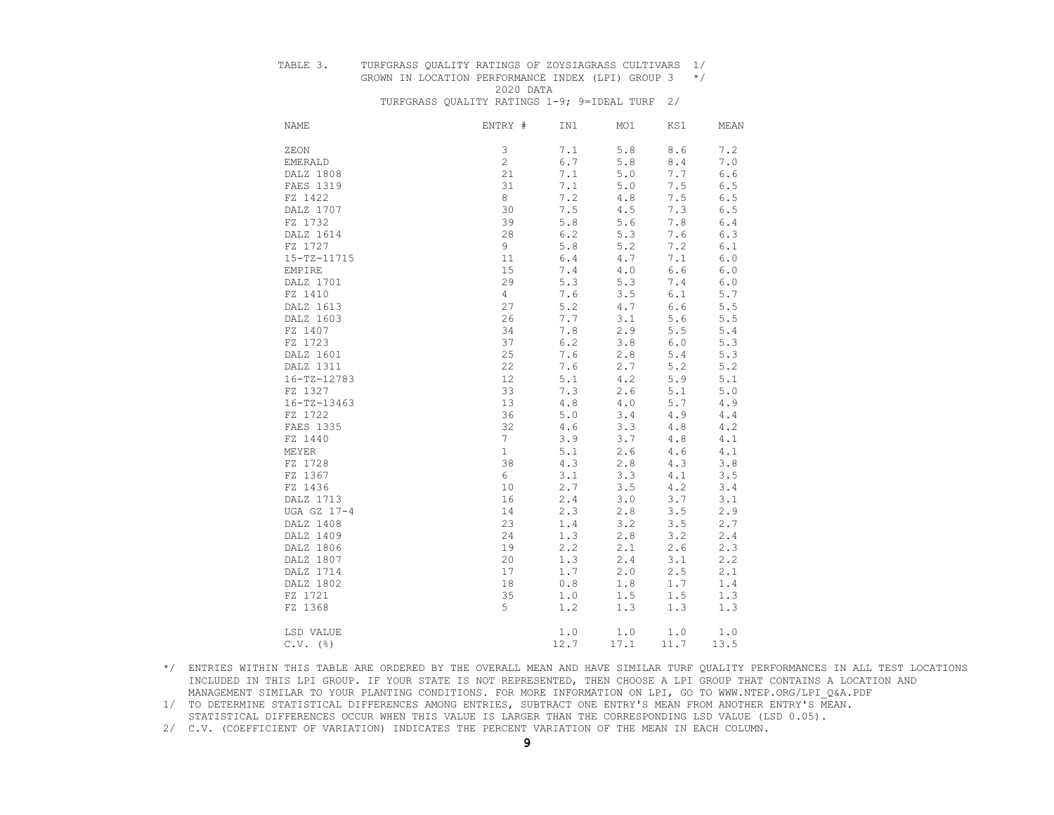TABLE 3. TURFGRASS QUALITY RATINGS OF ZOYSIAGRASS CULTIVARS 1/
GROWN IN LOCATION PERFORMANCE INDEX (LPI) GROUP 3 */
2020 DATA
TURFGRASS QUALITY RATINGS 1-9; 9=IDEAL TURF 2/

| NAME | ENTRY # | IN1 | MO1 | KS1 | MEAN |
|---|---|---|---|---|---|
| ZEON | 3 | 7.1 | 5.8 | 8.6 | 7.2 |
| EMERALD | 2 | 6.7 | 5.8 | 8.4 | 7.0 |
| DALZ 1808 | 21 | 7.1 | 5.0 | 7.7 | 6.6 |
| FAES 1319 | 31 | 7.1 | 5.0 | 7.5 | 6.5 |
| FZ 1422 | 8 | 7.2 | 4.8 | 7.5 | 6.5 |
| DALZ 1707 | 30 | 7.5 | 4.5 | 7.3 | 6.5 |
| FZ 1732 | 39 | 5.8 | 5.6 | 7.8 | 6.4 |
| DALZ 1614 | 28 | 6.2 | 5.3 | 7.6 | 6.3 |
| FZ 1727 | 9 | 5.8 | 5.2 | 7.2 | 6.1 |
| 15-TZ-11715 | 11 | 6.4 | 4.7 | 7.1 | 6.0 |
| EMPIRE | 15 | 7.4 | 4.0 | 6.6 | 6.0 |
| DALZ 1701 | 29 | 5.3 | 5.3 | 7.4 | 6.0 |
| FZ 1410 | 4 | 7.6 | 3.5 | 6.1 | 5.7 |
| DALZ 1613 | 27 | 5.2 | 4.7 | 6.6 | 5.5 |
| DALZ 1603 | 26 | 7.7 | 3.1 | 5.6 | 5.5 |
| FZ 1407 | 34 | 7.8 | 2.9 | 5.5 | 5.4 |
| FZ 1723 | 37 | 6.2 | 3.8 | 6.0 | 5.3 |
| DALZ 1601 | 25 | 7.6 | 2.8 | 5.4 | 5.3 |
| DALZ 1311 | 22 | 7.6 | 2.7 | 5.2 | 5.2 |
| 16-TZ-12783 | 12 | 5.1 | 4.2 | 5.9 | 5.1 |
| FZ 1327 | 33 | 7.3 | 2.6 | 5.1 | 5.0 |
| 16-TZ-13463 | 13 | 4.8 | 4.0 | 5.7 | 4.9 |
| FZ 1722 | 36 | 5.0 | 3.4 | 4.9 | 4.4 |
| FAES 1335 | 32 | 4.6 | 3.3 | 4.8 | 4.2 |
| FZ 1440 | 7 | 3.9 | 3.7 | 4.8 | 4.1 |
| MEYER | 1 | 5.1 | 2.6 | 4.6 | 4.1 |
| FZ 1728 | 38 | 4.3 | 2.8 | 4.3 | 3.8 |
| FZ 1367 | 6 | 3.1 | 3.3 | 4.1 | 3.5 |
| FZ 1436 | 10 | 2.7 | 3.5 | 4.2 | 3.4 |
| DALZ 1713 | 16 | 2.4 | 3.0 | 3.7 | 3.1 |
| UGA GZ 17-4 | 14 | 2.3 | 2.8 | 3.5 | 2.9 |
| DALZ 1408 | 23 | 1.4 | 3.2 | 3.5 | 2.7 |
| DALZ 1409 | 24 | 1.3 | 2.8 | 3.2 | 2.4 |
| DALZ 1806 | 19 | 2.2 | 2.1 | 2.6 | 2.3 |
| DALZ 1807 | 20 | 1.3 | 2.4 | 3.1 | 2.2 |
| DALZ 1714 | 17 | 1.7 | 2.0 | 2.5 | 2.1 |
| DALZ 1802 | 18 | 0.8 | 1.8 | 1.7 | 1.4 |
| FZ 1721 | 35 | 1.0 | 1.5 | 1.5 | 1.3 |
| FZ 1368 | 5 | 1.2 | 1.3 | 1.3 | 1.3 |
| LSD VALUE | | 1.0 | 1.0 | 1.0 | 1.0 |
| C.V. (%) | | 12.7 | 17.1 | 11.7 | 13.5 |

*/ ENTRIES WITHIN THIS TABLE ARE ORDERED BY THE OVERALL MEAN AND HAVE SIMILAR TURF QUALITY PERFORMANCES IN ALL TEST LOCATIONS INCLUDED IN THIS LPI GROUP. IF YOUR STATE IS NOT REPRESENTED, THEN CHOOSE A LPI GROUP THAT CONTAINS A LOCATION AND MANAGEMENT SIMILAR TO YOUR PLANTING CONDITIONS. FOR MORE INFORMATION ON LPI, GO TO WWW.NTEP.ORG/LPI_Q&A.PDF

1/ TO DETERMINE STATISTICAL DIFFERENCES AMONG ENTRIES, SUBTRACT ONE ENTRY'S MEAN FROM ANOTHER ENTRY'S MEAN. STATISTICAL DIFFERENCES OCCUR WHEN THIS VALUE IS LARGER THAN THE CORRESPONDING LSD VALUE (LSD 0.05).

2/ C.V. (COEFFICIENT OF VARIATION) INDICATES THE PERCENT VARIATION OF THE MEAN IN EACH COLUMN.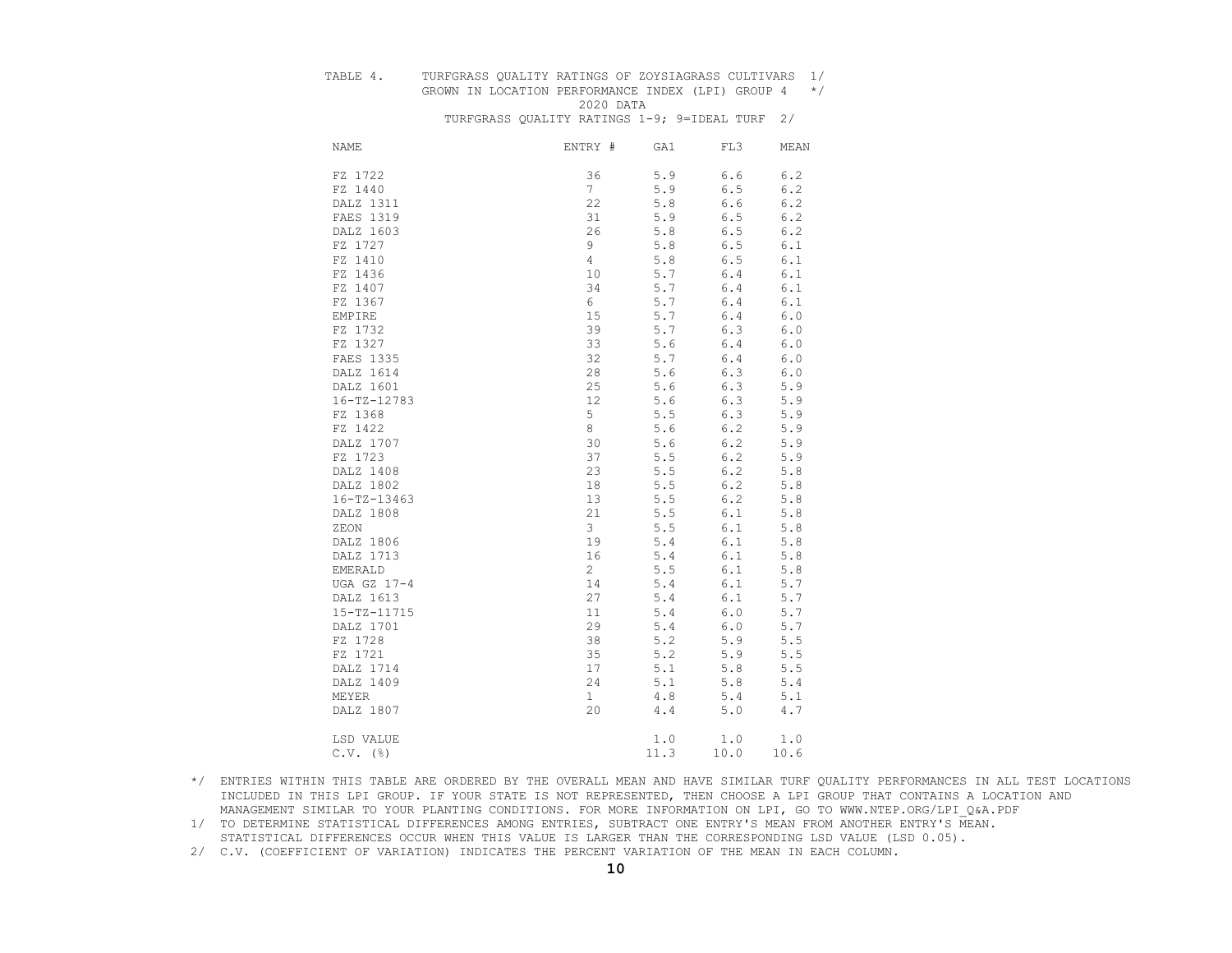TABLE 4. TURFGRASS QUALITY RATINGS OF ZOYSIAGRASS CULTIVARS 1/
GROWN IN LOCATION PERFORMANCE INDEX (LPI) GROUP 4 */
2020 DATA
TURFGRASS QUALITY RATINGS 1-9; 9=IDEAL TURF 2/

| NAME | ENTRY # | GA1 | FL3 | MEAN |
|---|---|---|---|---|
| FZ 1722 | 36 | 5.9 | 6.6 | 6.2 |
| FZ 1440 | 7 | 5.9 | 6.5 | 6.2 |
| DALZ 1311 | 22 | 5.8 | 6.6 | 6.2 |
| FAES 1319 | 31 | 5.9 | 6.5 | 6.2 |
| DALZ 1603 | 26 | 5.8 | 6.5 | 6.2 |
| FZ 1727 | 9 | 5.8 | 6.5 | 6.1 |
| FZ 1410 | 4 | 5.8 | 6.5 | 6.1 |
| FZ 1436 | 10 | 5.7 | 6.4 | 6.1 |
| FZ 1407 | 34 | 5.7 | 6.4 | 6.1 |
| FZ 1367 | 6 | 5.7 | 6.4 | 6.1 |
| EMPIRE | 15 | 5.7 | 6.4 | 6.0 |
| FZ 1732 | 39 | 5.7 | 6.3 | 6.0 |
| FZ 1327 | 33 | 5.6 | 6.4 | 6.0 |
| FAES 1335 | 32 | 5.7 | 6.4 | 6.0 |
| DALZ 1614 | 28 | 5.6 | 6.3 | 6.0 |
| DALZ 1601 | 25 | 5.6 | 6.3 | 5.9 |
| 16-TZ-12783 | 12 | 5.6 | 6.3 | 5.9 |
| FZ 1368 | 5 | 5.5 | 6.3 | 5.9 |
| FZ 1422 | 8 | 5.6 | 6.2 | 5.9 |
| DALZ 1707 | 30 | 5.6 | 6.2 | 5.9 |
| FZ 1723 | 37 | 5.5 | 6.2 | 5.9 |
| DALZ 1408 | 23 | 5.5 | 6.2 | 5.8 |
| DALZ 1802 | 18 | 5.5 | 6.2 | 5.8 |
| 16-TZ-13463 | 13 | 5.5 | 6.2 | 5.8 |
| DALZ 1808 | 21 | 5.5 | 6.1 | 5.8 |
| ZEON | 3 | 5.5 | 6.1 | 5.8 |
| DALZ 1806 | 19 | 5.4 | 6.1 | 5.8 |
| DALZ 1713 | 16 | 5.4 | 6.1 | 5.8 |
| EMERALD | 2 | 5.5 | 6.1 | 5.8 |
| UGA GZ 17-4 | 14 | 5.4 | 6.1 | 5.7 |
| DALZ 1613 | 27 | 5.4 | 6.1 | 5.7 |
| 15-TZ-11715 | 11 | 5.4 | 6.0 | 5.7 |
| DALZ 1701 | 29 | 5.4 | 6.0 | 5.7 |
| FZ 1728 | 38 | 5.2 | 5.9 | 5.5 |
| FZ 1721 | 35 | 5.2 | 5.9 | 5.5 |
| DALZ 1714 | 17 | 5.1 | 5.8 | 5.5 |
| DALZ 1409 | 24 | 5.1 | 5.8 | 5.4 |
| MEYER | 1 | 4.8 | 5.4 | 5.1 |
| DALZ 1807 | 20 | 4.4 | 5.0 | 4.7 |
| LSD VALUE | | 1.0 | 1.0 | 1.0 |
| C.V. (%) | | 11.3 | 10.0 | 10.6 |

*/ ENTRIES WITHIN THIS TABLE ARE ORDERED BY THE OVERALL MEAN AND HAVE SIMILAR TURF QUALITY PERFORMANCES IN ALL TEST LOCATIONS INCLUDED IN THIS LPI GROUP. IF YOUR STATE IS NOT REPRESENTED, THEN CHOOSE A LPI GROUP THAT CONTAINS A LOCATION AND MANAGEMENT SIMILAR TO YOUR PLANTING CONDITIONS. FOR MORE INFORMATION ON LPI, GO TO WWW.NTEP.ORG/LPI_Q&A.PDF

1/ TO DETERMINE STATISTICAL DIFFERENCES AMONG ENTRIES, SUBTRACT ONE ENTRY'S MEAN FROM ANOTHER ENTRY'S MEAN. STATISTICAL DIFFERENCES OCCUR WHEN THIS VALUE IS LARGER THAN THE CORRESPONDING LSD VALUE (LSD 0.05).

2/ C.V. (COEFFICIENT OF VARIATION) INDICATES THE PERCENT VARIATION OF THE MEAN IN EACH COLUMN.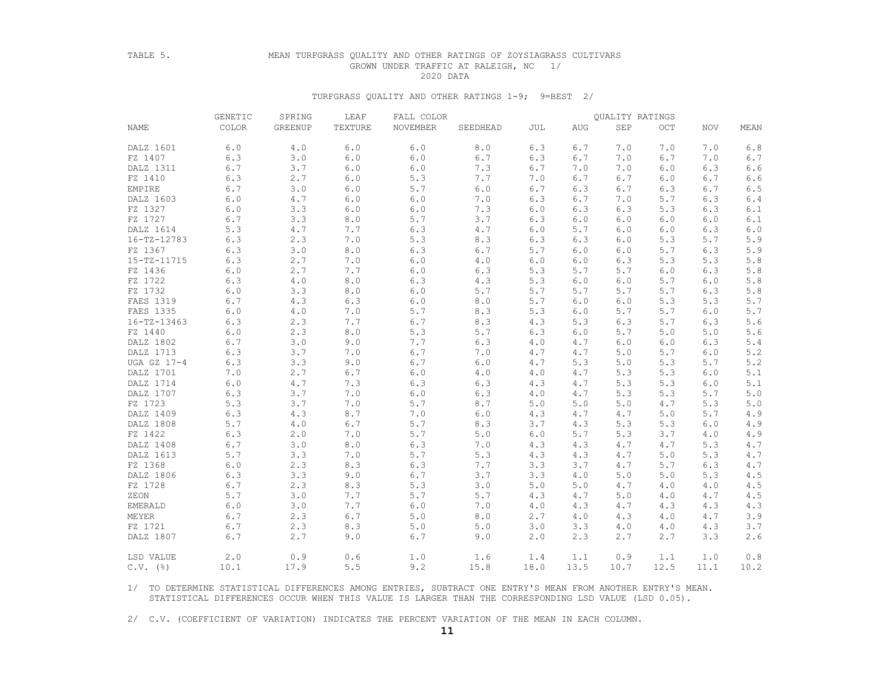TABLE 5. MEAN TURFGRASS QUALITY AND OTHER RATINGS OF ZOYSIAGRASS CULTIVARS GROWN UNDER TRAFFIC AT RALEIGH, NC 1/

2020 DATA

TURFGRASS QUALITY AND OTHER RATINGS 1-9; 9=BEST 2/

| NAME | GENETIC COLOR | SPRING GREENUP | LEAF TEXTURE | FALL COLOR NOVEMBER | SEEDHEAD | QUALITY RATINGS JUL | AUG | SEP | OCT | NOV | MEAN |
|---|---|---|---|---|---|---|---|---|---|---|---|
| DALZ 1601 | 6.0 | 4.0 | 6.0 | 6.0 | 8.0 | 6.3 | 6.7 | 7.0 | 7.0 | 7.0 | 6.8 |
| FZ 1407 | 6.3 | 3.0 | 6.0 | 6.0 | 6.7 | 6.3 | 6.7 | 7.0 | 6.7 | 7.0 | 6.7 |
| DALZ 1311 | 6.7 | 3.7 | 6.0 | 6.0 | 7.3 | 6.7 | 7.0 | 7.0 | 6.0 | 6.3 | 6.6 |
| FZ 1410 | 6.3 | 2.7 | 6.0 | 5.3 | 7.7 | 7.0 | 6.7 | 6.7 | 6.0 | 6.7 | 6.6 |
| EMPIRE | 6.7 | 3.0 | 6.0 | 5.7 | 6.0 | 6.7 | 6.3 | 6.7 | 6.3 | 6.7 | 6.5 |
| DALZ 1603 | 6.0 | 4.7 | 6.0 | 6.0 | 7.0 | 6.3 | 6.7 | 7.0 | 5.7 | 6.3 | 6.4 |
| FZ 1327 | 6.0 | 3.3 | 6.0 | 6.0 | 7.3 | 6.0 | 6.3 | 6.3 | 5.3 | 6.3 | 6.1 |
| FZ 1727 | 6.7 | 3.3 | 8.0 | 5.7 | 3.7 | 6.3 | 6.0 | 6.0 | 6.0 | 6.0 | 6.1 |
| DALZ 1614 | 5.3 | 4.7 | 7.7 | 6.3 | 4.7 | 6.0 | 5.7 | 6.0 | 6.0 | 6.3 | 6.0 |
| 16-TZ-12783 | 6.3 | 2.3 | 7.0 | 5.3 | 8.3 | 6.3 | 6.3 | 6.0 | 5.3 | 5.7 | 5.9 |
| FZ 1367 | 6.3 | 3.0 | 8.0 | 6.3 | 6.7 | 5.7 | 6.0 | 6.0 | 5.7 | 6.3 | 5.9 |
| 15-TZ-11715 | 6.3 | 2.7 | 7.0 | 6.0 | 4.0 | 6.0 | 6.0 | 6.3 | 5.3 | 5.3 | 5.8 |
| FZ 1436 | 6.0 | 2.7 | 7.7 | 6.0 | 6.3 | 5.3 | 5.7 | 5.7 | 6.0 | 6.3 | 5.8 |
| FZ 1722 | 6.3 | 4.0 | 8.0 | 6.3 | 4.3 | 5.3 | 6.0 | 6.0 | 5.7 | 6.0 | 5.8 |
| FZ 1732 | 6.0 | 3.3 | 8.0 | 6.0 | 5.7 | 5.7 | 5.7 | 5.7 | 5.7 | 6.3 | 5.8 |
| FAES 1319 | 6.7 | 4.3 | 6.3 | 6.0 | 8.0 | 5.7 | 6.0 | 6.0 | 5.3 | 5.3 | 5.7 |
| FAES 1335 | 6.0 | 4.0 | 7.0 | 5.7 | 8.3 | 5.3 | 6.0 | 5.7 | 5.7 | 6.0 | 5.7 |
| 16-TZ-13463 | 6.3 | 2.3 | 7.7 | 6.7 | 8.3 | 4.3 | 5.3 | 6.3 | 5.7 | 6.3 | 5.6 |
| FZ 1440 | 6.0 | 2.3 | 8.0 | 5.3 | 5.7 | 6.3 | 6.0 | 5.7 | 5.0 | 5.0 | 5.6 |
| DALZ 1802 | 6.7 | 3.0 | 9.0 | 7.7 | 6.3 | 4.0 | 4.7 | 6.0 | 6.0 | 6.3 | 5.4 |
| DALZ 1713 | 6.3 | 3.7 | 7.0 | 6.7 | 7.0 | 4.7 | 4.7 | 5.0 | 5.7 | 6.0 | 5.2 |
| UGA GZ 17-4 | 6.3 | 3.3 | 9.0 | 6.7 | 6.0 | 4.7 | 5.3 | 5.0 | 5.3 | 5.7 | 5.2 |
| DALZ 1701 | 7.0 | 2.7 | 6.7 | 6.0 | 4.0 | 4.0 | 4.7 | 5.3 | 5.3 | 6.0 | 5.1 |
| DALZ 1714 | 6.0 | 4.7 | 7.3 | 6.3 | 6.3 | 4.3 | 4.7 | 5.3 | 5.3 | 6.0 | 5.1 |
| DALZ 1707 | 6.3 | 3.7 | 7.0 | 6.0 | 6.3 | 4.0 | 4.7 | 5.3 | 5.3 | 5.7 | 5.0 |
| FZ 1723 | 5.3 | 3.7 | 7.0 | 5.7 | 8.7 | 5.0 | 5.0 | 5.0 | 4.7 | 5.3 | 5.0 |
| DALZ 1409 | 6.3 | 4.3 | 8.7 | 7.0 | 6.0 | 4.3 | 4.7 | 4.7 | 5.0 | 5.7 | 4.9 |
| DALZ 1808 | 5.7 | 4.0 | 6.7 | 5.7 | 8.3 | 3.7 | 4.3 | 5.3 | 5.3 | 6.0 | 4.9 |
| FZ 1422 | 6.3 | 2.0 | 7.0 | 5.7 | 5.0 | 6.0 | 5.7 | 5.3 | 3.7 | 4.0 | 4.9 |
| DALZ 1408 | 6.7 | 3.0 | 8.0 | 6.3 | 7.0 | 4.3 | 4.3 | 4.7 | 4.7 | 5.3 | 4.7 |
| DALZ 1613 | 5.7 | 3.3 | 7.0 | 5.7 | 5.3 | 4.3 | 4.3 | 4.7 | 5.0 | 5.3 | 4.7 |
| FZ 1368 | 6.0 | 2.3 | 8.3 | 6.3 | 7.7 | 3.3 | 3.7 | 4.7 | 5.7 | 6.3 | 4.7 |
| DALZ 1806 | 6.3 | 3.3 | 9.0 | 6.7 | 3.7 | 3.3 | 4.0 | 5.0 | 5.0 | 5.3 | 4.5 |
| FZ 1728 | 6.7 | 2.3 | 8.3 | 5.3 | 3.0 | 5.0 | 5.0 | 4.7 | 4.0 | 4.0 | 4.5 |
| ZEON | 5.7 | 3.0 | 7.7 | 5.7 | 5.7 | 4.3 | 4.7 | 5.0 | 4.0 | 4.7 | 4.5 |
| EMERALD | 6.0 | 3.0 | 7.7 | 6.0 | 7.0 | 4.0 | 4.3 | 4.7 | 4.3 | 4.3 | 4.3 |
| MEYER | 6.7 | 2.3 | 6.7 | 5.0 | 8.0 | 2.7 | 4.0 | 4.3 | 4.0 | 4.7 | 3.9 |
| FZ 1721 | 6.7 | 2.3 | 8.3 | 5.0 | 5.0 | 3.0 | 3.3 | 4.0 | 4.0 | 4.3 | 3.7 |
| DALZ 1807 | 6.7 | 2.7 | 9.0 | 6.7 | 9.0 | 2.0 | 2.3 | 2.7 | 2.7 | 3.3 | 2.6 |
| LSD VALUE | 2.0 | 0.9 | 0.6 | 1.0 | 1.6 | 1.4 | 1.1 | 0.9 | 1.1 | 1.0 | 0.8 |
| C.V. (%) | 10.1 | 17.9 | 5.5 | 9.2 | 15.8 | 18.0 | 13.5 | 10.7 | 12.5 | 11.1 | 10.2 |

1/ TO DETERMINE STATISTICAL DIFFERENCES AMONG ENTRIES, SUBTRACT ONE ENTRY'S MEAN FROM ANOTHER ENTRY'S MEAN. STATISTICAL DIFFERENCES OCCUR WHEN THIS VALUE IS LARGER THAN THE CORRESPONDING LSD VALUE (LSD 0.05).

2/ C.V. (COEFFICIENT OF VARIATION) INDICATES THE PERCENT VARIATION OF THE MEAN IN EACH COLUMN.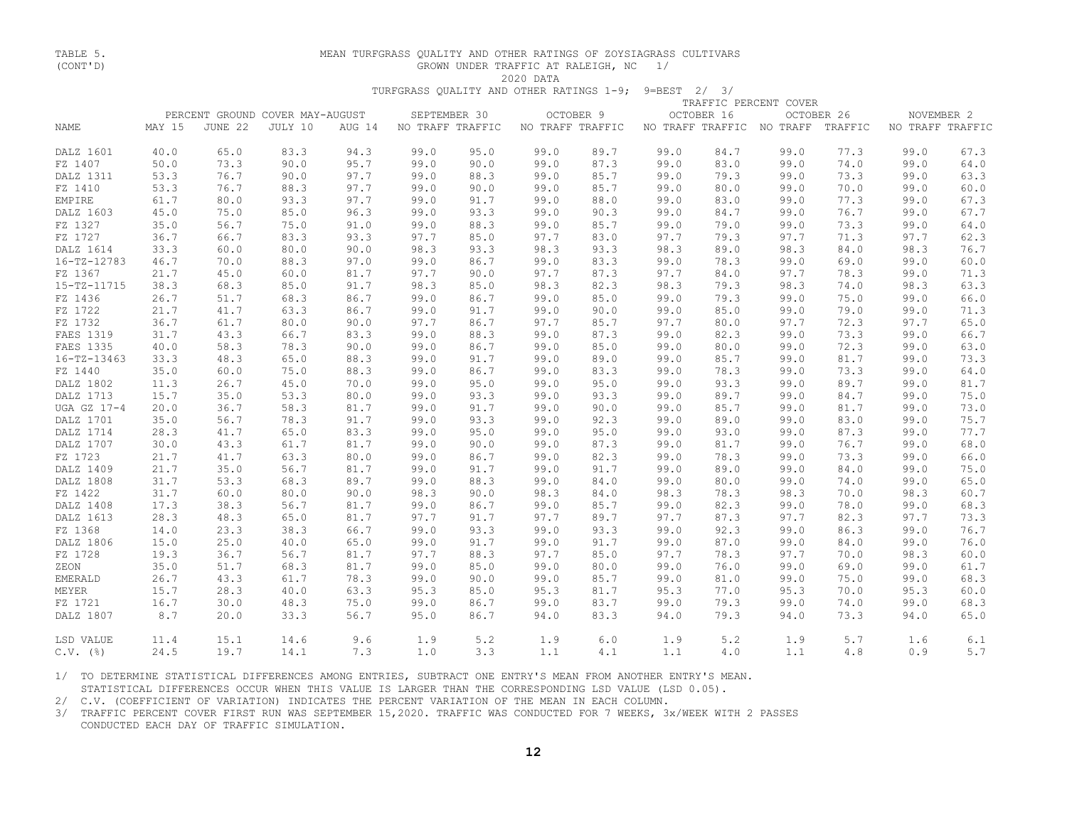TABLE 5. (CONT'D)

MEAN TURFGRASS QUALITY AND OTHER RATINGS OF ZOYSIAGRASS CULTIVARS GROWN UNDER TRAFFIC AT RALEIGH, NC 1/

2020 DATA

TURFGRASS QUALITY AND OTHER RATINGS 1-9; 9=BEST 2/ 3/

| | PERCENT GROUND COVER MAY-AUGUST | | | | TRAFFIC PERCENT COVER | | | | | | | | | | | |
|---|---|---|---|---|---|---|---|---|---|---|---|---|---|---|---|---|
| | | | | | SEPTEMBER 30 | | OCTOBER 9 | | OCTOBER 16 | | OCTOBER 26 | | NOVEMBER 2 | |
| NAME | MAY 15 | JUNE 22 | JULY 10 | AUG 14 | NO TRAFF | TRAFFIC | NO TRAFF | TRAFFIC | NO TRAFF | TRAFFIC | NO TRAFF | TRAFFIC | NO TRAFF | TRAFFIC |
| DALZ 1601 | 40.0 | 65.0 | 83.3 | 94.3 | 99.0 | 95.0 | 99.0 | 89.7 | 99.0 | 84.7 | 99.0 | 77.3 | 99.0 | 67.3 |
| FZ 1407 | 50.0 | 73.3 | 90.0 | 95.7 | 99.0 | 90.0 | 99.0 | 87.3 | 99.0 | 83.0 | 99.0 | 74.0 | 99.0 | 64.0 |
| DALZ 1311 | 53.3 | 76.7 | 90.0 | 97.7 | 99.0 | 88.3 | 99.0 | 85.7 | 99.0 | 79.3 | 99.0 | 73.3 | 99.0 | 63.3 |
| FZ 1410 | 53.3 | 76.7 | 88.3 | 97.7 | 99.0 | 90.0 | 99.0 | 85.7 | 99.0 | 80.0 | 99.0 | 70.0 | 99.0 | 60.0 |
| EMPIRE | 61.7 | 80.0 | 93.3 | 97.7 | 99.0 | 91.7 | 99.0 | 88.0 | 99.0 | 83.0 | 99.0 | 77.3 | 99.0 | 67.3 |
| DALZ 1603 | 45.0 | 75.0 | 85.0 | 96.3 | 99.0 | 93.3 | 99.0 | 90.3 | 99.0 | 84.7 | 99.0 | 76.7 | 99.0 | 67.7 |
| FZ 1327 | 35.0 | 56.7 | 75.0 | 91.0 | 99.0 | 88.3 | 99.0 | 85.7 | 99.0 | 79.0 | 99.0 | 73.3 | 99.0 | 64.0 |
| FZ 1727 | 36.7 | 66.7 | 83.3 | 93.3 | 97.7 | 85.0 | 97.7 | 83.0 | 97.7 | 79.3 | 97.7 | 71.3 | 97.7 | 62.3 |
| DALZ 1614 | 33.3 | 60.0 | 80.0 | 90.0 | 98.3 | 93.3 | 98.3 | 93.3 | 98.3 | 89.0 | 98.3 | 84.0 | 98.3 | 76.7 |
| 16-TZ-12783 | 46.7 | 70.0 | 88.3 | 97.0 | 99.0 | 86.7 | 99.0 | 83.3 | 99.0 | 78.3 | 99.0 | 69.0 | 99.0 | 60.0 |
| FZ 1367 | 21.7 | 45.0 | 60.0 | 81.7 | 97.7 | 90.0 | 97.7 | 87.3 | 97.7 | 84.0 | 97.7 | 78.3 | 99.0 | 71.3 |
| 15-TZ-11715 | 38.3 | 68.3 | 85.0 | 91.7 | 98.3 | 85.0 | 98.3 | 82.3 | 98.3 | 79.3 | 98.3 | 74.0 | 98.3 | 63.3 |
| FZ 1436 | 26.7 | 51.7 | 68.3 | 86.7 | 99.0 | 86.7 | 99.0 | 85.0 | 99.0 | 79.3 | 99.0 | 75.0 | 99.0 | 66.0 |
| FZ 1722 | 21.7 | 41.7 | 63.3 | 86.7 | 99.0 | 91.7 | 99.0 | 90.0 | 99.0 | 85.0 | 99.0 | 79.0 | 99.0 | 71.3 |
| FZ 1732 | 36.7 | 61.7 | 80.0 | 90.0 | 97.7 | 86.7 | 97.7 | 85.7 | 97.7 | 80.0 | 97.7 | 72.3 | 97.7 | 65.0 |
| FAES 1319 | 31.7 | 43.3 | 66.7 | 83.3 | 99.0 | 88.3 | 99.0 | 87.3 | 99.0 | 82.3 | 99.0 | 73.3 | 99.0 | 66.7 |
| FAES 1335 | 40.0 | 58.3 | 78.3 | 90.0 | 99.0 | 86.7 | 99.0 | 85.0 | 99.0 | 80.0 | 99.0 | 72.3 | 99.0 | 63.0 |
| 16-TZ-13463 | 33.3 | 48.3 | 65.0 | 88.3 | 99.0 | 91.7 | 99.0 | 89.0 | 99.0 | 85.7 | 99.0 | 81.7 | 99.0 | 73.3 |
| FZ 1440 | 35.0 | 60.0 | 75.0 | 88.3 | 99.0 | 86.7 | 99.0 | 83.3 | 99.0 | 78.3 | 99.0 | 73.3 | 99.0 | 64.0 |
| DALZ 1802 | 11.3 | 26.7 | 45.0 | 70.0 | 99.0 | 95.0 | 99.0 | 95.0 | 99.0 | 93.3 | 99.0 | 89.7 | 99.0 | 81.7 |
| DALZ 1713 | 15.7 | 35.0 | 53.3 | 80.0 | 99.0 | 93.3 | 99.0 | 93.3 | 99.0 | 89.7 | 99.0 | 84.7 | 99.0 | 75.0 |
| UGA GZ 17-4 | 20.0 | 36.7 | 58.3 | 81.7 | 99.0 | 91.7 | 99.0 | 90.0 | 99.0 | 85.7 | 99.0 | 81.7 | 99.0 | 73.0 |
| DALZ 1701 | 35.0 | 56.7 | 78.3 | 91.7 | 99.0 | 93.3 | 99.0 | 92.3 | 99.0 | 89.0 | 99.0 | 83.0 | 99.0 | 75.7 |
| DALZ 1714 | 28.3 | 41.7 | 65.0 | 83.3 | 99.0 | 95.0 | 99.0 | 95.0 | 99.0 | 93.0 | 99.0 | 87.3 | 99.0 | 77.7 |
| DALZ 1707 | 30.0 | 43.3 | 61.7 | 81.7 | 99.0 | 90.0 | 99.0 | 87.3 | 99.0 | 81.7 | 99.0 | 76.7 | 99.0 | 68.0 |
| FZ 1723 | 21.7 | 41.7 | 63.3 | 80.0 | 99.0 | 86.7 | 99.0 | 82.3 | 99.0 | 78.3 | 99.0 | 73.3 | 99.0 | 66.0 |
| DALZ 1409 | 21.7 | 35.0 | 56.7 | 81.7 | 99.0 | 91.7 | 99.0 | 91.7 | 99.0 | 89.0 | 99.0 | 84.0 | 99.0 | 75.0 |
| DALZ 1808 | 31.7 | 53.3 | 68.3 | 89.7 | 99.0 | 88.3 | 99.0 | 84.0 | 99.0 | 80.0 | 99.0 | 74.0 | 99.0 | 65.0 |
| FZ 1422 | 31.7 | 60.0 | 80.0 | 90.0 | 98.3 | 90.0 | 98.3 | 84.0 | 98.3 | 78.3 | 98.3 | 70.0 | 98.3 | 60.7 |
| DALZ 1408 | 17.3 | 38.3 | 56.7 | 81.7 | 99.0 | 86.7 | 99.0 | 85.7 | 99.0 | 82.3 | 99.0 | 78.0 | 99.0 | 68.3 |
| DALZ 1613 | 28.3 | 48.3 | 65.0 | 81.7 | 97.7 | 91.7 | 97.7 | 89.7 | 97.7 | 87.3 | 97.7 | 82.3 | 97.7 | 73.3 |
| FZ 1368 | 14.0 | 23.3 | 38.3 | 66.7 | 99.0 | 93.3 | 99.0 | 93.3 | 99.0 | 92.3 | 99.0 | 86.3 | 99.0 | 76.7 |
| DALZ 1806 | 15.0 | 25.0 | 40.0 | 65.0 | 99.0 | 91.7 | 99.0 | 91.7 | 99.0 | 87.0 | 99.0 | 84.0 | 99.0 | 76.0 |
| FZ 1728 | 19.3 | 36.7 | 56.7 | 81.7 | 97.7 | 88.3 | 97.7 | 85.0 | 97.7 | 78.3 | 97.7 | 70.0 | 98.3 | 60.0 |
| ZEON | 35.0 | 51.7 | 68.3 | 81.7 | 99.0 | 85.0 | 99.0 | 80.0 | 99.0 | 76.0 | 99.0 | 69.0 | 99.0 | 61.7 |
| EMERALD | 26.7 | 43.3 | 61.7 | 78.3 | 99.0 | 90.0 | 99.0 | 85.7 | 99.0 | 81.0 | 99.0 | 75.0 | 99.0 | 68.3 |
| MEYER | 15.7 | 28.3 | 40.0 | 63.3 | 95.3 | 85.0 | 95.3 | 81.7 | 95.3 | 77.0 | 95.3 | 70.0 | 95.3 | 60.0 |
| FZ 1721 | 16.7 | 30.0 | 48.3 | 75.0 | 99.0 | 86.7 | 99.0 | 83.7 | 99.0 | 79.3 | 99.0 | 74.0 | 99.0 | 68.3 |
| DALZ 1807 | 8.7 | 20.0 | 33.3 | 56.7 | 95.0 | 86.7 | 94.0 | 83.3 | 94.0 | 79.3 | 94.0 | 73.3 | 94.0 | 65.0 |
| LSD VALUE | 11.4 | 15.1 | 14.6 | 9.6 | 1.9 | 5.2 | 1.9 | 6.0 | 1.9 | 5.2 | 1.9 | 5.7 | 1.6 | 6.1 |
| C.V. (%) | 24.5 | 19.7 | 14.1 | 7.3 | 1.0 | 3.3 | 1.1 | 4.1 | 1.1 | 4.0 | 1.1 | 4.8 | 0.9 | 5.7 |

1/ TO DETERMINE STATISTICAL DIFFERENCES AMONG ENTRIES, SUBTRACT ONE ENTRY'S MEAN FROM ANOTHER ENTRY'S MEAN. STATISTICAL DIFFERENCES OCCUR WHEN THIS VALUE IS LARGER THAN THE CORRESPONDING LSD VALUE (LSD 0.05).

2/ C.V. (COEFFICIENT OF VARIATION) INDICATES THE PERCENT VARIATION OF THE MEAN IN EACH COLUMN.

3/ TRAFFIC PERCENT COVER FIRST RUN WAS SEPTEMBER 15,2020. TRAFFIC WAS CONDUCTED FOR 7 WEEKS, 3x/WEEK WITH 2 PASSES CONDUCTED EACH DAY OF TRAFFIC SIMULATION.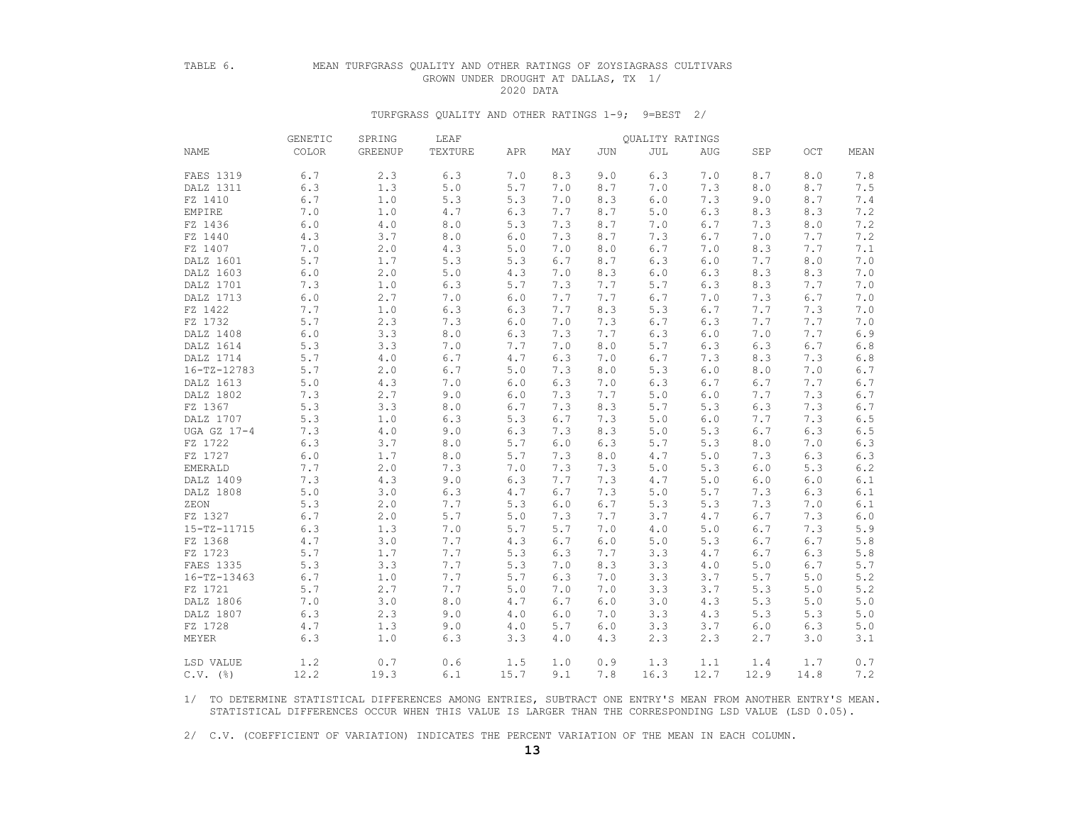TABLE 6. MEAN TURFGRASS QUALITY AND OTHER RATINGS OF ZOYSIAGRASS CULTIVARS GROWN UNDER DROUGHT AT DALLAS, TX 1/

2020 DATA

TURFGRASS QUALITY AND OTHER RATINGS 1-9; 9=BEST 2/

| NAME | GENETIC COLOR | SPRING GREENUP | LEAF TEXTURE | APR | MAY | JUN | JUL | AUG | SEP | OCT | MEAN |
|---|---|---|---|---|---|---|---|---|---|---|---|
| | | | | QUALITY RATINGS | | | | | | | |
| FAES 1319 | 6.7 | 2.3 | 6.3 | 7.0 | 8.3 | 9.0 | 6.3 | 7.0 | 8.7 | 8.0 | 7.8 |
| DALZ 1311 | 6.3 | 1.3 | 5.0 | 5.7 | 7.0 | 8.7 | 7.0 | 7.3 | 8.0 | 8.7 | 7.5 |
| FZ 1410 | 6.7 | 1.0 | 5.3 | 5.3 | 7.0 | 8.3 | 6.0 | 7.3 | 9.0 | 8.7 | 7.4 |
| EMPIRE | 7.0 | 1.0 | 4.7 | 6.3 | 7.7 | 8.7 | 5.0 | 6.3 | 8.3 | 8.3 | 7.2 |
| FZ 1436 | 6.0 | 4.0 | 8.0 | 5.3 | 7.3 | 8.7 | 7.0 | 6.7 | 7.3 | 8.0 | 7.2 |
| FZ 1440 | 4.3 | 3.7 | 8.0 | 6.0 | 7.3 | 8.7 | 7.3 | 6.7 | 7.0 | 7.7 | 7.2 |
| FZ 1407 | 7.0 | 2.0 | 4.3 | 5.0 | 7.0 | 8.0 | 6.7 | 7.0 | 8.3 | 7.7 | 7.1 |
| DALZ 1601 | 5.7 | 1.7 | 5.3 | 5.3 | 6.7 | 8.7 | 6.3 | 6.0 | 7.7 | 8.0 | 7.0 |
| DALZ 1603 | 6.0 | 2.0 | 5.0 | 4.3 | 7.0 | 8.3 | 6.0 | 6.3 | 8.3 | 8.3 | 7.0 |
| DALZ 1701 | 7.3 | 1.0 | 6.3 | 5.7 | 7.3 | 7.7 | 5.7 | 6.3 | 8.3 | 7.7 | 7.0 |
| DALZ 1713 | 6.0 | 2.7 | 7.0 | 6.0 | 7.7 | 7.7 | 6.7 | 7.0 | 7.3 | 6.7 | 7.0 |
| FZ 1422 | 7.7 | 1.0 | 6.3 | 6.3 | 7.7 | 8.3 | 5.3 | 6.7 | 7.7 | 7.3 | 7.0 |
| FZ 1732 | 5.7 | 2.3 | 7.3 | 6.0 | 7.0 | 7.3 | 6.7 | 6.3 | 7.7 | 7.7 | 7.0 |
| DALZ 1408 | 6.0 | 3.3 | 8.0 | 6.3 | 7.3 | 7.7 | 6.3 | 6.0 | 7.0 | 7.7 | 6.9 |
| DALZ 1614 | 5.3 | 3.3 | 7.0 | 7.7 | 7.0 | 8.0 | 5.7 | 6.3 | 6.3 | 6.7 | 6.8 |
| DALZ 1714 | 5.7 | 4.0 | 6.7 | 4.7 | 6.3 | 7.0 | 6.7 | 7.3 | 8.3 | 7.3 | 6.8 |
| 16-TZ-12783 | 5.7 | 2.0 | 6.7 | 5.0 | 7.3 | 8.0 | 5.3 | 6.0 | 8.0 | 7.0 | 6.7 |
| DALZ 1613 | 5.0 | 4.3 | 7.0 | 6.0 | 6.3 | 7.0 | 6.3 | 6.7 | 6.7 | 7.7 | 6.7 |
| DALZ 1802 | 7.3 | 2.7 | 9.0 | 6.0 | 7.3 | 7.7 | 5.0 | 6.0 | 7.7 | 7.3 | 6.7 |
| FZ 1367 | 5.3 | 3.3 | 8.0 | 6.7 | 7.3 | 8.3 | 5.7 | 5.3 | 6.3 | 7.3 | 6.7 |
| DALZ 1707 | 5.3 | 1.0 | 6.3 | 5.3 | 6.7 | 7.3 | 5.0 | 6.0 | 7.7 | 7.3 | 6.5 |
| UGA GZ 17-4 | 7.3 | 4.0 | 9.0 | 6.3 | 7.3 | 8.3 | 5.0 | 5.3 | 6.7 | 6.3 | 6.5 |
| FZ 1722 | 6.3 | 3.7 | 8.0 | 5.7 | 6.0 | 6.3 | 5.7 | 5.3 | 8.0 | 7.0 | 6.3 |
| FZ 1727 | 6.0 | 1.7 | 8.0 | 5.7 | 7.3 | 8.0 | 4.7 | 5.0 | 7.3 | 6.3 | 6.3 |
| EMERALD | 7.7 | 2.0 | 7.3 | 7.0 | 7.3 | 7.3 | 5.0 | 5.3 | 6.0 | 5.3 | 6.2 |
| DALZ 1409 | 7.3 | 4.3 | 9.0 | 6.3 | 7.7 | 7.3 | 4.7 | 5.0 | 6.0 | 6.0 | 6.1 |
| DALZ 1808 | 5.0 | 3.0 | 6.3 | 4.7 | 6.7 | 7.3 | 5.0 | 5.7 | 7.3 | 6.3 | 6.1 |
| ZEON | 5.3 | 2.0 | 7.7 | 5.3 | 6.0 | 6.7 | 5.3 | 5.3 | 7.3 | 7.0 | 6.1 |
| FZ 1327 | 6.7 | 2.0 | 5.7 | 5.0 | 7.3 | 7.7 | 3.7 | 4.7 | 6.7 | 7.3 | 6.0 |
| 15-TZ-11715 | 6.3 | 1.3 | 7.0 | 5.7 | 5.7 | 7.0 | 4.0 | 5.0 | 6.7 | 7.3 | 5.9 |
| FZ 1368 | 4.7 | 3.0 | 7.7 | 4.3 | 6.7 | 6.0 | 5.0 | 5.3 | 6.7 | 6.7 | 5.8 |
| FZ 1723 | 5.7 | 1.7 | 7.7 | 5.3 | 6.3 | 7.7 | 3.3 | 4.7 | 6.7 | 6.3 | 5.8 |
| FAES 1335 | 5.3 | 3.3 | 7.7 | 5.3 | 7.0 | 8.3 | 3.3 | 4.0 | 5.0 | 6.7 | 5.7 |
| 16-TZ-13463 | 6.7 | 1.0 | 7.7 | 5.7 | 6.3 | 7.0 | 3.3 | 3.7 | 5.7 | 5.0 | 5.2 |
| FZ 1721 | 5.7 | 2.7 | 7.7 | 5.0 | 7.0 | 7.0 | 3.3 | 3.7 | 5.3 | 5.0 | 5.2 |
| DALZ 1806 | 7.0 | 3.0 | 8.0 | 4.7 | 6.7 | 6.0 | 3.0 | 4.3 | 5.3 | 5.0 | 5.0 |
| DALZ 1807 | 6.3 | 2.3 | 9.0 | 4.0 | 6.0 | 7.0 | 3.3 | 4.3 | 5.3 | 5.3 | 5.0 |
| FZ 1728 | 4.7 | 1.3 | 9.0 | 4.0 | 5.7 | 6.0 | 3.3 | 3.7 | 6.0 | 6.3 | 5.0 |
| MEYER | 6.3 | 1.0 | 6.3 | 3.3 | 4.0 | 4.3 | 2.3 | 2.3 | 2.7 | 3.0 | 3.1 |
| LSD VALUE | 1.2 | 0.7 | 0.6 | 1.5 | 1.0 | 0.9 | 1.3 | 1.1 | 1.4 | 1.7 | 0.7 |
| C.V. (%) | 12.2 | 19.3 | 6.1 | 15.7 | 9.1 | 7.8 | 16.3 | 12.7 | 12.9 | 14.8 | 7.2 |

1/ TO DETERMINE STATISTICAL DIFFERENCES AMONG ENTRIES, SUBTRACT ONE ENTRY'S MEAN FROM ANOTHER ENTRY'S MEAN. STATISTICAL DIFFERENCES OCCUR WHEN THIS VALUE IS LARGER THAN THE CORRESPONDING LSD VALUE (LSD 0.05).

2/ C.V. (COEFFICIENT OF VARIATION) INDICATES THE PERCENT VARIATION OF THE MEAN IN EACH COLUMN.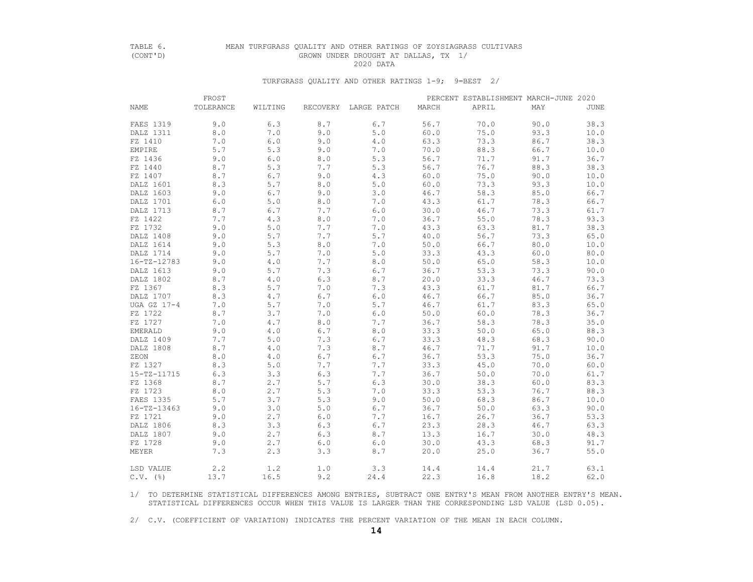TABLE 6. (CONT'D)

MEAN TURFGRASS QUALITY AND OTHER RATINGS OF ZOYSIAGRASS CULTIVARS GROWN UNDER DROUGHT AT DALLAS, TX 1/

2020 DATA

TURFGRASS QUALITY AND OTHER RATINGS 1-9; 9=BEST 2/

| NAME | FROST TOLERANCE | WILTING | RECOVERY | LARGE PATCH | PERCENT ESTABLISHMENT MARCH-JUNE 2020 MARCH | APRIL | MAY | JUNE |
|---|---|---|---|---|---|---|---|---|
| FAES 1319 | 9.0 | 6.3 | 8.7 | 6.7 | 56.7 | 70.0 | 90.0 | 38.3 |
| DALZ 1311 | 8.0 | 7.0 | 9.0 | 5.0 | 60.0 | 75.0 | 93.3 | 10.0 |
| FZ 1410 | 7.0 | 6.0 | 9.0 | 4.0 | 63.3 | 73.3 | 86.7 | 38.3 |
| EMPIRE | 5.7 | 5.3 | 9.0 | 7.0 | 70.0 | 88.3 | 66.7 | 10.0 |
| FZ 1436 | 9.0 | 6.0 | 8.0 | 5.3 | 56.7 | 71.7 | 91.7 | 36.7 |
| FZ 1440 | 8.7 | 5.3 | 7.7 | 5.3 | 56.7 | 76.7 | 88.3 | 38.3 |
| FZ 1407 | 8.7 | 6.7 | 9.0 | 4.3 | 60.0 | 75.0 | 90.0 | 10.0 |
| DALZ 1601 | 8.3 | 5.7 | 8.0 | 5.0 | 60.0 | 73.3 | 93.3 | 10.0 |
| DALZ 1603 | 9.0 | 6.7 | 9.0 | 3.0 | 46.7 | 58.3 | 85.0 | 66.7 |
| DALZ 1701 | 6.0 | 5.0 | 8.0 | 7.0 | 43.3 | 61.7 | 78.3 | 66.7 |
| DALZ 1713 | 8.7 | 6.7 | 7.7 | 6.0 | 30.0 | 46.7 | 73.3 | 61.7 |
| FZ 1422 | 7.7 | 4.3 | 8.0 | 7.0 | 36.7 | 55.0 | 78.3 | 93.3 |
| FZ 1732 | 9.0 | 5.0 | 7.7 | 7.0 | 43.3 | 63.3 | 81.7 | 38.3 |
| DALZ 1408 | 9.0 | 5.7 | 7.7 | 5.7 | 40.0 | 56.7 | 73.3 | 65.0 |
| DALZ 1614 | 9.0 | 5.3 | 8.0 | 7.0 | 50.0 | 66.7 | 80.0 | 10.0 |
| DALZ 1714 | 9.0 | 5.7 | 7.0 | 5.0 | 33.3 | 43.3 | 60.0 | 80.0 |
| 16-TZ-12783 | 9.0 | 4.0 | 7.7 | 8.0 | 50.0 | 65.0 | 58.3 | 10.0 |
| DALZ 1613 | 9.0 | 5.7 | 7.3 | 6.7 | 36.7 | 53.3 | 73.3 | 90.0 |
| DALZ 1802 | 8.7 | 4.0 | 6.3 | 8.7 | 20.0 | 33.3 | 46.7 | 73.3 |
| FZ 1367 | 8.3 | 5.7 | 7.0 | 7.3 | 43.3 | 61.7 | 81.7 | 66.7 |
| DALZ 1707 | 8.3 | 4.7 | 6.7 | 6.0 | 46.7 | 66.7 | 85.0 | 36.7 |
| UGA GZ 17-4 | 7.0 | 5.7 | 7.0 | 5.7 | 46.7 | 61.7 | 83.3 | 65.0 |
| FZ 1722 | 8.7 | 3.7 | 7.0 | 6.0 | 50.0 | 60.0 | 78.3 | 36.7 |
| FZ 1727 | 7.0 | 4.7 | 8.0 | 7.7 | 36.7 | 58.3 | 78.3 | 35.0 |
| EMERALD | 9.0 | 4.0 | 6.7 | 8.0 | 33.3 | 50.0 | 65.0 | 88.3 |
| DALZ 1409 | 7.7 | 5.0 | 7.3 | 6.7 | 33.3 | 48.3 | 68.3 | 90.0 |
| DALZ 1808 | 8.7 | 4.0 | 7.3 | 8.7 | 46.7 | 71.7 | 91.7 | 10.0 |
| ZEON | 8.0 | 4.0 | 6.7 | 6.7 | 36.7 | 53.3 | 75.0 | 36.7 |
| FZ 1327 | 8.3 | 5.0 | 7.7 | 7.7 | 33.3 | 45.0 | 70.0 | 60.0 |
| 15-TZ-11715 | 6.3 | 3.3 | 6.3 | 7.7 | 36.7 | 50.0 | 70.0 | 61.7 |
| FZ 1368 | 8.7 | 2.7 | 5.7 | 6.3 | 30.0 | 38.3 | 60.0 | 83.3 |
| FZ 1723 | 8.0 | 2.7 | 5.3 | 7.0 | 33.3 | 53.3 | 76.7 | 88.3 |
| FAES 1335 | 5.7 | 3.7 | 5.3 | 9.0 | 50.0 | 68.3 | 86.7 | 10.0 |
| 16-TZ-13463 | 9.0 | 3.0 | 5.0 | 6.7 | 36.7 | 50.0 | 63.3 | 90.0 |
| FZ 1721 | 9.0 | 2.7 | 6.0 | 7.7 | 16.7 | 26.7 | 36.7 | 53.3 |
| DALZ 1806 | 8.3 | 3.3 | 6.3 | 6.7 | 23.3 | 28.3 | 46.7 | 63.3 |
| DALZ 1807 | 9.0 | 2.7 | 6.3 | 8.7 | 13.3 | 16.7 | 30.0 | 48.3 |
| FZ 1728 | 9.0 | 2.7 | 6.0 | 6.0 | 30.0 | 43.3 | 68.3 | 91.7 |
| MEYER | 7.3 | 2.3 | 3.3 | 8.7 | 20.0 | 25.0 | 36.7 | 55.0 |
| LSD VALUE | 2.2 | 1.2 | 1.0 | 3.3 | 14.4 | 14.4 | 21.7 | 63.1 |
| C.V. (%) | 13.7 | 16.5 | 9.2 | 24.4 | 22.3 | 16.8 | 18.2 | 62.0 |

1/ TO DETERMINE STATISTICAL DIFFERENCES AMONG ENTRIES, SUBTRACT ONE ENTRY'S MEAN FROM ANOTHER ENTRY'S MEAN. STATISTICAL DIFFERENCES OCCUR WHEN THIS VALUE IS LARGER THAN THE CORRESPONDING LSD VALUE (LSD 0.05).

2/ C.V. (COEFFICIENT OF VARIATION) INDICATES THE PERCENT VARIATION OF THE MEAN IN EACH COLUMN.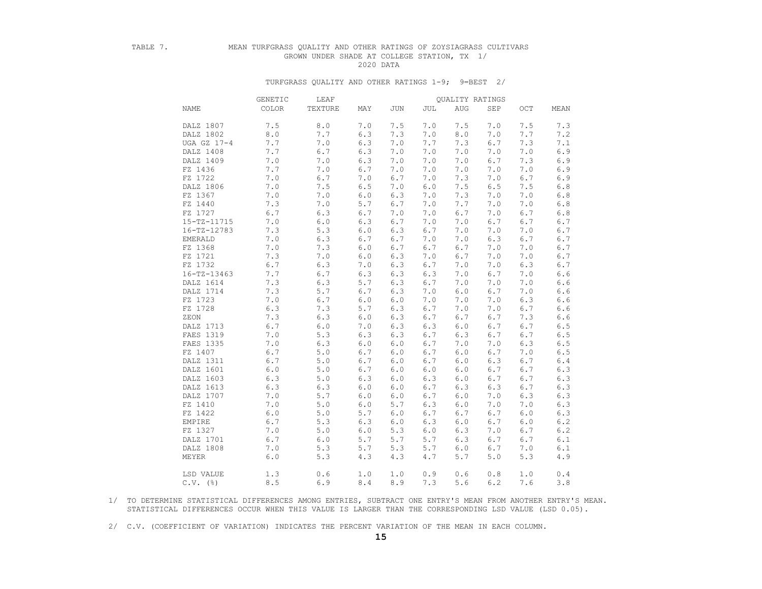TABLE 7. MEAN TURFGRASS QUALITY AND OTHER RATINGS OF ZOYSIAGRASS CULTIVARS GROWN UNDER SHADE AT COLLEGE STATION, TX 1/
2020 DATA

TURFGRASS QUALITY AND OTHER RATINGS 1-9; 9=BEST 2/

| NAME | GENETIC COLOR | LEAF TEXTURE | QUALITY RATINGS MAY | JUN | JUL | AUG | SEP | OCT | MEAN |
|---|---|---|---|---|---|---|---|---|---|
| DALZ 1807 | 7.5 | 8.0 | 7.0 | 7.5 | 7.0 | 7.5 | 7.0 | 7.5 | 7.3 |
| DALZ 1802 | 8.0 | 7.7 | 6.3 | 7.3 | 7.0 | 8.0 | 7.0 | 7.7 | 7.2 |
| UGA GZ 17-4 | 7.7 | 7.0 | 6.3 | 7.0 | 7.7 | 7.3 | 6.7 | 7.3 | 7.1 |
| DALZ 1408 | 7.7 | 6.7 | 6.3 | 7.0 | 7.0 | 7.0 | 7.0 | 7.0 | 6.9 |
| DALZ 1409 | 7.0 | 7.0 | 6.3 | 7.0 | 7.0 | 7.0 | 6.7 | 7.3 | 6.9 |
| FZ 1436 | 7.7 | 7.0 | 6.7 | 7.0 | 7.0 | 7.0 | 7.0 | 7.0 | 6.9 |
| FZ 1722 | 7.0 | 6.7 | 7.0 | 6.7 | 7.0 | 7.3 | 7.0 | 6.7 | 6.9 |
| DALZ 1806 | 7.0 | 7.5 | 6.5 | 7.0 | 6.0 | 7.5 | 6.5 | 7.5 | 6.8 |
| FZ 1367 | 7.0 | 7.0 | 6.0 | 6.3 | 7.0 | 7.3 | 7.0 | 7.0 | 6.8 |
| FZ 1440 | 7.3 | 7.0 | 5.7 | 6.7 | 7.0 | 7.7 | 7.0 | 7.0 | 6.8 |
| FZ 1727 | 6.7 | 6.3 | 6.7 | 7.0 | 7.0 | 6.7 | 7.0 | 6.7 | 6.8 |
| 15-TZ-11715 | 7.0 | 6.0 | 6.3 | 6.7 | 7.0 | 7.0 | 6.7 | 6.7 | 6.7 |
| 16-TZ-12783 | 7.3 | 5.3 | 6.0 | 6.3 | 6.7 | 7.0 | 7.0 | 7.0 | 6.7 |
| EMERALD | 7.0 | 6.3 | 6.7 | 6.7 | 7.0 | 7.0 | 6.3 | 6.7 | 6.7 |
| FZ 1368 | 7.0 | 7.3 | 6.0 | 6.7 | 6.7 | 6.7 | 7.0 | 7.0 | 6.7 |
| FZ 1721 | 7.3 | 7.0 | 6.0 | 6.3 | 7.0 | 6.7 | 7.0 | 7.0 | 6.7 |
| FZ 1732 | 6.7 | 6.3 | 7.0 | 6.3 | 6.7 | 7.0 | 7.0 | 6.3 | 6.7 |
| 16-TZ-13463 | 7.7 | 6.7 | 6.3 | 6.3 | 6.3 | 7.0 | 6.7 | 7.0 | 6.6 |
| DALZ 1614 | 7.3 | 6.3 | 5.7 | 6.3 | 6.7 | 7.0 | 7.0 | 7.0 | 6.6 |
| DALZ 1714 | 7.3 | 5.7 | 6.7 | 6.3 | 7.0 | 6.0 | 6.7 | 7.0 | 6.6 |
| FZ 1723 | 7.0 | 6.7 | 6.0 | 6.0 | 7.0 | 7.0 | 7.0 | 6.3 | 6.6 |
| FZ 1728 | 6.3 | 7.3 | 5.7 | 6.3 | 6.7 | 7.0 | 7.0 | 6.7 | 6.6 |
| ZEON | 7.3 | 6.3 | 6.0 | 6.3 | 6.7 | 6.7 | 6.7 | 7.3 | 6.6 |
| DALZ 1713 | 6.7 | 6.0 | 7.0 | 6.3 | 6.3 | 6.0 | 6.7 | 6.7 | 6.5 |
| FAES 1319 | 7.0 | 5.3 | 6.3 | 6.3 | 6.7 | 6.3 | 6.7 | 6.7 | 6.5 |
| FAES 1335 | 7.0 | 6.3 | 6.0 | 6.0 | 6.7 | 7.0 | 7.0 | 6.3 | 6.5 |
| FZ 1407 | 6.7 | 5.0 | 6.7 | 6.0 | 6.7 | 6.0 | 6.7 | 7.0 | 6.5 |
| DALZ 1311 | 6.7 | 5.0 | 6.7 | 6.0 | 6.7 | 6.0 | 6.3 | 6.7 | 6.4 |
| DALZ 1601 | 6.0 | 5.0 | 6.7 | 6.0 | 6.0 | 6.0 | 6.7 | 6.7 | 6.3 |
| DALZ 1603 | 6.3 | 5.0 | 6.3 | 6.0 | 6.3 | 6.0 | 6.7 | 6.7 | 6.3 |
| DALZ 1613 | 6.3 | 6.3 | 6.0 | 6.0 | 6.7 | 6.3 | 6.3 | 6.7 | 6.3 |
| DALZ 1707 | 7.0 | 5.7 | 6.0 | 6.0 | 6.7 | 6.0 | 7.0 | 6.3 | 6.3 |
| FZ 1410 | 7.0 | 5.0 | 6.0 | 5.7 | 6.3 | 6.0 | 7.0 | 7.0 | 6.3 |
| FZ 1422 | 6.0 | 5.0 | 5.7 | 6.0 | 6.7 | 6.7 | 6.7 | 6.0 | 6.3 |
| EMPIRE | 6.7 | 5.3 | 6.3 | 6.0 | 6.3 | 6.0 | 6.7 | 6.0 | 6.2 |
| FZ 1327 | 7.0 | 5.0 | 6.0 | 5.3 | 6.0 | 6.3 | 7.0 | 6.7 | 6.2 |
| DALZ 1701 | 6.7 | 6.0 | 5.7 | 5.7 | 5.7 | 6.3 | 6.7 | 6.7 | 6.1 |
| DALZ 1808 | 7.0 | 5.3 | 5.7 | 5.3 | 5.7 | 6.0 | 6.7 | 7.0 | 6.1 |
| MEYER | 6.0 | 5.3 | 4.3 | 4.3 | 4.7 | 5.7 | 5.0 | 5.3 | 4.9 |
| LSD VALUE | 1.3 | 0.6 | 1.0 | 1.0 | 0.9 | 0.6 | 0.8 | 1.0 | 0.4 |
| C.V. (%) | 8.5 | 6.9 | 8.4 | 8.9 | 7.3 | 5.6 | 6.2 | 7.6 | 3.8 |

1/ TO DETERMINE STATISTICAL DIFFERENCES AMONG ENTRIES, SUBTRACT ONE ENTRY'S MEAN FROM ANOTHER ENTRY'S MEAN. STATISTICAL DIFFERENCES OCCUR WHEN THIS VALUE IS LARGER THAN THE CORRESPONDING LSD VALUE (LSD 0.05).

2/ C.V. (COEFFICIENT OF VARIATION) INDICATES THE PERCENT VARIATION OF THE MEAN IN EACH COLUMN.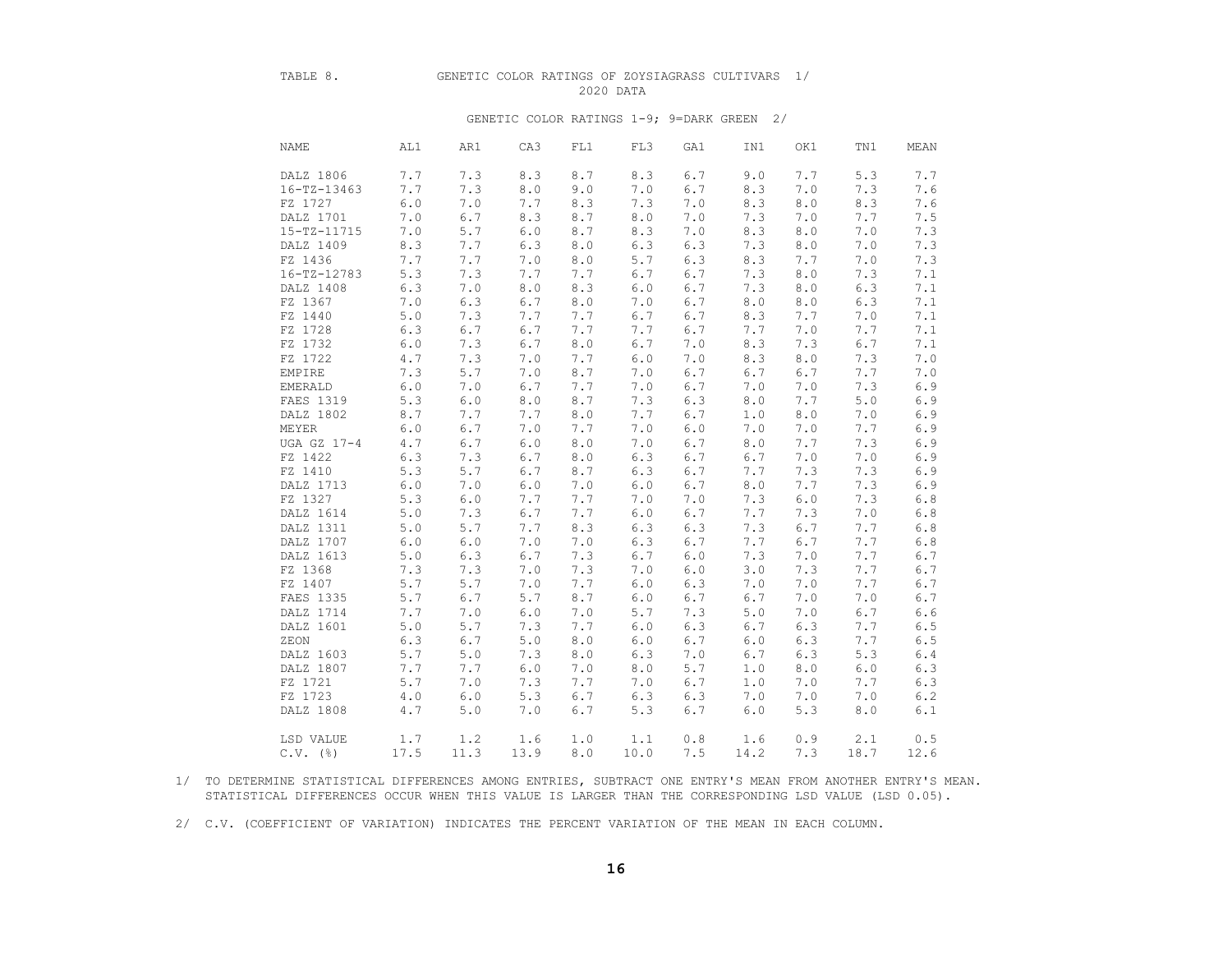TABLE 8. GENETIC COLOR RATINGS OF ZOYSIAGRASS CULTIVARS 1/
2020 DATA

GENETIC COLOR RATINGS 1-9; 9=DARK GREEN 2/

| NAME | AL1 | AR1 | CA3 | FL1 | FL3 | GA1 | IN1 | OK1 | TN1 | MEAN |
|---|---|---|---|---|---|---|---|---|---|---|
| DALZ 1806 | 7.7 | 7.3 | 8.3 | 8.7 | 8.3 | 6.7 | 9.0 | 7.7 | 5.3 | 7.7 |
| 16-TZ-13463 | 7.7 | 7.3 | 8.0 | 9.0 | 7.0 | 6.7 | 8.3 | 7.0 | 7.3 | 7.6 |
| FZ 1727 | 6.0 | 7.0 | 7.7 | 8.3 | 7.3 | 7.0 | 8.3 | 8.0 | 8.3 | 7.6 |
| DALZ 1701 | 7.0 | 6.7 | 8.3 | 8.7 | 8.0 | 7.0 | 7.3 | 7.0 | 7.7 | 7.5 |
| 15-TZ-11715 | 7.0 | 5.7 | 6.0 | 8.7 | 8.3 | 7.0 | 8.3 | 8.0 | 7.0 | 7.3 |
| DALZ 1409 | 8.3 | 7.7 | 6.3 | 8.0 | 6.3 | 6.3 | 7.3 | 8.0 | 7.0 | 7.3 |
| FZ 1436 | 7.7 | 7.7 | 7.0 | 8.0 | 5.7 | 6.3 | 8.3 | 7.7 | 7.0 | 7.3 |
| 16-TZ-12783 | 5.3 | 7.3 | 7.7 | 7.7 | 6.7 | 6.7 | 7.3 | 8.0 | 7.3 | 7.1 |
| DALZ 1408 | 6.3 | 7.0 | 8.0 | 8.3 | 6.0 | 6.7 | 7.3 | 8.0 | 6.3 | 7.1 |
| FZ 1367 | 7.0 | 6.3 | 6.7 | 8.0 | 7.0 | 6.7 | 8.0 | 8.0 | 6.3 | 7.1 |
| FZ 1440 | 5.0 | 7.3 | 7.7 | 7.7 | 6.7 | 6.7 | 8.3 | 7.7 | 7.0 | 7.1 |
| FZ 1728 | 6.3 | 6.7 | 6.7 | 7.7 | 7.7 | 6.7 | 7.7 | 7.0 | 7.7 | 7.1 |
| FZ 1732 | 6.0 | 7.3 | 6.7 | 8.0 | 6.7 | 7.0 | 8.3 | 7.3 | 6.7 | 7.1 |
| FZ 1722 | 4.7 | 7.3 | 7.0 | 7.7 | 6.0 | 7.0 | 8.3 | 8.0 | 7.3 | 7.0 |
| EMPIRE | 7.3 | 5.7 | 7.0 | 8.7 | 7.0 | 6.7 | 6.7 | 6.7 | 7.7 | 7.0 |
| EMERALD | 6.0 | 7.0 | 6.7 | 7.7 | 7.0 | 6.7 | 7.0 | 7.0 | 7.3 | 6.9 |
| FAES 1319 | 5.3 | 6.0 | 8.0 | 8.7 | 7.3 | 6.3 | 8.0 | 7.7 | 5.0 | 6.9 |
| DALZ 1802 | 8.7 | 7.7 | 7.7 | 8.0 | 7.7 | 6.7 | 1.0 | 8.0 | 7.0 | 6.9 |
| MEYER | 6.0 | 6.7 | 7.0 | 7.7 | 7.0 | 6.0 | 7.0 | 7.0 | 7.7 | 6.9 |
| UGA GZ 17-4 | 4.7 | 6.7 | 6.0 | 8.0 | 7.0 | 6.7 | 8.0 | 7.7 | 7.3 | 6.9 |
| FZ 1422 | 6.3 | 7.3 | 6.7 | 8.0 | 6.3 | 6.7 | 6.7 | 7.0 | 7.0 | 6.9 |
| FZ 1410 | 5.3 | 5.7 | 6.7 | 8.7 | 6.3 | 6.7 | 7.7 | 7.3 | 7.3 | 6.9 |
| DALZ 1713 | 6.0 | 7.0 | 6.0 | 7.0 | 6.0 | 6.7 | 8.0 | 7.7 | 7.3 | 6.9 |
| FZ 1327 | 5.3 | 6.0 | 7.7 | 7.7 | 7.0 | 7.0 | 7.3 | 6.0 | 7.3 | 6.8 |
| DALZ 1614 | 5.0 | 7.3 | 6.7 | 7.7 | 6.0 | 6.7 | 7.7 | 7.3 | 7.0 | 6.8 |
| DALZ 1311 | 5.0 | 5.7 | 7.7 | 8.3 | 6.3 | 6.3 | 7.3 | 6.7 | 7.7 | 6.8 |
| DALZ 1707 | 6.0 | 6.0 | 7.0 | 7.0 | 6.3 | 6.7 | 7.7 | 6.7 | 7.7 | 6.8 |
| DALZ 1613 | 5.0 | 6.3 | 6.7 | 7.3 | 6.7 | 6.0 | 7.3 | 7.0 | 7.7 | 6.7 |
| FZ 1368 | 7.3 | 7.3 | 7.0 | 7.3 | 7.0 | 6.0 | 3.0 | 7.3 | 7.7 | 6.7 |
| FZ 1407 | 5.7 | 5.7 | 7.0 | 7.7 | 6.0 | 6.3 | 7.0 | 7.0 | 7.7 | 6.7 |
| FAES 1335 | 5.7 | 6.7 | 5.7 | 8.7 | 6.0 | 6.7 | 6.7 | 7.0 | 7.0 | 6.7 |
| DALZ 1714 | 7.7 | 7.0 | 6.0 | 7.0 | 5.7 | 7.3 | 5.0 | 7.0 | 6.7 | 6.6 |
| DALZ 1601 | 5.0 | 5.7 | 7.3 | 7.7 | 6.0 | 6.3 | 6.7 | 6.3 | 7.7 | 6.5 |
| ZEON | 6.3 | 6.7 | 5.0 | 8.0 | 6.0 | 6.7 | 6.0 | 6.3 | 7.7 | 6.5 |
| DALZ 1603 | 5.7 | 5.0 | 7.3 | 8.0 | 6.3 | 7.0 | 6.7 | 6.3 | 5.3 | 6.4 |
| DALZ 1807 | 7.7 | 7.7 | 6.0 | 7.0 | 8.0 | 5.7 | 1.0 | 8.0 | 6.0 | 6.3 |
| FZ 1721 | 5.7 | 7.0 | 7.3 | 7.7 | 7.0 | 6.7 | 1.0 | 7.0 | 7.7 | 6.3 |
| FZ 1723 | 4.0 | 6.0 | 5.3 | 6.7 | 6.3 | 6.3 | 7.0 | 7.0 | 7.0 | 6.2 |
| DALZ 1808 | 4.7 | 5.0 | 7.0 | 6.7 | 5.3 | 6.7 | 6.0 | 5.3 | 8.0 | 6.1 |
| LSD VALUE | 1.7 | 1.2 | 1.6 | 1.0 | 1.1 | 0.8 | 1.6 | 0.9 | 2.1 | 0.5 |
| C.V. (%) | 17.5 | 11.3 | 13.9 | 8.0 | 10.0 | 7.5 | 14.2 | 7.3 | 18.7 | 12.6 |

1/ TO DETERMINE STATISTICAL DIFFERENCES AMONG ENTRIES, SUBTRACT ONE ENTRY'S MEAN FROM ANOTHER ENTRY'S MEAN. STATISTICAL DIFFERENCES OCCUR WHEN THIS VALUE IS LARGER THAN THE CORRESPONDING LSD VALUE (LSD 0.05).

2/ C.V. (COEFFICIENT OF VARIATION) INDICATES THE PERCENT VARIATION OF THE MEAN IN EACH COLUMN.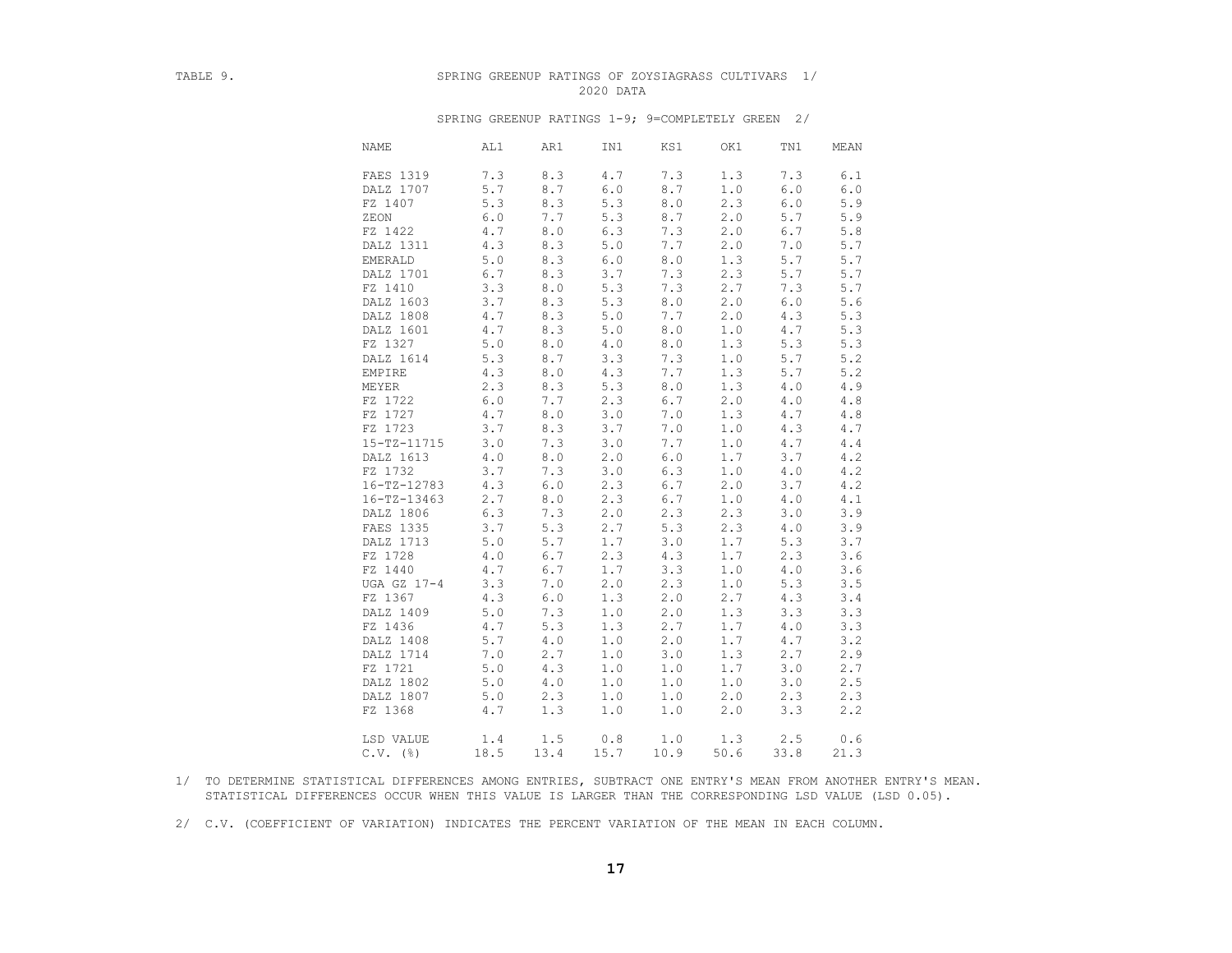TABLE 9. SPRING GREENUP RATINGS OF ZOYSIAGRASS CULTIVARS 1/

2020 DATA

SPRING GREENUP RATINGS 1-9; 9=COMPLETELY GREEN 2/

| NAME | AL1 | AR1 | IN1 | KS1 | OK1 | TN1 | MEAN |
|---|---|---|---|---|---|---|---|
| FAES 1319 | 7.3 | 8.3 | 4.7 | 7.3 | 1.3 | 7.3 | 6.1 |
| DALZ 1707 | 5.7 | 8.7 | 6.0 | 8.7 | 1.0 | 6.0 | 6.0 |
| FZ 1407 | 5.3 | 8.3 | 5.3 | 8.0 | 2.3 | 6.0 | 5.9 |
| ZEON | 6.0 | 7.7 | 5.3 | 8.7 | 2.0 | 5.7 | 5.9 |
| FZ 1422 | 4.7 | 8.0 | 6.3 | 7.3 | 2.0 | 6.7 | 5.8 |
| DALZ 1311 | 4.3 | 8.3 | 5.0 | 7.7 | 2.0 | 7.0 | 5.7 |
| EMERALD | 5.0 | 8.3 | 6.0 | 8.0 | 1.3 | 5.7 | 5.7 |
| DALZ 1701 | 6.7 | 8.3 | 3.7 | 7.3 | 2.3 | 5.7 | 5.7 |
| FZ 1410 | 3.3 | 8.0 | 5.3 | 7.3 | 2.7 | 7.3 | 5.7 |
| DALZ 1603 | 3.7 | 8.3 | 5.3 | 8.0 | 2.0 | 6.0 | 5.6 |
| DALZ 1808 | 4.7 | 8.3 | 5.0 | 7.7 | 2.0 | 4.3 | 5.3 |
| DALZ 1601 | 4.7 | 8.3 | 5.0 | 8.0 | 1.0 | 4.7 | 5.3 |
| FZ 1327 | 5.0 | 8.0 | 4.0 | 8.0 | 1.3 | 5.3 | 5.3 |
| DALZ 1614 | 5.3 | 8.7 | 3.3 | 7.3 | 1.0 | 5.7 | 5.2 |
| EMPIRE | 4.3 | 8.0 | 4.3 | 7.7 | 1.3 | 5.7 | 5.2 |
| MEYER | 2.3 | 8.3 | 5.3 | 8.0 | 1.3 | 4.0 | 4.9 |
| FZ 1722 | 6.0 | 7.7 | 2.3 | 6.7 | 2.0 | 4.0 | 4.8 |
| FZ 1727 | 4.7 | 8.0 | 3.0 | 7.0 | 1.3 | 4.7 | 4.8 |
| FZ 1723 | 3.7 | 8.3 | 3.7 | 7.0 | 1.0 | 4.3 | 4.7 |
| 15-TZ-11715 | 3.0 | 7.3 | 3.0 | 7.7 | 1.0 | 4.7 | 4.4 |
| DALZ 1613 | 4.0 | 8.0 | 2.0 | 6.0 | 1.7 | 3.7 | 4.2 |
| FZ 1732 | 3.7 | 7.3 | 3.0 | 6.3 | 1.0 | 4.0 | 4.2 |
| 16-TZ-12783 | 4.3 | 6.0 | 2.3 | 6.7 | 2.0 | 3.7 | 4.2 |
| 16-TZ-13463 | 2.7 | 8.0 | 2.3 | 6.7 | 1.0 | 4.0 | 4.1 |
| DALZ 1806 | 6.3 | 7.3 | 2.0 | 2.3 | 2.3 | 3.0 | 3.9 |
| FAES 1335 | 3.7 | 5.3 | 2.7 | 5.3 | 2.3 | 4.0 | 3.9 |
| DALZ 1713 | 5.0 | 5.7 | 1.7 | 3.0 | 1.7 | 5.3 | 3.7 |
| FZ 1728 | 4.0 | 6.7 | 2.3 | 4.3 | 1.7 | 2.3 | 3.6 |
| FZ 1440 | 4.7 | 6.7 | 1.7 | 3.3 | 1.0 | 4.0 | 3.6 |
| UGA GZ 17-4 | 3.3 | 7.0 | 2.0 | 2.3 | 1.0 | 5.3 | 3.5 |
| FZ 1367 | 4.3 | 6.0 | 1.3 | 2.0 | 2.7 | 4.3 | 3.4 |
| DALZ 1409 | 5.0 | 7.3 | 1.0 | 2.0 | 1.3 | 3.3 | 3.3 |
| FZ 1436 | 4.7 | 5.3 | 1.3 | 2.7 | 1.7 | 4.0 | 3.3 |
| DALZ 1408 | 5.7 | 4.0 | 1.0 | 2.0 | 1.7 | 4.7 | 3.2 |
| DALZ 1714 | 7.0 | 2.7 | 1.0 | 3.0 | 1.3 | 2.7 | 2.9 |
| FZ 1721 | 5.0 | 4.3 | 1.0 | 1.0 | 1.7 | 3.0 | 2.7 |
| DALZ 1802 | 5.0 | 4.0 | 1.0 | 1.0 | 1.0 | 3.0 | 2.5 |
| DALZ 1807 | 5.0 | 2.3 | 1.0 | 1.0 | 2.0 | 2.3 | 2.3 |
| FZ 1368 | 4.7 | 1.3 | 1.0 | 1.0 | 2.0 | 3.3 | 2.2 |
| LSD VALUE | 1.4 | 1.5 | 0.8 | 1.0 | 1.3 | 2.5 | 0.6 |
| C.V. (%) | 18.5 | 13.4 | 15.7 | 10.9 | 50.6 | 33.8 | 21.3 |

1/ TO DETERMINE STATISTICAL DIFFERENCES AMONG ENTRIES, SUBTRACT ONE ENTRY'S MEAN FROM ANOTHER ENTRY'S MEAN. STATISTICAL DIFFERENCES OCCUR WHEN THIS VALUE IS LARGER THAN THE CORRESPONDING LSD VALUE (LSD 0.05).

2/ C.V. (COEFFICIENT OF VARIATION) INDICATES THE PERCENT VARIATION OF THE MEAN IN EACH COLUMN.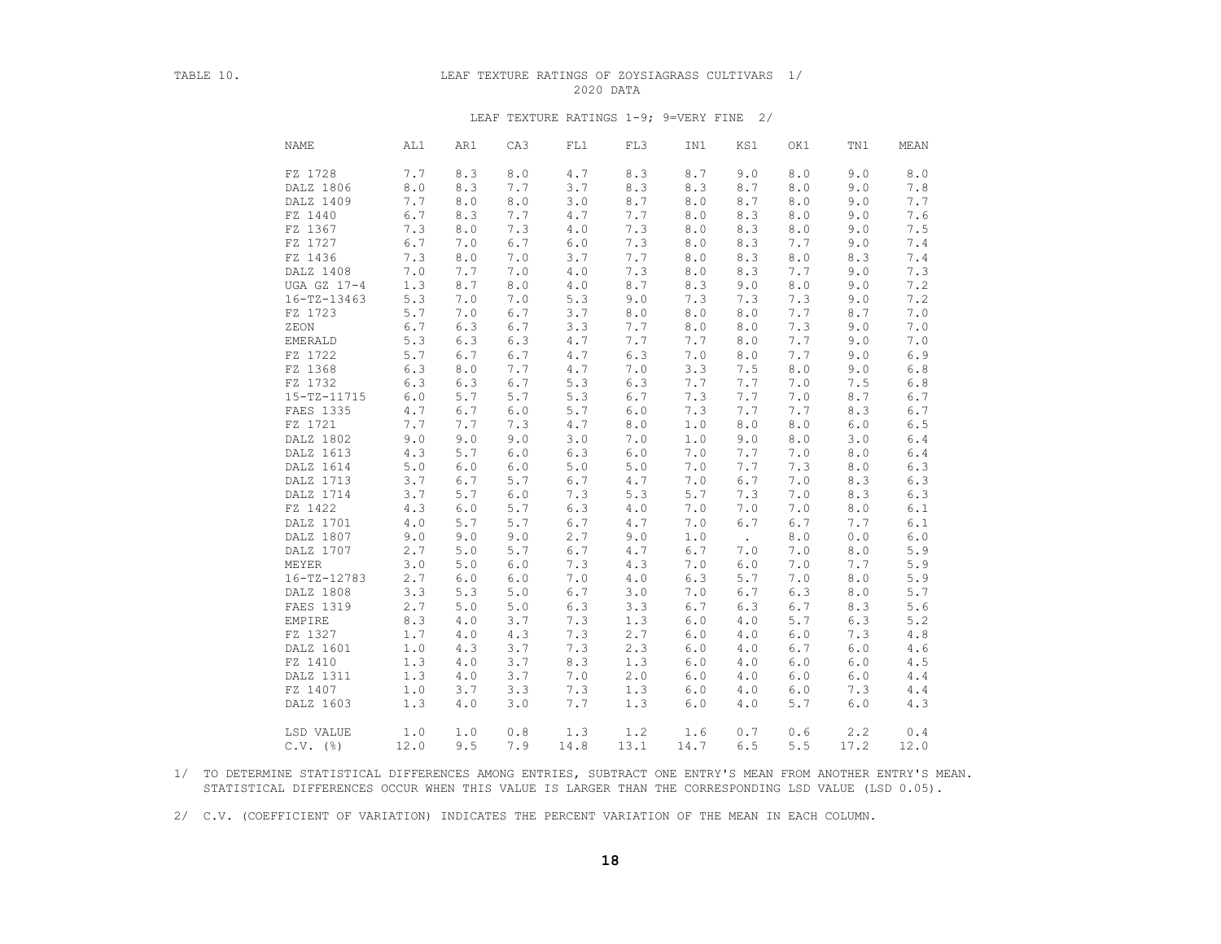TABLE 10. LEAF TEXTURE RATINGS OF ZOYSIAGRASS CULTIVARS 1/
2020 DATA

LEAF TEXTURE RATINGS 1-9; 9=VERY FINE 2/

| NAME | AL1 | AR1 | CA3 | FL1 | FL3 | IN1 | KS1 | OK1 | TN1 | MEAN |
|---|---|---|---|---|---|---|---|---|---|---|
| FZ 1728 | 7.7 | 8.3 | 8.0 | 4.7 | 8.3 | 8.7 | 9.0 | 8.0 | 9.0 | 8.0 |
| DALZ 1806 | 8.0 | 8.3 | 7.7 | 3.7 | 8.3 | 8.3 | 8.7 | 8.0 | 9.0 | 7.8 |
| DALZ 1409 | 7.7 | 8.0 | 8.0 | 3.0 | 8.7 | 8.0 | 8.7 | 8.0 | 9.0 | 7.7 |
| FZ 1440 | 6.7 | 8.3 | 7.7 | 4.7 | 7.7 | 8.0 | 8.3 | 8.0 | 9.0 | 7.6 |
| FZ 1367 | 7.3 | 8.0 | 7.3 | 4.0 | 7.3 | 8.0 | 8.3 | 8.0 | 9.0 | 7.5 |
| FZ 1727 | 6.7 | 7.0 | 6.7 | 6.0 | 7.3 | 8.0 | 8.3 | 7.7 | 9.0 | 7.4 |
| FZ 1436 | 7.3 | 8.0 | 7.0 | 3.7 | 7.7 | 8.0 | 8.3 | 8.0 | 8.3 | 7.4 |
| DALZ 1408 | 7.0 | 7.7 | 7.0 | 4.0 | 7.3 | 8.0 | 8.3 | 7.7 | 9.0 | 7.3 |
| UGA GZ 17-4 | 1.3 | 8.7 | 8.0 | 4.0 | 8.7 | 8.3 | 9.0 | 8.0 | 9.0 | 7.2 |
| 16-TZ-13463 | 5.3 | 7.0 | 7.0 | 5.3 | 9.0 | 7.3 | 7.3 | 7.3 | 9.0 | 7.2 |
| FZ 1723 | 5.7 | 7.0 | 6.7 | 3.7 | 8.0 | 8.0 | 8.0 | 7.7 | 8.7 | 7.0 |
| ZEON | 6.7 | 6.3 | 6.7 | 3.3 | 7.7 | 8.0 | 8.0 | 7.3 | 9.0 | 7.0 |
| EMERALD | 5.3 | 6.3 | 6.3 | 4.7 | 7.7 | 7.7 | 8.0 | 7.7 | 9.0 | 7.0 |
| FZ 1722 | 5.7 | 6.7 | 6.7 | 4.7 | 6.3 | 7.0 | 8.0 | 7.7 | 9.0 | 6.9 |
| FZ 1368 | 6.3 | 8.0 | 7.7 | 4.7 | 7.0 | 3.3 | 7.5 | 8.0 | 9.0 | 6.8 |
| FZ 1732 | 6.3 | 6.3 | 6.7 | 5.3 | 6.3 | 7.7 | 7.7 | 7.0 | 7.5 | 6.8 |
| 15-TZ-11715 | 6.0 | 5.7 | 5.7 | 5.3 | 6.7 | 7.3 | 7.7 | 7.0 | 8.7 | 6.7 |
| FAES 1335 | 4.7 | 6.7 | 6.0 | 5.7 | 6.0 | 7.3 | 7.7 | 7.7 | 8.3 | 6.7 |
| FZ 1721 | 7.7 | 7.7 | 7.3 | 4.7 | 8.0 | 1.0 | 8.0 | 8.0 | 6.0 | 6.5 |
| DALZ 1802 | 9.0 | 9.0 | 9.0 | 3.0 | 7.0 | 1.0 | 9.0 | 8.0 | 3.0 | 6.4 |
| DALZ 1613 | 4.3 | 5.7 | 6.0 | 6.3 | 6.0 | 7.0 | 7.7 | 7.0 | 8.0 | 6.4 |
| DALZ 1614 | 5.0 | 6.0 | 6.0 | 5.0 | 5.0 | 7.0 | 7.7 | 7.3 | 8.0 | 6.3 |
| DALZ 1713 | 3.7 | 6.7 | 5.7 | 6.7 | 4.7 | 7.0 | 6.7 | 7.0 | 8.3 | 6.3 |
| DALZ 1714 | 3.7 | 5.7 | 6.0 | 7.3 | 5.3 | 5.7 | 7.3 | 7.0 | 8.3 | 6.3 |
| FZ 1422 | 4.3 | 6.0 | 5.7 | 6.3 | 4.0 | 7.0 | 7.0 | 7.0 | 8.0 | 6.1 |
| DALZ 1701 | 4.0 | 5.7 | 5.7 | 6.7 | 4.7 | 7.0 | 6.7 | 6.7 | 7.7 | 6.1 |
| DALZ 1807 | 9.0 | 9.0 | 9.0 | 2.7 | 9.0 | 1.0 | . | 8.0 | 0.0 | 6.0 |
| DALZ 1707 | 2.7 | 5.0 | 5.7 | 6.7 | 4.7 | 6.7 | 7.0 | 7.0 | 8.0 | 5.9 |
| MEYER | 3.0 | 5.0 | 6.0 | 7.3 | 4.3 | 7.0 | 6.0 | 7.0 | 7.7 | 5.9 |
| 16-TZ-12783 | 2.7 | 6.0 | 6.0 | 7.0 | 4.0 | 6.3 | 5.7 | 7.0 | 8.0 | 5.9 |
| DALZ 1808 | 3.3 | 5.3 | 5.0 | 6.7 | 3.0 | 7.0 | 6.7 | 6.3 | 8.0 | 5.7 |
| FAES 1319 | 2.7 | 5.0 | 5.0 | 6.3 | 3.3 | 6.7 | 6.3 | 6.7 | 8.3 | 5.6 |
| EMPIRE | 8.3 | 4.0 | 3.7 | 7.3 | 1.3 | 6.0 | 4.0 | 5.7 | 6.3 | 5.2 |
| FZ 1327 | 1.7 | 4.0 | 4.3 | 7.3 | 2.7 | 6.0 | 4.0 | 6.0 | 7.3 | 4.8 |
| DALZ 1601 | 1.0 | 4.3 | 3.7 | 7.3 | 2.3 | 6.0 | 4.0 | 6.7 | 6.0 | 4.6 |
| FZ 1410 | 1.3 | 4.0 | 3.7 | 8.3 | 1.3 | 6.0 | 4.0 | 6.0 | 6.0 | 4.5 |
| DALZ 1311 | 1.3 | 4.0 | 3.7 | 7.0 | 2.0 | 6.0 | 4.0 | 6.0 | 6.0 | 4.4 |
| FZ 1407 | 1.0 | 3.7 | 3.3 | 7.3 | 1.3 | 6.0 | 4.0 | 6.0 | 7.3 | 4.4 |
| DALZ 1603 | 1.3 | 4.0 | 3.0 | 7.7 | 1.3 | 6.0 | 4.0 | 5.7 | 6.0 | 4.3 |
| LSD VALUE | 1.0 | 1.0 | 0.8 | 1.3 | 1.2 | 1.6 | 0.7 | 0.6 | 2.2 | 0.4 |
| C.V. (%) | 12.0 | 9.5 | 7.9 | 14.8 | 13.1 | 14.7 | 6.5 | 5.5 | 17.2 | 12.0 |

1/ TO DETERMINE STATISTICAL DIFFERENCES AMONG ENTRIES, SUBTRACT ONE ENTRY'S MEAN FROM ANOTHER ENTRY'S MEAN. STATISTICAL DIFFERENCES OCCUR WHEN THIS VALUE IS LARGER THAN THE CORRESPONDING LSD VALUE (LSD 0.05).

2/ C.V. (COEFFICIENT OF VARIATION) INDICATES THE PERCENT VARIATION OF THE MEAN IN EACH COLUMN.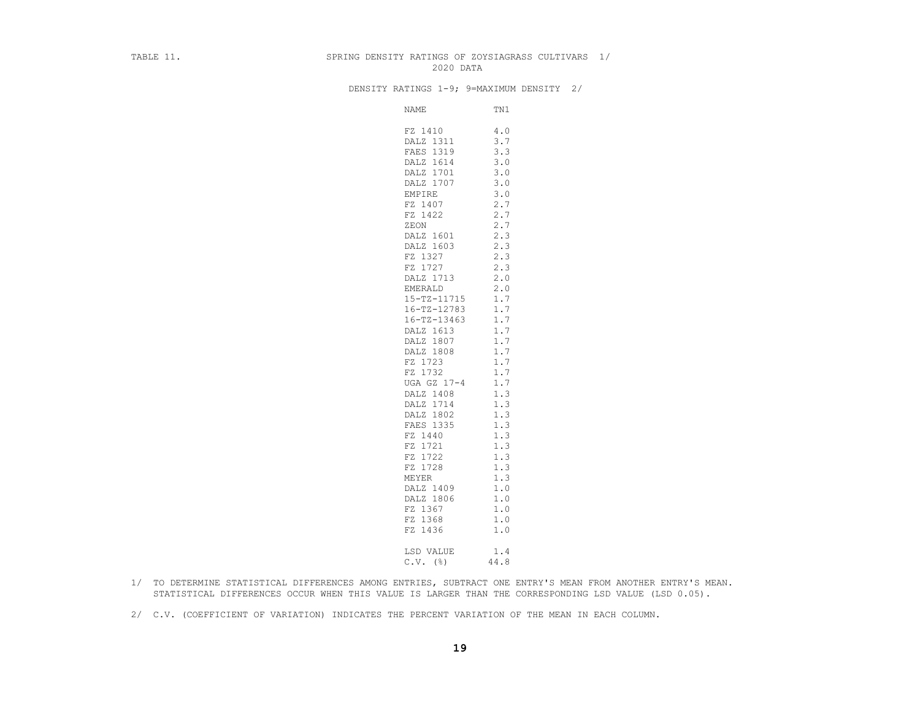TABLE 11. SPRING DENSITY RATINGS OF ZOYSIAGRASS CULTIVARS 1/

2020 DATA

DENSITY RATINGS 1-9; 9=MAXIMUM DENSITY 2/

| NAME | TN1 |
|---|---|
| FZ 1410 | 4.0 |
| DALZ 1311 | 3.7 |
| FAES 1319 | 3.3 |
| DALZ 1614 | 3.0 |
| DALZ 1701 | 3.0 |
| DALZ 1707 | 3.0 |
| EMPIRE | 3.0 |
| FZ 1407 | 2.7 |
| FZ 1422 | 2.7 |
| ZEON | 2.7 |
| DALZ 1601 | 2.3 |
| DALZ 1603 | 2.3 |
| FZ 1327 | 2.3 |
| FZ 1727 | 2.3 |
| DALZ 1713 | 2.0 |
| EMERALD | 2.0 |
| 15-TZ-11715 | 1.7 |
| 16-TZ-12783 | 1.7 |
| 16-TZ-13463 | 1.7 |
| DALZ 1613 | 1.7 |
| DALZ 1807 | 1.7 |
| DALZ 1808 | 1.7 |
| FZ 1723 | 1.7 |
| FZ 1732 | 1.7 |
| UGA GZ 17-4 | 1.7 |
| DALZ 1408 | 1.3 |
| DALZ 1714 | 1.3 |
| DALZ 1802 | 1.3 |
| FAES 1335 | 1.3 |
| FZ 1440 | 1.3 |
| FZ 1721 | 1.3 |
| FZ 1722 | 1.3 |
| FZ 1728 | 1.3 |
| MEYER | 1.3 |
| DALZ 1409 | 1.0 |
| DALZ 1806 | 1.0 |
| FZ 1367 | 1.0 |
| FZ 1368 | 1.0 |
| FZ 1436 | 1.0 |
| LSD VALUE | 1.4 |
| C.V. (%) | 44.8 |

1/ TO DETERMINE STATISTICAL DIFFERENCES AMONG ENTRIES, SUBTRACT ONE ENTRY'S MEAN FROM ANOTHER ENTRY'S MEAN. STATISTICAL DIFFERENCES OCCUR WHEN THIS VALUE IS LARGER THAN THE CORRESPONDING LSD VALUE (LSD 0.05).

2/ C.V. (COEFFICIENT OF VARIATION) INDICATES THE PERCENT VARIATION OF THE MEAN IN EACH COLUMN.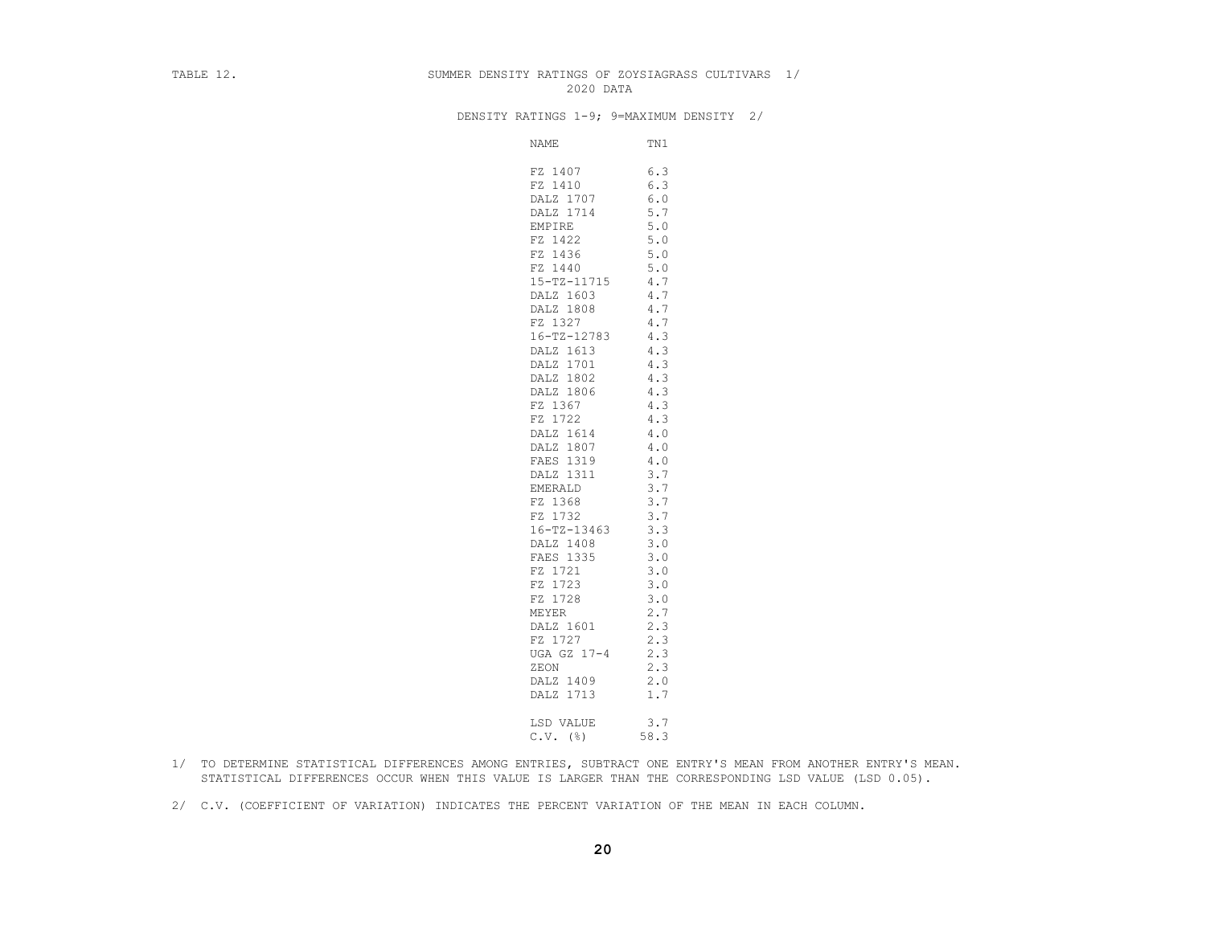TABLE 12. SUMMER DENSITY RATINGS OF ZOYSIAGRASS CULTIVARS 1/

2020 DATA

DENSITY RATINGS 1-9; 9=MAXIMUM DENSITY 2/

| NAME | TN1 |
|---|---|
| FZ 1407 | 6.3 |
| FZ 1410 | 6.3 |
| DALZ 1707 | 6.0 |
| DALZ 1714 | 5.7 |
| EMPIRE | 5.0 |
| FZ 1422 | 5.0 |
| FZ 1436 | 5.0 |
| FZ 1440 | 5.0 |
| 15-TZ-11715 | 4.7 |
| DALZ 1603 | 4.7 |
| DALZ 1808 | 4.7 |
| FZ 1327 | 4.7 |
| 16-TZ-12783 | 4.3 |
| DALZ 1613 | 4.3 |
| DALZ 1701 | 4.3 |
| DALZ 1802 | 4.3 |
| DALZ 1806 | 4.3 |
| FZ 1367 | 4.3 |
| FZ 1722 | 4.3 |
| DALZ 1614 | 4.0 |
| DALZ 1807 | 4.0 |
| FAES 1319 | 4.0 |
| DALZ 1311 | 3.7 |
| EMERALD | 3.7 |
| FZ 1368 | 3.7 |
| FZ 1732 | 3.7 |
| 16-TZ-13463 | 3.3 |
| DALZ 1408 | 3.0 |
| FAES 1335 | 3.0 |
| FZ 1721 | 3.0 |
| FZ 1723 | 3.0 |
| FZ 1728 | 3.0 |
| MEYER | 2.7 |
| DALZ 1601 | 2.3 |
| FZ 1727 | 2.3 |
| UGA GZ 17-4 | 2.3 |
| ZEON | 2.3 |
| DALZ 1409 | 2.0 |
| DALZ 1713 | 1.7 |
| LSD VALUE | 3.7 |
| C.V. (%) | 58.3 |

1/ TO DETERMINE STATISTICAL DIFFERENCES AMONG ENTRIES, SUBTRACT ONE ENTRY'S MEAN FROM ANOTHER ENTRY'S MEAN. STATISTICAL DIFFERENCES OCCUR WHEN THIS VALUE IS LARGER THAN THE CORRESPONDING LSD VALUE (LSD 0.05).

2/ C.V. (COEFFICIENT OF VARIATION) INDICATES THE PERCENT VARIATION OF THE MEAN IN EACH COLUMN.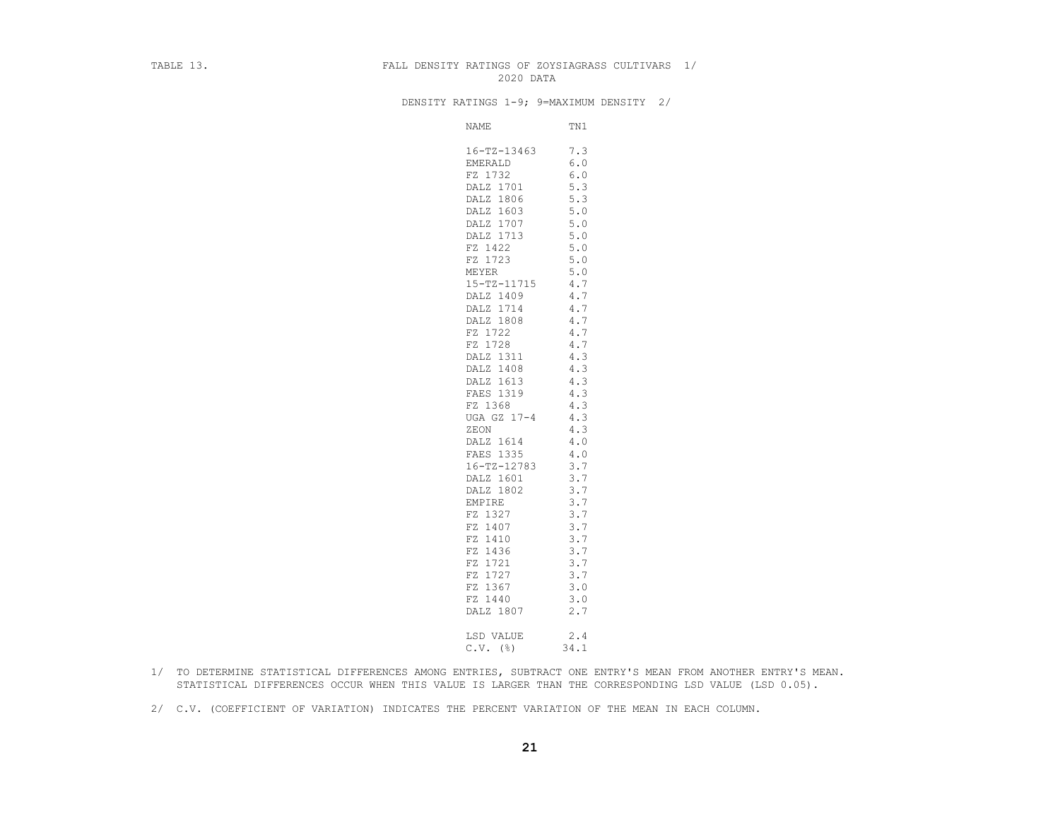TABLE 13. FALL DENSITY RATINGS OF ZOYSIAGRASS CULTIVARS 1/

2020 DATA

DENSITY RATINGS 1-9; 9=MAXIMUM DENSITY 2/

| NAME | TN1 |
|---|---|
| 16-TZ-13463 | 7.3 |
| EMERALD | 6.0 |
| FZ 1732 | 6.0 |
| DALZ 1701 | 5.3 |
| DALZ 1806 | 5.3 |
| DALZ 1603 | 5.0 |
| DALZ 1707 | 5.0 |
| DALZ 1713 | 5.0 |
| FZ 1422 | 5.0 |
| FZ 1723 | 5.0 |
| MEYER | 5.0 |
| 15-TZ-11715 | 4.7 |
| DALZ 1409 | 4.7 |
| DALZ 1714 | 4.7 |
| DALZ 1808 | 4.7 |
| FZ 1722 | 4.7 |
| FZ 1728 | 4.7 |
| DALZ 1311 | 4.3 |
| DALZ 1408 | 4.3 |
| DALZ 1613 | 4.3 |
| FAES 1319 | 4.3 |
| FZ 1368 | 4.3 |
| UGA GZ 17-4 | 4.3 |
| ZEON | 4.3 |
| DALZ 1614 | 4.0 |
| FAES 1335 | 4.0 |
| 16-TZ-12783 | 3.7 |
| DALZ 1601 | 3.7 |
| DALZ 1802 | 3.7 |
| EMPIRE | 3.7 |
| FZ 1327 | 3.7 |
| FZ 1407 | 3.7 |
| FZ 1410 | 3.7 |
| FZ 1436 | 3.7 |
| FZ 1721 | 3.7 |
| FZ 1727 | 3.7 |
| FZ 1367 | 3.0 |
| FZ 1440 | 3.0 |
| DALZ 1807 | 2.7 |
| LSD VALUE | 2.4 |
| C.V. (%) | 34.1 |

1/ TO DETERMINE STATISTICAL DIFFERENCES AMONG ENTRIES, SUBTRACT ONE ENTRY'S MEAN FROM ANOTHER ENTRY'S MEAN. STATISTICAL DIFFERENCES OCCUR WHEN THIS VALUE IS LARGER THAN THE CORRESPONDING LSD VALUE (LSD 0.05).

2/ C.V. (COEFFICIENT OF VARIATION) INDICATES THE PERCENT VARIATION OF THE MEAN IN EACH COLUMN.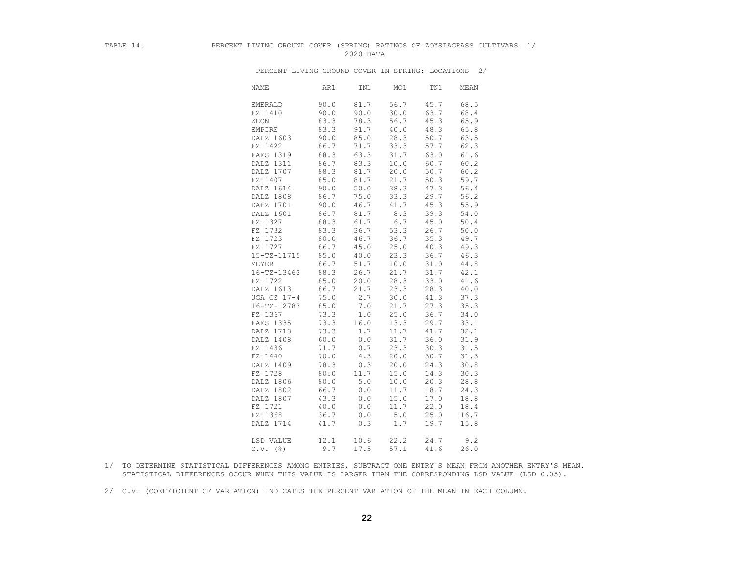TABLE 14. PERCENT LIVING GROUND COVER (SPRING) RATINGS OF ZOYSIAGRASS CULTIVARS 1/
2020 DATA

PERCENT LIVING GROUND COVER IN SPRING: LOCATIONS 2/

| NAME | AR1 | IN1 | MO1 | TN1 | MEAN |
|---|---|---|---|---|---|
| EMERALD | 90.0 | 81.7 | 56.7 | 45.7 | 68.5 |
| FZ 1410 | 90.0 | 90.0 | 30.0 | 63.7 | 68.4 |
| ZEON | 83.3 | 78.3 | 56.7 | 45.3 | 65.9 |
| EMPIRE | 83.3 | 91.7 | 40.0 | 48.3 | 65.8 |
| DALZ 1603 | 90.0 | 85.0 | 28.3 | 50.7 | 63.5 |
| FZ 1422 | 86.7 | 71.7 | 33.3 | 57.7 | 62.3 |
| FAES 1319 | 88.3 | 63.3 | 31.7 | 63.0 | 61.6 |
| DALZ 1311 | 86.7 | 83.3 | 10.0 | 60.7 | 60.2 |
| DALZ 1707 | 88.3 | 81.7 | 20.0 | 50.7 | 60.2 |
| FZ 1407 | 85.0 | 81.7 | 21.7 | 50.3 | 59.7 |
| DALZ 1614 | 90.0 | 50.0 | 38.3 | 47.3 | 56.4 |
| DALZ 1808 | 86.7 | 75.0 | 33.3 | 29.7 | 56.2 |
| DALZ 1701 | 90.0 | 46.7 | 41.7 | 45.3 | 55.9 |
| DALZ 1601 | 86.7 | 81.7 | 8.3 | 39.3 | 54.0 |
| FZ 1327 | 88.3 | 61.7 | 6.7 | 45.0 | 50.4 |
| FZ 1732 | 83.3 | 36.7 | 53.3 | 26.7 | 50.0 |
| FZ 1723 | 80.0 | 46.7 | 36.7 | 35.3 | 49.7 |
| FZ 1727 | 86.7 | 45.0 | 25.0 | 40.3 | 49.3 |
| 15-TZ-11715 | 85.0 | 40.0 | 23.3 | 36.7 | 46.3 |
| MEYER | 86.7 | 51.7 | 10.0 | 31.0 | 44.8 |
| 16-TZ-13463 | 88.3 | 26.7 | 21.7 | 31.7 | 42.1 |
| FZ 1722 | 85.0 | 20.0 | 28.3 | 33.0 | 41.6 |
| DALZ 1613 | 86.7 | 21.7 | 23.3 | 28.3 | 40.0 |
| UGA GZ 17-4 | 75.0 | 2.7 | 30.0 | 41.3 | 37.3 |
| 16-TZ-12783 | 85.0 | 7.0 | 21.7 | 27.3 | 35.3 |
| FZ 1367 | 73.3 | 1.0 | 25.0 | 36.7 | 34.0 |
| FAES 1335 | 73.3 | 16.0 | 13.3 | 29.7 | 33.1 |
| DALZ 1713 | 73.3 | 1.7 | 11.7 | 41.7 | 32.1 |
| DALZ 1408 | 60.0 | 0.0 | 31.7 | 36.0 | 31.9 |
| FZ 1436 | 71.7 | 0.7 | 23.3 | 30.3 | 31.5 |
| FZ 1440 | 70.0 | 4.3 | 20.0 | 30.7 | 31.3 |
| DALZ 1409 | 78.3 | 0.3 | 20.0 | 24.3 | 30.8 |
| FZ 1728 | 80.0 | 11.7 | 15.0 | 14.3 | 30.3 |
| DALZ 1806 | 80.0 | 5.0 | 10.0 | 20.3 | 28.8 |
| DALZ 1802 | 66.7 | 0.0 | 11.7 | 18.7 | 24.3 |
| DALZ 1807 | 43.3 | 0.0 | 15.0 | 17.0 | 18.8 |
| FZ 1721 | 40.0 | 0.0 | 11.7 | 22.0 | 18.4 |
| FZ 1368 | 36.7 | 0.0 | 5.0 | 25.0 | 16.7 |
| DALZ 1714 | 41.7 | 0.3 | 1.7 | 19.7 | 15.8 |
| | | | | | |
| LSD VALUE | 12.1 | 10.6 | 22.2 | 24.7 | 9.2 |
| C.V. (%) | 9.7 | 17.5 | 57.1 | 41.6 | 26.0 |

1/ TO DETERMINE STATISTICAL DIFFERENCES AMONG ENTRIES, SUBTRACT ONE ENTRY'S MEAN FROM ANOTHER ENTRY'S MEAN. STATISTICAL DIFFERENCES OCCUR WHEN THIS VALUE IS LARGER THAN THE CORRESPONDING LSD VALUE (LSD 0.05).

2/ C.V. (COEFFICIENT OF VARIATION) INDICATES THE PERCENT VARIATION OF THE MEAN IN EACH COLUMN.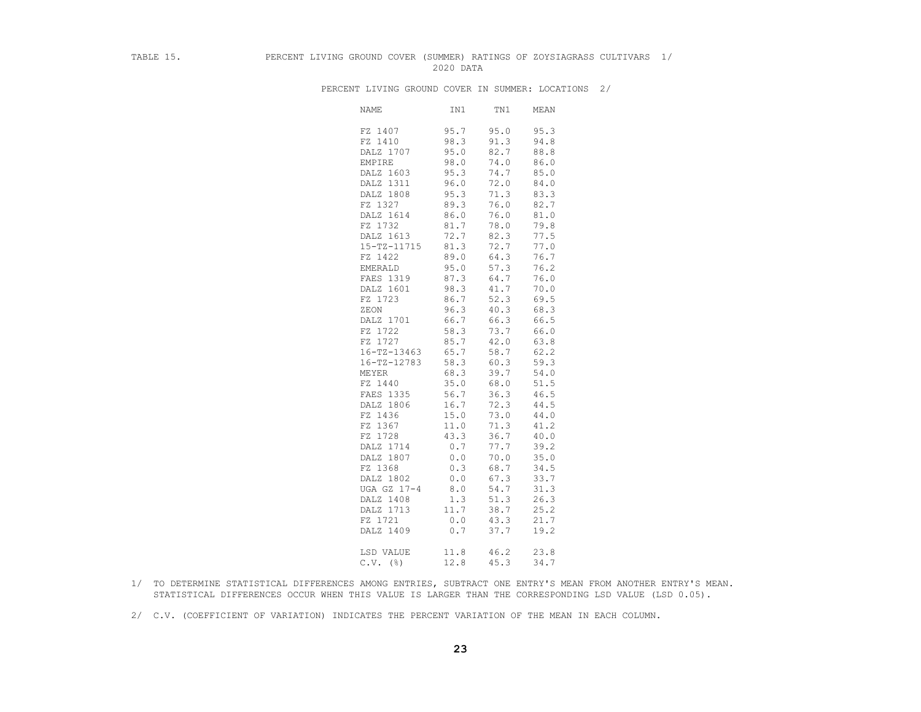TABLE 15. PERCENT LIVING GROUND COVER (SUMMER) RATINGS OF ZOYSIAGRASS CULTIVARS 1/
2020 DATA

PERCENT LIVING GROUND COVER IN SUMMER: LOCATIONS 2/

| NAME | IN1 | TN1 | MEAN |
|---|---|---|---|
| FZ 1407 | 95.7 | 95.0 | 95.3 |
| FZ 1410 | 98.3 | 91.3 | 94.8 |
| DALZ 1707 | 95.0 | 82.7 | 88.8 |
| EMPIRE | 98.0 | 74.0 | 86.0 |
| DALZ 1603 | 95.3 | 74.7 | 85.0 |
| DALZ 1311 | 96.0 | 72.0 | 84.0 |
| DALZ 1808 | 95.3 | 71.3 | 83.3 |
| FZ 1327 | 89.3 | 76.0 | 82.7 |
| DALZ 1614 | 86.0 | 76.0 | 81.0 |
| FZ 1732 | 81.7 | 78.0 | 79.8 |
| DALZ 1613 | 72.7 | 82.3 | 77.5 |
| 15-TZ-11715 | 81.3 | 72.7 | 77.0 |
| FZ 1422 | 89.0 | 64.3 | 76.7 |
| EMERALD | 95.0 | 57.3 | 76.2 |
| FAES 1319 | 87.3 | 64.7 | 76.0 |
| DALZ 1601 | 98.3 | 41.7 | 70.0 |
| FZ 1723 | 86.7 | 52.3 | 69.5 |
| ZEON | 96.3 | 40.3 | 68.3 |
| DALZ 1701 | 66.7 | 66.3 | 66.5 |
| FZ 1722 | 58.3 | 73.7 | 66.0 |
| FZ 1727 | 85.7 | 42.0 | 63.8 |
| 16-TZ-13463 | 65.7 | 58.7 | 62.2 |
| 16-TZ-12783 | 58.3 | 60.3 | 59.3 |
| MEYER | 68.3 | 39.7 | 54.0 |
| FZ 1440 | 35.0 | 68.0 | 51.5 |
| FAES 1335 | 56.7 | 36.3 | 46.5 |
| DALZ 1806 | 16.7 | 72.3 | 44.5 |
| FZ 1436 | 15.0 | 73.0 | 44.0 |
| FZ 1367 | 11.0 | 71.3 | 41.2 |
| FZ 1728 | 43.3 | 36.7 | 40.0 |
| DALZ 1714 | 0.7 | 77.7 | 39.2 |
| DALZ 1807 | 0.0 | 70.0 | 35.0 |
| FZ 1368 | 0.3 | 68.7 | 34.5 |
| DALZ 1802 | 0.0 | 67.3 | 33.7 |
| UGA GZ 17-4 | 8.0 | 54.7 | 31.3 |
| DALZ 1408 | 1.3 | 51.3 | 26.3 |
| DALZ 1713 | 11.7 | 38.7 | 25.2 |
| FZ 1721 | 0.0 | 43.3 | 21.7 |
| DALZ 1409 | 0.7 | 37.7 | 19.2 |
| LSD VALUE | 11.8 | 46.2 | 23.8 |
| C.V. (%) | 12.8 | 45.3 | 34.7 |

1/ TO DETERMINE STATISTICAL DIFFERENCES AMONG ENTRIES, SUBTRACT ONE ENTRY'S MEAN FROM ANOTHER ENTRY'S MEAN. STATISTICAL DIFFERENCES OCCUR WHEN THIS VALUE IS LARGER THAN THE CORRESPONDING LSD VALUE (LSD 0.05).

2/ C.V. (COEFFICIENT OF VARIATION) INDICATES THE PERCENT VARIATION OF THE MEAN IN EACH COLUMN.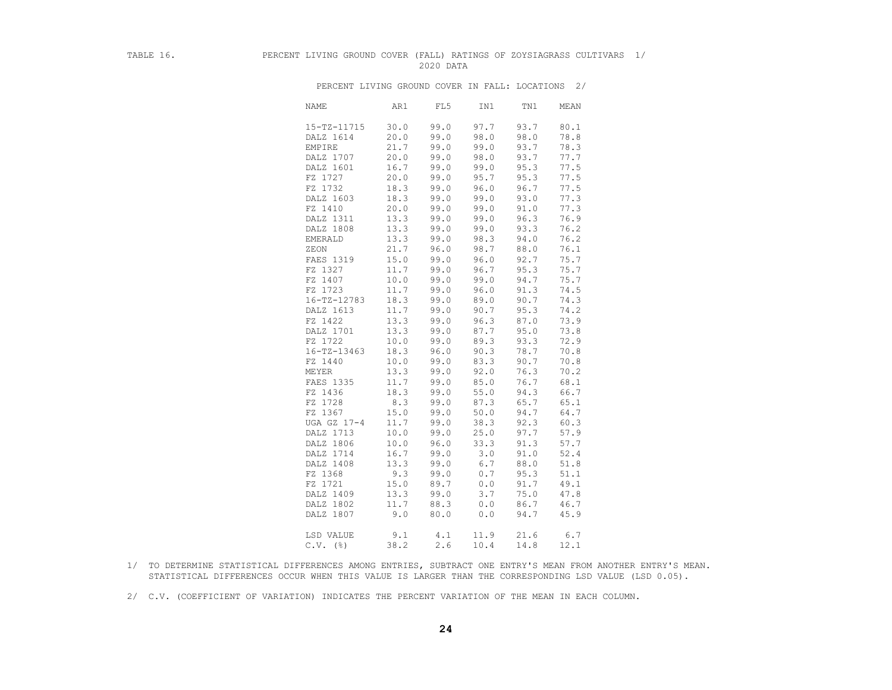TABLE 16. PERCENT LIVING GROUND COVER (FALL) RATINGS OF ZOYSIAGRASS CULTIVARS 1/

2020 DATA

PERCENT LIVING GROUND COVER IN FALL: LOCATIONS 2/

| NAME | AR1 | FL5 | IN1 | TN1 | MEAN |
|---|---|---|---|---|---|
| 15-TZ-11715 | 30.0 | 99.0 | 97.7 | 93.7 | 80.1 |
| DALZ 1614 | 20.0 | 99.0 | 98.0 | 98.0 | 78.8 |
| EMPIRE | 21.7 | 99.0 | 99.0 | 93.7 | 78.3 |
| DALZ 1707 | 20.0 | 99.0 | 98.0 | 93.7 | 77.7 |
| DALZ 1601 | 16.7 | 99.0 | 99.0 | 95.3 | 77.5 |
| FZ 1727 | 20.0 | 99.0 | 95.7 | 95.3 | 77.5 |
| FZ 1732 | 18.3 | 99.0 | 96.0 | 96.7 | 77.5 |
| DALZ 1603 | 18.3 | 99.0 | 99.0 | 93.0 | 77.3 |
| FZ 1410 | 20.0 | 99.0 | 99.0 | 91.0 | 77.3 |
| DALZ 1311 | 13.3 | 99.0 | 99.0 | 96.3 | 76.9 |
| DALZ 1808 | 13.3 | 99.0 | 99.0 | 93.3 | 76.2 |
| EMERALD | 13.3 | 99.0 | 98.3 | 94.0 | 76.2 |
| ZEON | 21.7 | 96.0 | 98.7 | 88.0 | 76.1 |
| FAES 1319 | 15.0 | 99.0 | 96.0 | 92.7 | 75.7 |
| FZ 1327 | 11.7 | 99.0 | 96.7 | 95.3 | 75.7 |
| FZ 1407 | 10.0 | 99.0 | 99.0 | 94.7 | 75.7 |
| FZ 1723 | 11.7 | 99.0 | 96.0 | 91.3 | 74.5 |
| 16-TZ-12783 | 18.3 | 99.0 | 89.0 | 90.7 | 74.3 |
| DALZ 1613 | 11.7 | 99.0 | 90.7 | 95.3 | 74.2 |
| FZ 1422 | 13.3 | 99.0 | 96.3 | 87.0 | 73.9 |
| DALZ 1701 | 13.3 | 99.0 | 87.7 | 95.0 | 73.8 |
| FZ 1722 | 10.0 | 99.0 | 89.3 | 93.3 | 72.9 |
| 16-TZ-13463 | 18.3 | 96.0 | 90.3 | 78.7 | 70.8 |
| FZ 1440 | 10.0 | 99.0 | 83.3 | 90.7 | 70.8 |
| MEYER | 13.3 | 99.0 | 92.0 | 76.3 | 70.2 |
| FAES 1335 | 11.7 | 99.0 | 85.0 | 76.7 | 68.1 |
| FZ 1436 | 18.3 | 99.0 | 55.0 | 94.3 | 66.7 |
| FZ 1728 | 8.3 | 99.0 | 87.3 | 65.7 | 65.1 |
| FZ 1367 | 15.0 | 99.0 | 50.0 | 94.7 | 64.7 |
| UGA GZ 17-4 | 11.7 | 99.0 | 38.3 | 92.3 | 60.3 |
| DALZ 1713 | 10.0 | 99.0 | 25.0 | 97.7 | 57.9 |
| DALZ 1806 | 10.0 | 96.0 | 33.3 | 91.3 | 57.7 |
| DALZ 1714 | 16.7 | 99.0 | 3.0 | 91.0 | 52.4 |
| DALZ 1408 | 13.3 | 99.0 | 6.7 | 88.0 | 51.8 |
| FZ 1368 | 9.3 | 99.0 | 0.7 | 95.3 | 51.1 |
| FZ 1721 | 15.0 | 89.7 | 0.0 | 91.7 | 49.1 |
| DALZ 1409 | 13.3 | 99.0 | 3.7 | 75.0 | 47.8 |
| DALZ 1802 | 11.7 | 88.3 | 0.0 | 86.7 | 46.7 |
| DALZ 1807 | 9.0 | 80.0 | 0.0 | 94.7 | 45.9 |
| LSD VALUE | 9.1 | 4.1 | 11.9 | 21.6 | 6.7 |
| C.V. (%) | 38.2 | 2.6 | 10.4 | 14.8 | 12.1 |

1/ TO DETERMINE STATISTICAL DIFFERENCES AMONG ENTRIES, SUBTRACT ONE ENTRY'S MEAN FROM ANOTHER ENTRY'S MEAN. STATISTICAL DIFFERENCES OCCUR WHEN THIS VALUE IS LARGER THAN THE CORRESPONDING LSD VALUE (LSD 0.05).

2/ C.V. (COEFFICIENT OF VARIATION) INDICATES THE PERCENT VARIATION OF THE MEAN IN EACH COLUMN.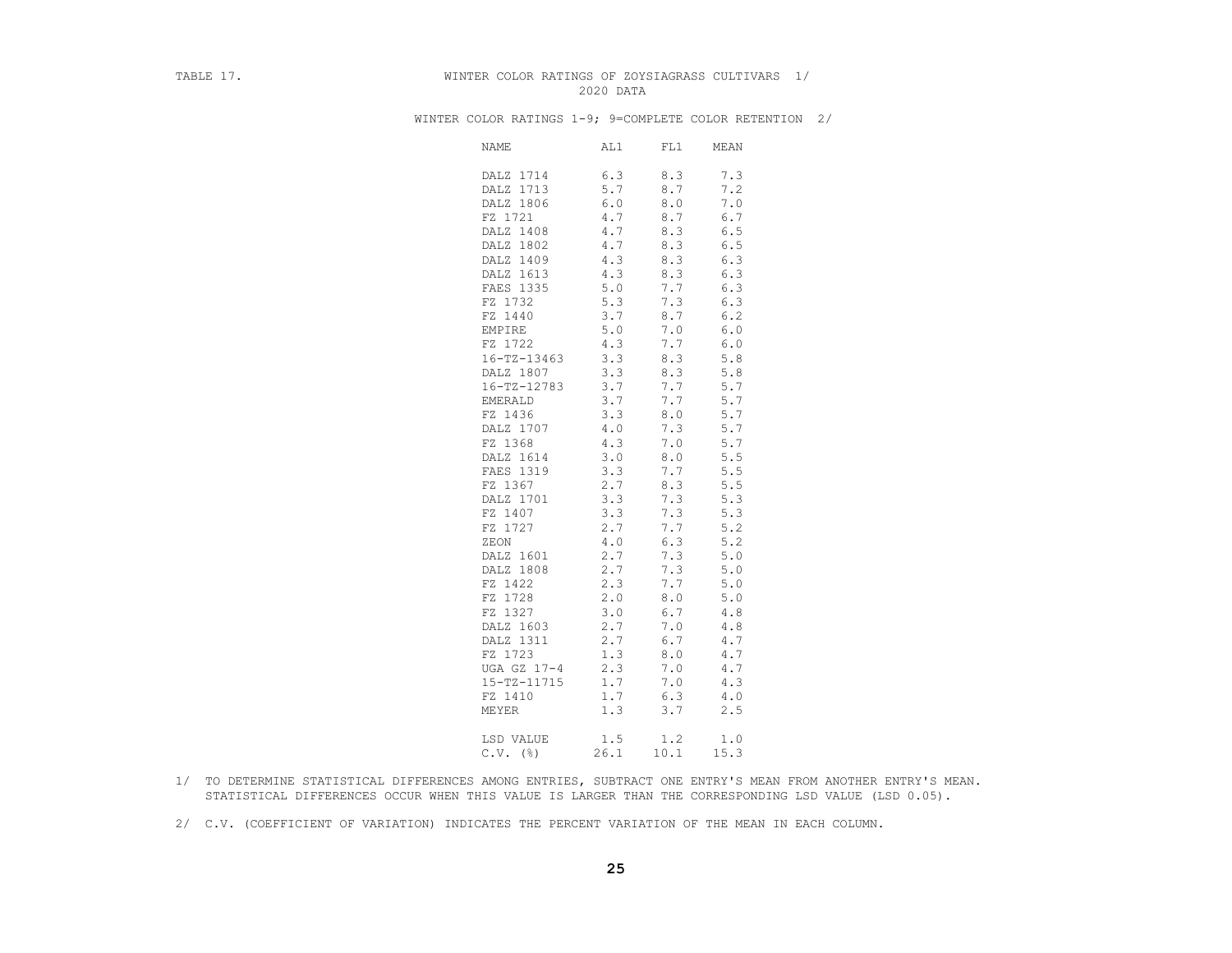TABLE 17. WINTER COLOR RATINGS OF ZOYSIAGRASS CULTIVARS 1/

2020 DATA

WINTER COLOR RATINGS 1-9; 9=COMPLETE COLOR RETENTION 2/

| NAME | AL1 | FL1 | MEAN |
|---|---|---|---|
| DALZ 1714 | 6.3 | 8.3 | 7.3 |
| DALZ 1713 | 5.7 | 8.7 | 7.2 |
| DALZ 1806 | 6.0 | 8.0 | 7.0 |
| FZ 1721 | 4.7 | 8.7 | 6.7 |
| DALZ 1408 | 4.7 | 8.3 | 6.5 |
| DALZ 1802 | 4.7 | 8.3 | 6.5 |
| DALZ 1409 | 4.3 | 8.3 | 6.3 |
| DALZ 1613 | 4.3 | 8.3 | 6.3 |
| FAES 1335 | 5.0 | 7.7 | 6.3 |
| FZ 1732 | 5.3 | 7.3 | 6.3 |
| FZ 1440 | 3.7 | 8.7 | 6.2 |
| EMPIRE | 5.0 | 7.0 | 6.0 |
| FZ 1722 | 4.3 | 7.7 | 6.0 |
| 16-TZ-13463 | 3.3 | 8.3 | 5.8 |
| DALZ 1807 | 3.3 | 8.3 | 5.8 |
| 16-TZ-12783 | 3.7 | 7.7 | 5.7 |
| EMERALD | 3.7 | 7.7 | 5.7 |
| FZ 1436 | 3.3 | 8.0 | 5.7 |
| DALZ 1707 | 4.0 | 7.3 | 5.7 |
| FZ 1368 | 4.3 | 7.0 | 5.7 |
| DALZ 1614 | 3.0 | 8.0 | 5.5 |
| FAES 1319 | 3.3 | 7.7 | 5.5 |
| FZ 1367 | 2.7 | 8.3 | 5.5 |
| DALZ 1701 | 3.3 | 7.3 | 5.3 |
| FZ 1407 | 3.3 | 7.3 | 5.3 |
| FZ 1727 | 2.7 | 7.7 | 5.2 |
| ZEON | 4.0 | 6.3 | 5.2 |
| DALZ 1601 | 2.7 | 7.3 | 5.0 |
| DALZ 1808 | 2.7 | 7.3 | 5.0 |
| FZ 1422 | 2.3 | 7.7 | 5.0 |
| FZ 1728 | 2.0 | 8.0 | 5.0 |
| FZ 1327 | 3.0 | 6.7 | 4.8 |
| DALZ 1603 | 2.7 | 7.0 | 4.8 |
| DALZ 1311 | 2.7 | 6.7 | 4.7 |
| FZ 1723 | 1.3 | 8.0 | 4.7 |
| UGA GZ 17-4 | 2.3 | 7.0 | 4.7 |
| 15-TZ-11715 | 1.7 | 7.0 | 4.3 |
| FZ 1410 | 1.7 | 6.3 | 4.0 |
| MEYER | 1.3 | 3.7 | 2.5 |
| LSD VALUE | 1.5 | 1.2 | 1.0 |
| C.V. (%) | 26.1 | 10.1 | 15.3 |

1/ TO DETERMINE STATISTICAL DIFFERENCES AMONG ENTRIES, SUBTRACT ONE ENTRY'S MEAN FROM ANOTHER ENTRY'S MEAN. STATISTICAL DIFFERENCES OCCUR WHEN THIS VALUE IS LARGER THAN THE CORRESPONDING LSD VALUE (LSD 0.05).

2/ C.V. (COEFFICIENT OF VARIATION) INDICATES THE PERCENT VARIATION OF THE MEAN IN EACH COLUMN.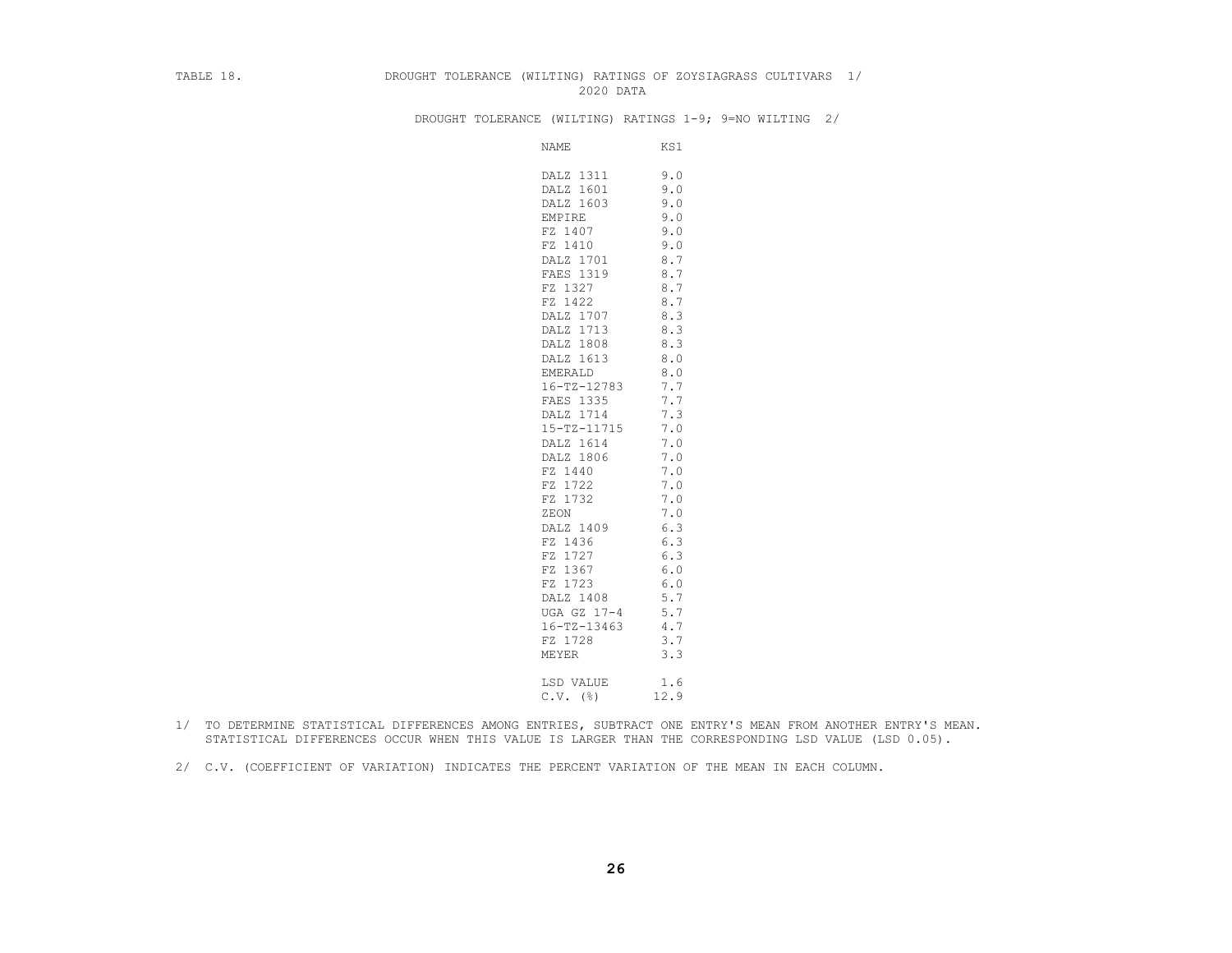TABLE 18. DROUGHT TOLERANCE (WILTING) RATINGS OF ZOYSIAGRASS CULTIVARS 1/
2020 DATA

DROUGHT TOLERANCE (WILTING) RATINGS 1-9; 9=NO WILTING 2/

| NAME | KS1 |
|---|---|
| DALZ 1311 | 9.0 |
| DALZ 1601 | 9.0 |
| DALZ 1603 | 9.0 |
| EMPIRE | 9.0 |
| FZ 1407 | 9.0 |
| FZ 1410 | 9.0 |
| DALZ 1701 | 8.7 |
| FAES 1319 | 8.7 |
| FZ 1327 | 8.7 |
| FZ 1422 | 8.7 |
| DALZ 1707 | 8.3 |
| DALZ 1713 | 8.3 |
| DALZ 1808 | 8.3 |
| DALZ 1613 | 8.0 |
| EMERALD | 8.0 |
| 16-TZ-12783 | 7.7 |
| FAES 1335 | 7.7 |
| DALZ 1714 | 7.3 |
| 15-TZ-11715 | 7.0 |
| DALZ 1614 | 7.0 |
| DALZ 1806 | 7.0 |
| FZ 1440 | 7.0 |
| FZ 1722 | 7.0 |
| FZ 1732 | 7.0 |
| ZEON | 7.0 |
| DALZ 1409 | 6.3 |
| FZ 1436 | 6.3 |
| FZ 1727 | 6.3 |
| FZ 1367 | 6.0 |
| FZ 1723 | 6.0 |
| DALZ 1408 | 5.7 |
| UGA GZ 17-4 | 5.7 |
| 16-TZ-13463 | 4.7 |
| FZ 1728 | 3.7 |
| MEYER | 3.3 |
| LSD VALUE | 1.6 |
| C.V. (%) | 12.9 |

1/ TO DETERMINE STATISTICAL DIFFERENCES AMONG ENTRIES, SUBTRACT ONE ENTRY'S MEAN FROM ANOTHER ENTRY'S MEAN. STATISTICAL DIFFERENCES OCCUR WHEN THIS VALUE IS LARGER THAN THE CORRESPONDING LSD VALUE (LSD 0.05).

2/ C.V. (COEFFICIENT OF VARIATION) INDICATES THE PERCENT VARIATION OF THE MEAN IN EACH COLUMN.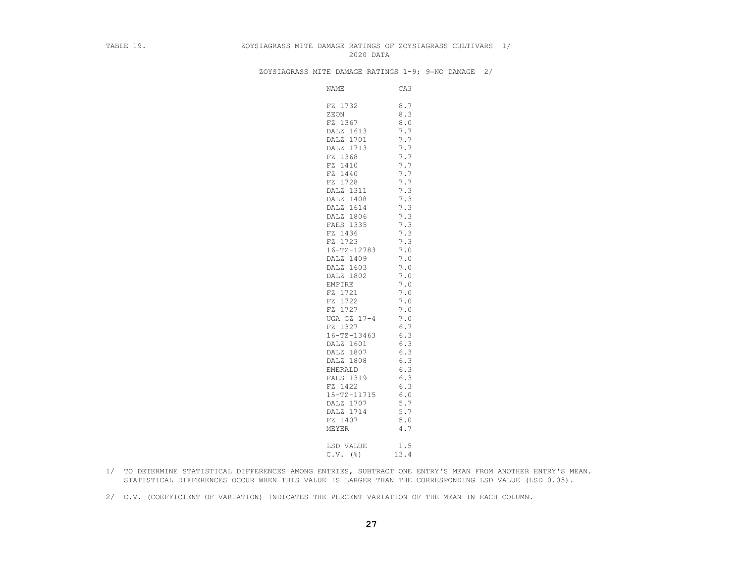TABLE 19. ZOYSIAGRASS MITE DAMAGE RATINGS OF ZOYSIAGRASS CULTIVARS 1/

2020 DATA

ZOYSIAGRASS MITE DAMAGE RATINGS 1-9; 9=NO DAMAGE 2/

| NAME | CA3 |
|---|---|
| FZ 1732 | 8.7 |
| ZEON | 8.3 |
| FZ 1367 | 8.0 |
| DALZ 1613 | 7.7 |
| DALZ 1701 | 7.7 |
| DALZ 1713 | 7.7 |
| FZ 1368 | 7.7 |
| FZ 1410 | 7.7 |
| FZ 1440 | 7.7 |
| FZ 1728 | 7.7 |
| DALZ 1311 | 7.3 |
| DALZ 1408 | 7.3 |
| DALZ 1614 | 7.3 |
| DALZ 1806 | 7.3 |
| FAES 1335 | 7.3 |
| FZ 1436 | 7.3 |
| FZ 1723 | 7.3 |
| 16-TZ-12783 | 7.0 |
| DALZ 1409 | 7.0 |
| DALZ 1603 | 7.0 |
| DALZ 1802 | 7.0 |
| EMPIRE | 7.0 |
| FZ 1721 | 7.0 |
| FZ 1722 | 7.0 |
| FZ 1727 | 7.0 |
| UGA GZ 17-4 | 7.0 |
| FZ 1327 | 6.7 |
| 16-TZ-13463 | 6.3 |
| DALZ 1601 | 6.3 |
| DALZ 1807 | 6.3 |
| DALZ 1808 | 6.3 |
| EMERALD | 6.3 |
| FAES 1319 | 6.3 |
| FZ 1422 | 6.3 |
| 15-TZ-11715 | 6.0 |
| DALZ 1707 | 5.7 |
| DALZ 1714 | 5.7 |
| FZ 1407 | 5.0 |
| MEYER | 4.7 |
| LSD VALUE | 1.5 |
| C.V. (%) | 13.4 |

1/ TO DETERMINE STATISTICAL DIFFERENCES AMONG ENTRIES, SUBTRACT ONE ENTRY'S MEAN FROM ANOTHER ENTRY'S MEAN. STATISTICAL DIFFERENCES OCCUR WHEN THIS VALUE IS LARGER THAN THE CORRESPONDING LSD VALUE (LSD 0.05).

2/ C.V. (COEFFICIENT OF VARIATION) INDICATES THE PERCENT VARIATION OF THE MEAN IN EACH COLUMN.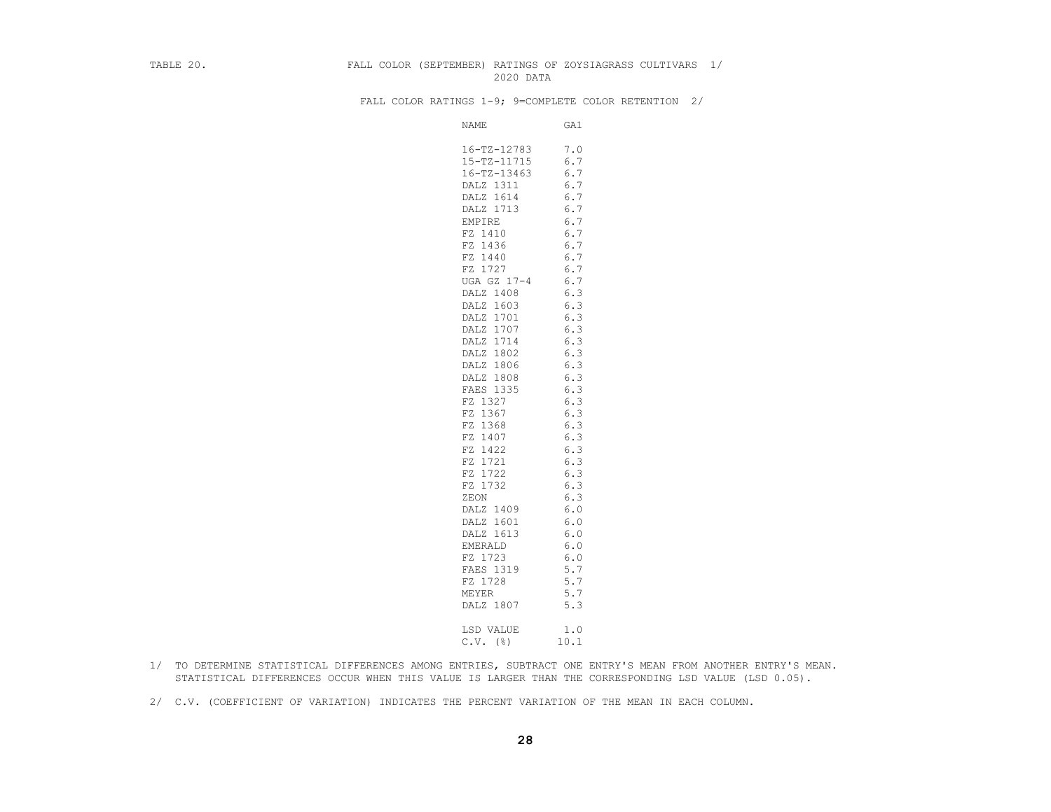TABLE 20. FALL COLOR (SEPTEMBER) RATINGS OF ZOYSIAGRASS CULTIVARS 1/
2020 DATA

FALL COLOR RATINGS 1-9; 9=COMPLETE COLOR RETENTION 2/

| NAME | GA1 |
|---|---|
| 16-TZ-12783 | 7.0 |
| 15-TZ-11715 | 6.7 |
| 16-TZ-13463 | 6.7 |
| DALZ 1311 | 6.7 |
| DALZ 1614 | 6.7 |
| DALZ 1713 | 6.7 |
| EMPIRE | 6.7 |
| FZ 1410 | 6.7 |
| FZ 1436 | 6.7 |
| FZ 1440 | 6.7 |
| FZ 1727 | 6.7 |
| UGA GZ 17-4 | 6.7 |
| DALZ 1408 | 6.3 |
| DALZ 1603 | 6.3 |
| DALZ 1701 | 6.3 |
| DALZ 1707 | 6.3 |
| DALZ 1714 | 6.3 |
| DALZ 1802 | 6.3 |
| DALZ 1806 | 6.3 |
| DALZ 1808 | 6.3 |
| FAES 1335 | 6.3 |
| FZ 1327 | 6.3 |
| FZ 1367 | 6.3 |
| FZ 1368 | 6.3 |
| FZ 1407 | 6.3 |
| FZ 1422 | 6.3 |
| FZ 1721 | 6.3 |
| FZ 1722 | 6.3 |
| FZ 1732 | 6.3 |
| ZEON | 6.3 |
| DALZ 1409 | 6.0 |
| DALZ 1601 | 6.0 |
| DALZ 1613 | 6.0 |
| EMERALD | 6.0 |
| FZ 1723 | 6.0 |
| FAES 1319 | 5.7 |
| FZ 1728 | 5.7 |
| MEYER | 5.7 |
| DALZ 1807 | 5.3 |
| LSD VALUE | 1.0 |
| C.V. (%) | 10.1 |

1/ TO DETERMINE STATISTICAL DIFFERENCES AMONG ENTRIES, SUBTRACT ONE ENTRY'S MEAN FROM ANOTHER ENTRY'S MEAN. STATISTICAL DIFFERENCES OCCUR WHEN THIS VALUE IS LARGER THAN THE CORRESPONDING LSD VALUE (LSD 0.05).

2/ C.V. (COEFFICIENT OF VARIATION) INDICATES THE PERCENT VARIATION OF THE MEAN IN EACH COLUMN.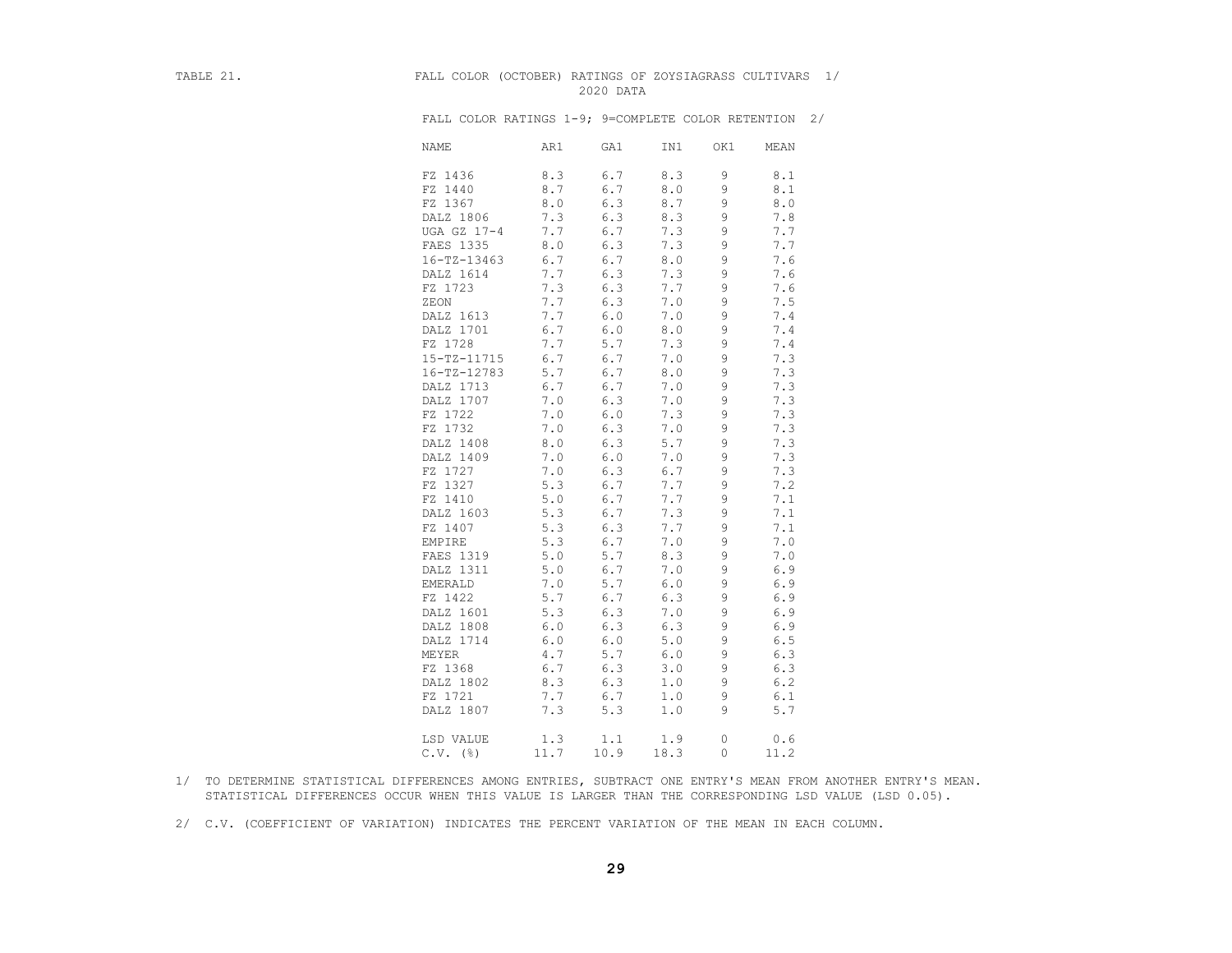TABLE 21. FALL COLOR (OCTOBER) RATINGS OF ZOYSIAGRASS CULTIVARS 1/

2020 DATA

FALL COLOR RATINGS 1-9; 9=COMPLETE COLOR RETENTION 2/

| NAME | AR1 | GA1 | IN1 | OK1 | MEAN |
|---|---|---|---|---|---|
| FZ 1436 | 8.3 | 6.7 | 8.3 | 9 | 8.1 |
| FZ 1440 | 8.7 | 6.7 | 8.0 | 9 | 8.1 |
| FZ 1367 | 8.0 | 6.3 | 8.7 | 9 | 8.0 |
| DALZ 1806 | 7.3 | 6.3 | 8.3 | 9 | 7.8 |
| UGA GZ 17-4 | 7.7 | 6.7 | 7.3 | 9 | 7.7 |
| FAES 1335 | 8.0 | 6.3 | 7.3 | 9 | 7.7 |
| 16-TZ-13463 | 6.7 | 6.7 | 8.0 | 9 | 7.6 |
| DALZ 1614 | 7.7 | 6.3 | 7.3 | 9 | 7.6 |
| FZ 1723 | 7.3 | 6.3 | 7.7 | 9 | 7.6 |
| ZEON | 7.7 | 6.3 | 7.0 | 9 | 7.5 |
| DALZ 1613 | 7.7 | 6.0 | 7.0 | 9 | 7.4 |
| DALZ 1701 | 6.7 | 6.0 | 8.0 | 9 | 7.4 |
| FZ 1728 | 7.7 | 5.7 | 7.3 | 9 | 7.4 |
| 15-TZ-11715 | 6.7 | 6.7 | 7.0 | 9 | 7.3 |
| 16-TZ-12783 | 5.7 | 6.7 | 8.0 | 9 | 7.3 |
| DALZ 1713 | 6.7 | 6.7 | 7.0 | 9 | 7.3 |
| DALZ 1707 | 7.0 | 6.3 | 7.0 | 9 | 7.3 |
| FZ 1722 | 7.0 | 6.0 | 7.3 | 9 | 7.3 |
| FZ 1732 | 7.0 | 6.3 | 7.0 | 9 | 7.3 |
| DALZ 1408 | 8.0 | 6.3 | 5.7 | 9 | 7.3 |
| DALZ 1409 | 7.0 | 6.0 | 7.0 | 9 | 7.3 |
| FZ 1727 | 7.0 | 6.3 | 6.7 | 9 | 7.3 |
| FZ 1327 | 5.3 | 6.7 | 7.7 | 9 | 7.2 |
| FZ 1410 | 5.0 | 6.7 | 7.7 | 9 | 7.1 |
| DALZ 1603 | 5.3 | 6.7 | 7.3 | 9 | 7.1 |
| FZ 1407 | 5.3 | 6.3 | 7.7 | 9 | 7.1 |
| EMPIRE | 5.3 | 6.7 | 7.0 | 9 | 7.0 |
| FAES 1319 | 5.0 | 5.7 | 8.3 | 9 | 7.0 |
| DALZ 1311 | 5.0 | 6.7 | 7.0 | 9 | 6.9 |
| EMERALD | 7.0 | 5.7 | 6.0 | 9 | 6.9 |
| FZ 1422 | 5.7 | 6.7 | 6.3 | 9 | 6.9 |
| DALZ 1601 | 5.3 | 6.3 | 7.0 | 9 | 6.9 |
| DALZ 1808 | 6.0 | 6.3 | 6.3 | 9 | 6.9 |
| DALZ 1714 | 6.0 | 6.0 | 5.0 | 9 | 6.5 |
| MEYER | 4.7 | 5.7 | 6.0 | 9 | 6.3 |
| FZ 1368 | 6.7 | 6.3 | 3.0 | 9 | 6.3 |
| DALZ 1802 | 8.3 | 6.3 | 1.0 | 9 | 6.2 |
| FZ 1721 | 7.7 | 6.7 | 1.0 | 9 | 6.1 |
| DALZ 1807 | 7.3 | 5.3 | 1.0 | 9 | 5.7 |
| | | | | | |
| LSD VALUE | 1.3 | 1.1 | 1.9 | 0 | 0.6 |
| C.V. (%) | 11.7 | 10.9 | 18.3 | 0 | 11.2 |

1/ TO DETERMINE STATISTICAL DIFFERENCES AMONG ENTRIES, SUBTRACT ONE ENTRY'S MEAN FROM ANOTHER ENTRY'S MEAN. STATISTICAL DIFFERENCES OCCUR WHEN THIS VALUE IS LARGER THAN THE CORRESPONDING LSD VALUE (LSD 0.05).

2/ C.V. (COEFFICIENT OF VARIATION) INDICATES THE PERCENT VARIATION OF THE MEAN IN EACH COLUMN.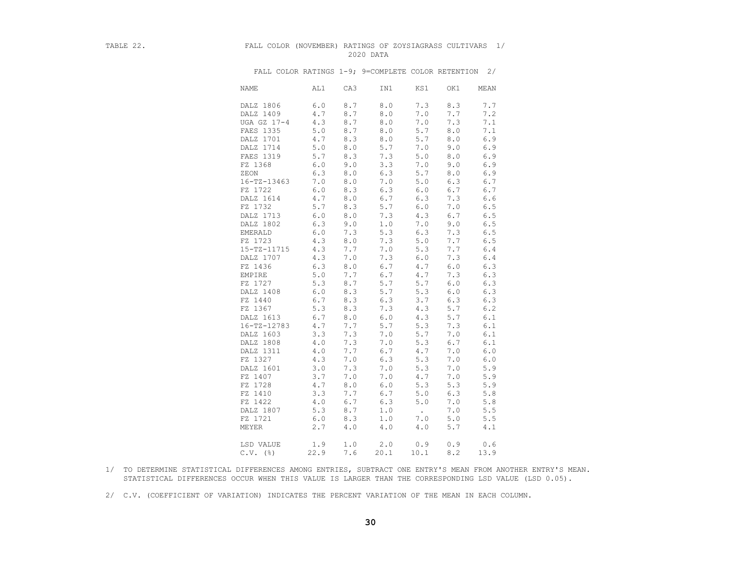TABLE 22. FALL COLOR (NOVEMBER) RATINGS OF ZOYSIAGRASS CULTIVARS 1/

2020 DATA

FALL COLOR RATINGS 1-9; 9=COMPLETE COLOR RETENTION 2/

| NAME | AL1 | CA3 | IN1 | KS1 | OK1 | MEAN |
|---|---|---|---|---|---|---|
| DALZ 1806 | 6.0 | 8.7 | 8.0 | 7.3 | 8.3 | 7.7 |
| DALZ 1409 | 4.7 | 8.7 | 8.0 | 7.0 | 7.7 | 7.2 |
| UGA GZ 17-4 | 4.3 | 8.7 | 8.0 | 7.0 | 7.3 | 7.1 |
| FAES 1335 | 5.0 | 8.7 | 8.0 | 5.7 | 8.0 | 7.1 |
| DALZ 1701 | 4.7 | 8.3 | 8.0 | 5.7 | 8.0 | 6.9 |
| DALZ 1714 | 5.0 | 8.0 | 5.7 | 7.0 | 9.0 | 6.9 |
| FAES 1319 | 5.7 | 8.3 | 7.3 | 5.0 | 8.0 | 6.9 |
| FZ 1368 | 6.0 | 9.0 | 3.3 | 7.0 | 9.0 | 6.9 |
| ZEON | 6.3 | 8.0 | 6.3 | 5.7 | 8.0 | 6.9 |
| 16-TZ-13463 | 7.0 | 8.0 | 7.0 | 5.0 | 6.3 | 6.7 |
| FZ 1722 | 6.0 | 8.3 | 6.3 | 6.0 | 6.7 | 6.7 |
| DALZ 1614 | 4.7 | 8.0 | 6.7 | 6.3 | 7.3 | 6.6 |
| FZ 1732 | 5.7 | 8.3 | 5.7 | 6.0 | 7.0 | 6.5 |
| DALZ 1713 | 6.0 | 8.0 | 7.3 | 4.3 | 6.7 | 6.5 |
| DALZ 1802 | 6.3 | 9.0 | 1.0 | 7.0 | 9.0 | 6.5 |
| EMERALD | 6.0 | 7.3 | 5.3 | 6.3 | 7.3 | 6.5 |
| FZ 1723 | 4.3 | 8.0 | 7.3 | 5.0 | 7.7 | 6.5 |
| 15-TZ-11715 | 4.3 | 7.7 | 7.0 | 5.3 | 7.7 | 6.4 |
| DALZ 1707 | 4.3 | 7.0 | 7.3 | 6.0 | 7.3 | 6.4 |
| FZ 1436 | 6.3 | 8.0 | 6.7 | 4.7 | 6.0 | 6.3 |
| EMPIRE | 5.0 | 7.7 | 6.7 | 4.7 | 7.3 | 6.3 |
| FZ 1727 | 5.3 | 8.7 | 5.7 | 5.7 | 6.0 | 6.3 |
| DALZ 1408 | 6.0 | 8.3 | 5.7 | 5.3 | 6.0 | 6.3 |
| FZ 1440 | 6.7 | 8.3 | 6.3 | 3.7 | 6.3 | 6.3 |
| FZ 1367 | 5.3 | 8.3 | 7.3 | 4.3 | 5.7 | 6.2 |
| DALZ 1613 | 6.7 | 8.0 | 6.0 | 4.3 | 5.7 | 6.1 |
| 16-TZ-12783 | 4.7 | 7.7 | 5.7 | 5.3 | 7.3 | 6.1 |
| DALZ 1603 | 3.3 | 7.3 | 7.0 | 5.7 | 7.0 | 6.1 |
| DALZ 1808 | 4.0 | 7.3 | 7.0 | 5.3 | 6.7 | 6.1 |
| DALZ 1311 | 4.0 | 7.7 | 6.7 | 4.7 | 7.0 | 6.0 |
| FZ 1327 | 4.3 | 7.0 | 6.3 | 5.3 | 7.0 | 6.0 |
| DALZ 1601 | 3.0 | 7.3 | 7.0 | 5.3 | 7.0 | 5.9 |
| FZ 1407 | 3.7 | 7.0 | 7.0 | 4.7 | 7.0 | 5.9 |
| FZ 1728 | 4.7 | 8.0 | 6.0 | 5.3 | 5.3 | 5.9 |
| FZ 1410 | 3.3 | 7.7 | 6.7 | 5.0 | 6.3 | 5.8 |
| FZ 1422 | 4.0 | 6.7 | 6.3 | 5.0 | 7.0 | 5.8 |
| DALZ 1807 | 5.3 | 8.7 | 1.0 | . | 7.0 | 5.5 |
| FZ 1721 | 6.0 | 8.3 | 1.0 | 7.0 | 5.0 | 5.5 |
| MEYER | 2.7 | 4.0 | 4.0 | 4.0 | 5.7 | 4.1 |
| LSD VALUE | 1.9 | 1.0 | 2.0 | 0.9 | 0.9 | 0.6 |
| C.V. (%) | 22.9 | 7.6 | 20.1 | 10.1 | 8.2 | 13.9 |

1/ TO DETERMINE STATISTICAL DIFFERENCES AMONG ENTRIES, SUBTRACT ONE ENTRY'S MEAN FROM ANOTHER ENTRY'S MEAN. STATISTICAL DIFFERENCES OCCUR WHEN THIS VALUE IS LARGER THAN THE CORRESPONDING LSD VALUE (LSD 0.05).

2/ C.V. (COEFFICIENT OF VARIATION) INDICATES THE PERCENT VARIATION OF THE MEAN IN EACH COLUMN.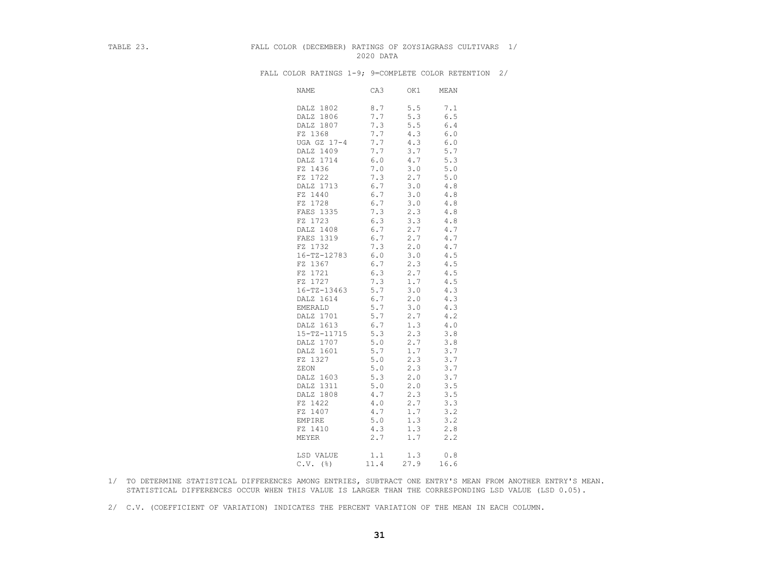TABLE 23. FALL COLOR (DECEMBER) RATINGS OF ZOYSIAGRASS CULTIVARS 1/

2020 DATA

FALL COLOR RATINGS 1-9; 9=COMPLETE COLOR RETENTION 2/

| NAME | CA3 | OK1 | MEAN |
|---|---|---|---|
| DALZ 1802 | 8.7 | 5.5 | 7.1 |
| DALZ 1806 | 7.7 | 5.3 | 6.5 |
| DALZ 1807 | 7.3 | 5.5 | 6.4 |
| FZ 1368 | 7.7 | 4.3 | 6.0 |
| UGA GZ 17-4 | 7.7 | 4.3 | 6.0 |
| DALZ 1409 | 7.7 | 3.7 | 5.7 |
| DALZ 1714 | 6.0 | 4.7 | 5.3 |
| FZ 1436 | 7.0 | 3.0 | 5.0 |
| FZ 1722 | 7.3 | 2.7 | 5.0 |
| DALZ 1713 | 6.7 | 3.0 | 4.8 |
| FZ 1440 | 6.7 | 3.0 | 4.8 |
| FZ 1728 | 6.7 | 3.0 | 4.8 |
| FAES 1335 | 7.3 | 2.3 | 4.8 |
| FZ 1723 | 6.3 | 3.3 | 4.8 |
| DALZ 1408 | 6.7 | 2.7 | 4.7 |
| FAES 1319 | 6.7 | 2.7 | 4.7 |
| FZ 1732 | 7.3 | 2.0 | 4.7 |
| 16-TZ-12783 | 6.0 | 3.0 | 4.5 |
| FZ 1367 | 6.7 | 2.3 | 4.5 |
| FZ 1721 | 6.3 | 2.7 | 4.5 |
| FZ 1727 | 7.3 | 1.7 | 4.5 |
| 16-TZ-13463 | 5.7 | 3.0 | 4.3 |
| DALZ 1614 | 6.7 | 2.0 | 4.3 |
| EMERALD | 5.7 | 3.0 | 4.3 |
| DALZ 1701 | 5.7 | 2.7 | 4.2 |
| DALZ 1613 | 6.7 | 1.3 | 4.0 |
| 15-TZ-11715 | 5.3 | 2.3 | 3.8 |
| DALZ 1707 | 5.0 | 2.7 | 3.8 |
| DALZ 1601 | 5.7 | 1.7 | 3.7 |
| FZ 1327 | 5.0 | 2.3 | 3.7 |
| ZEON | 5.0 | 2.3 | 3.7 |
| DALZ 1603 | 5.3 | 2.0 | 3.7 |
| DALZ 1311 | 5.0 | 2.0 | 3.5 |
| DALZ 1808 | 4.7 | 2.3 | 3.5 |
| FZ 1422 | 4.0 | 2.7 | 3.3 |
| FZ 1407 | 4.7 | 1.7 | 3.2 |
| EMPIRE | 5.0 | 1.3 | 3.2 |
| FZ 1410 | 4.3 | 1.3 | 2.8 |
| MEYER | 2.7 | 1.7 | 2.2 |
| LSD VALUE | 1.1 | 1.3 | 0.8 |
| C.V. (%) | 11.4 | 27.9 | 16.6 |

1/ TO DETERMINE STATISTICAL DIFFERENCES AMONG ENTRIES, SUBTRACT ONE ENTRY'S MEAN FROM ANOTHER ENTRY'S MEAN. STATISTICAL DIFFERENCES OCCUR WHEN THIS VALUE IS LARGER THAN THE CORRESPONDING LSD VALUE (LSD 0.05).

2/ C.V. (COEFFICIENT OF VARIATION) INDICATES THE PERCENT VARIATION OF THE MEAN IN EACH COLUMN.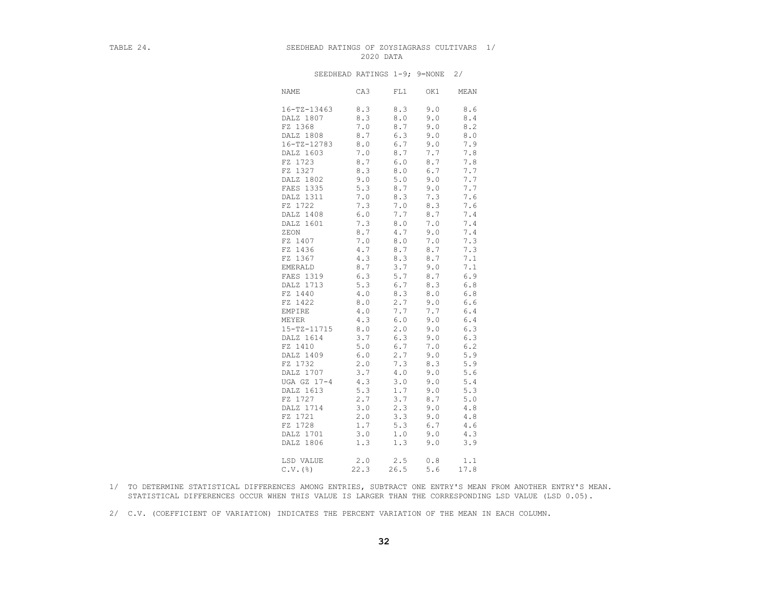TABLE 24. SEEDHEAD RATINGS OF ZOYSIAGRASS CULTIVARS 1/

2020 DATA

SEEDHEAD RATINGS 1-9; 9=NONE 2/

| NAME | CA3 | FL1 | OK1 | MEAN |
|---|---|---|---|---|
| 16-TZ-13463 | 8.3 | 8.3 | 9.0 | 8.6 |
| DALZ 1807 | 8.3 | 8.0 | 9.0 | 8.4 |
| FZ 1368 | 7.0 | 8.7 | 9.0 | 8.2 |
| DALZ 1808 | 8.7 | 6.3 | 9.0 | 8.0 |
| 16-TZ-12783 | 8.0 | 6.7 | 9.0 | 7.9 |
| DALZ 1603 | 7.0 | 8.7 | 7.7 | 7.8 |
| FZ 1723 | 8.7 | 6.0 | 8.7 | 7.8 |
| FZ 1327 | 8.3 | 8.0 | 6.7 | 7.7 |
| DALZ 1802 | 9.0 | 5.0 | 9.0 | 7.7 |
| FAES 1335 | 5.3 | 8.7 | 9.0 | 7.7 |
| DALZ 1311 | 7.0 | 8.3 | 7.3 | 7.6 |
| FZ 1722 | 7.3 | 7.0 | 8.3 | 7.6 |
| DALZ 1408 | 6.0 | 7.7 | 8.7 | 7.4 |
| DALZ 1601 | 7.3 | 8.0 | 7.0 | 7.4 |
| ZEON | 8.7 | 4.7 | 9.0 | 7.4 |
| FZ 1407 | 7.0 | 8.0 | 7.0 | 7.3 |
| FZ 1436 | 4.7 | 8.7 | 8.7 | 7.3 |
| FZ 1367 | 4.3 | 8.3 | 8.7 | 7.1 |
| EMERALD | 8.7 | 3.7 | 9.0 | 7.1 |
| FAES 1319 | 6.3 | 5.7 | 8.7 | 6.9 |
| DALZ 1713 | 5.3 | 6.7 | 8.3 | 6.8 |
| FZ 1440 | 4.0 | 8.3 | 8.0 | 6.8 |
| FZ 1422 | 8.0 | 2.7 | 9.0 | 6.6 |
| EMPIRE | 4.0 | 7.7 | 7.7 | 6.4 |
| MEYER | 4.3 | 6.0 | 9.0 | 6.4 |
| 15-TZ-11715 | 8.0 | 2.0 | 9.0 | 6.3 |
| DALZ 1614 | 3.7 | 6.3 | 9.0 | 6.3 |
| FZ 1410 | 5.0 | 6.7 | 7.0 | 6.2 |
| DALZ 1409 | 6.0 | 2.7 | 9.0 | 5.9 |
| FZ 1732 | 2.0 | 7.3 | 8.3 | 5.9 |
| DALZ 1707 | 3.7 | 4.0 | 9.0 | 5.6 |
| UGA GZ 17-4 | 4.3 | 3.0 | 9.0 | 5.4 |
| DALZ 1613 | 5.3 | 1.7 | 9.0 | 5.3 |
| FZ 1727 | 2.7 | 3.7 | 8.7 | 5.0 |
| DALZ 1714 | 3.0 | 2.3 | 9.0 | 4.8 |
| FZ 1721 | 2.0 | 3.3 | 9.0 | 4.8 |
| FZ 1728 | 1.7 | 5.3 | 6.7 | 4.6 |
| DALZ 1701 | 3.0 | 1.0 | 9.0 | 4.3 |
| DALZ 1806 | 1.3 | 1.3 | 9.0 | 3.9 |
| LSD VALUE | 2.0 | 2.5 | 0.8 | 1.1 |
| C.V.(%) | 22.3 | 26.5 | 5.6 | 17.8 |

1/ TO DETERMINE STATISTICAL DIFFERENCES AMONG ENTRIES, SUBTRACT ONE ENTRY'S MEAN FROM ANOTHER ENTRY'S MEAN. STATISTICAL DIFFERENCES OCCUR WHEN THIS VALUE IS LARGER THAN THE CORRESPONDING LSD VALUE (LSD 0.05).

2/ C.V. (COEFFICIENT OF VARIATION) INDICATES THE PERCENT VARIATION OF THE MEAN IN EACH COLUMN.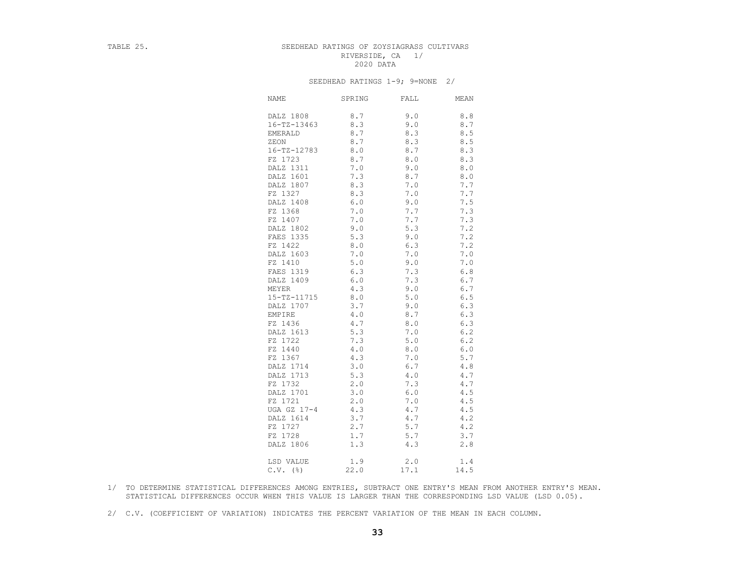TABLE 25.

# SEEDHEAD RATINGS OF ZOYSIAGRASS CULTIVARS
RIVERSIDE, CA 1/
2020 DATA

SEEDHEAD RATINGS 1-9; 9=NONE 2/

| NAME | SPRING | FALL | MEAN |
|---|---|---|---|
| DALZ 1808 | 8.7 | 9.0 | 8.8 |
| 16-TZ-13463 | 8.3 | 9.0 | 8.7 |
| EMERALD | 8.7 | 8.3 | 8.5 |
| ZEON | 8.7 | 8.3 | 8.5 |
| 16-TZ-12783 | 8.0 | 8.7 | 8.3 |
| FZ 1723 | 8.7 | 8.0 | 8.3 |
| DALZ 1311 | 7.0 | 9.0 | 8.0 |
| DALZ 1601 | 7.3 | 8.7 | 8.0 |
| DALZ 1807 | 8.3 | 7.0 | 7.7 |
| FZ 1327 | 8.3 | 7.0 | 7.7 |
| DALZ 1408 | 6.0 | 9.0 | 7.5 |
| FZ 1368 | 7.0 | 7.7 | 7.3 |
| FZ 1407 | 7.0 | 7.7 | 7.3 |
| DALZ 1802 | 9.0 | 5.3 | 7.2 |
| FAES 1335 | 5.3 | 9.0 | 7.2 |
| FZ 1422 | 8.0 | 6.3 | 7.2 |
| DALZ 1603 | 7.0 | 7.0 | 7.0 |
| FZ 1410 | 5.0 | 9.0 | 7.0 |
| FAES 1319 | 6.3 | 7.3 | 6.8 |
| DALZ 1409 | 6.0 | 7.3 | 6.7 |
| MEYER | 4.3 | 9.0 | 6.7 |
| 15-TZ-11715 | 8.0 | 5.0 | 6.5 |
| DALZ 1707 | 3.7 | 9.0 | 6.3 |
| EMPIRE | 4.0 | 8.7 | 6.3 |
| FZ 1436 | 4.7 | 8.0 | 6.3 |
| DALZ 1613 | 5.3 | 7.0 | 6.2 |
| FZ 1722 | 7.3 | 5.0 | 6.2 |
| FZ 1440 | 4.0 | 8.0 | 6.0 |
| FZ 1367 | 4.3 | 7.0 | 5.7 |
| DALZ 1714 | 3.0 | 6.7 | 4.8 |
| DALZ 1713 | 5.3 | 4.0 | 4.7 |
| FZ 1732 | 2.0 | 7.3 | 4.7 |
| DALZ 1701 | 3.0 | 6.0 | 4.5 |
| FZ 1721 | 2.0 | 7.0 | 4.5 |
| UGA GZ 17-4 | 4.3 | 4.7 | 4.5 |
| DALZ 1614 | 3.7 | 4.7 | 4.2 |
| FZ 1727 | 2.7 | 5.7 | 4.2 |
| FZ 1728 | 1.7 | 5.7 | 3.7 |
| DALZ 1806 | 1.3 | 4.3 | 2.8 |
| LSD VALUE | 1.9 | 2.0 | 1.4 |
| C.V. (%) | 22.0 | 17.1 | 14.5 |

1/ TO DETERMINE STATISTICAL DIFFERENCES AMONG ENTRIES, SUBTRACT ONE ENTRY'S MEAN FROM ANOTHER ENTRY'S MEAN. STATISTICAL DIFFERENCES OCCUR WHEN THIS VALUE IS LARGER THAN THE CORRESPONDING LSD VALUE (LSD 0.05).

2/ C.V. (COEFFICIENT OF VARIATION) INDICATES THE PERCENT VARIATION OF THE MEAN IN EACH COLUMN.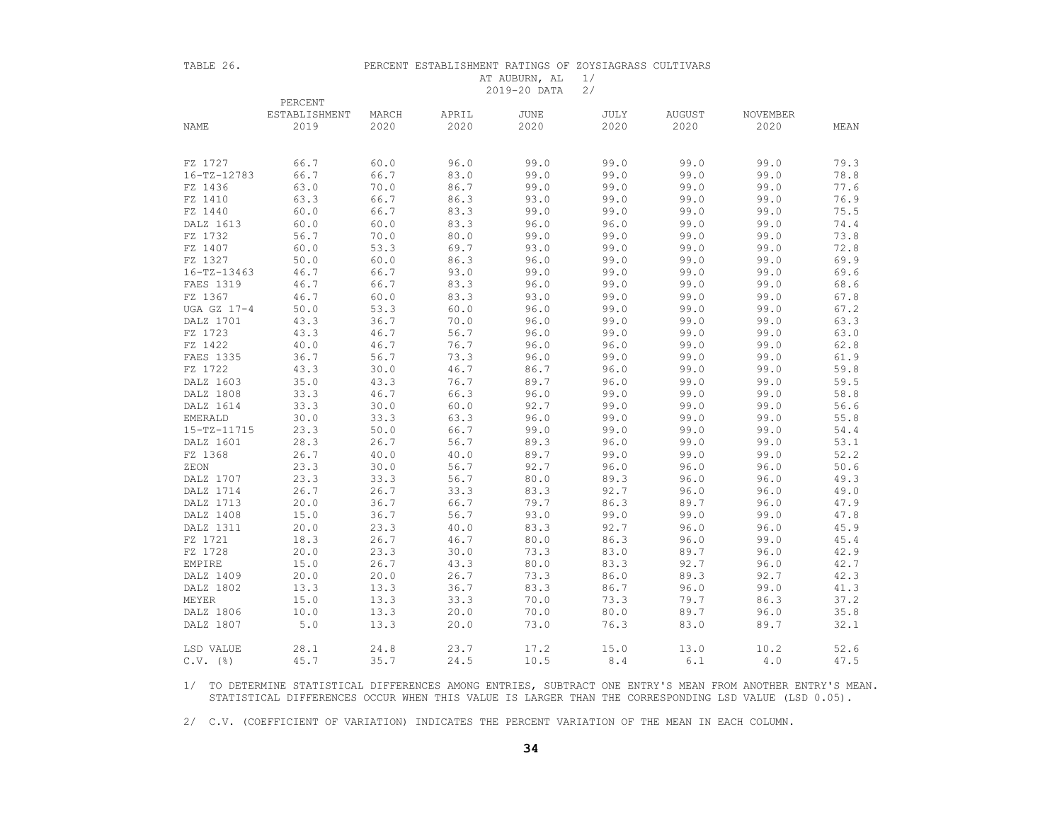TABLE 26. PERCENT ESTABLISHMENT RATINGS OF ZOYSIAGRASS CULTIVARS AT AUBURN, AL 1/ 2019-20 DATA 2/

| NAME | PERCENT ESTABLISHMENT 2019 | MARCH 2020 | APRIL 2020 | JUNE 2020 | JULY 2020 | AUGUST 2020 | NOVEMBER 2020 | MEAN |
|---|---|---|---|---|---|---|---|---|
| FZ 1727 | 66.7 | 60.0 | 96.0 | 99.0 | 99.0 | 99.0 | 99.0 | 79.3 |
| 16-TZ-12783 | 66.7 | 66.7 | 83.0 | 99.0 | 99.0 | 99.0 | 99.0 | 78.8 |
| FZ 1436 | 63.0 | 70.0 | 86.7 | 99.0 | 99.0 | 99.0 | 99.0 | 77.6 |
| FZ 1410 | 63.3 | 66.7 | 86.3 | 93.0 | 99.0 | 99.0 | 99.0 | 76.9 |
| FZ 1440 | 60.0 | 66.7 | 83.3 | 99.0 | 99.0 | 99.0 | 99.0 | 75.5 |
| DALZ 1613 | 60.0 | 60.0 | 83.3 | 96.0 | 96.0 | 99.0 | 99.0 | 74.4 |
| FZ 1732 | 56.7 | 70.0 | 80.0 | 99.0 | 99.0 | 99.0 | 99.0 | 73.8 |
| FZ 1407 | 60.0 | 53.3 | 69.7 | 93.0 | 99.0 | 99.0 | 99.0 | 72.8 |
| FZ 1327 | 50.0 | 60.0 | 86.3 | 96.0 | 99.0 | 99.0 | 99.0 | 69.9 |
| 16-TZ-13463 | 46.7 | 66.7 | 93.0 | 99.0 | 99.0 | 99.0 | 99.0 | 69.6 |
| FAES 1319 | 46.7 | 66.7 | 83.3 | 96.0 | 99.0 | 99.0 | 99.0 | 68.6 |
| FZ 1367 | 46.7 | 60.0 | 83.3 | 93.0 | 99.0 | 99.0 | 99.0 | 67.8 |
| UGA GZ 17-4 | 50.0 | 53.3 | 60.0 | 96.0 | 99.0 | 99.0 | 99.0 | 67.2 |
| DALZ 1701 | 43.3 | 36.7 | 70.0 | 96.0 | 99.0 | 99.0 | 99.0 | 63.3 |
| FZ 1723 | 43.3 | 46.7 | 56.7 | 96.0 | 99.0 | 99.0 | 99.0 | 63.0 |
| FZ 1422 | 40.0 | 46.7 | 76.7 | 96.0 | 96.0 | 99.0 | 99.0 | 62.8 |
| FAES 1335 | 36.7 | 56.7 | 73.3 | 96.0 | 99.0 | 99.0 | 99.0 | 61.9 |
| FZ 1722 | 43.3 | 30.0 | 46.7 | 86.7 | 96.0 | 99.0 | 99.0 | 59.8 |
| DALZ 1603 | 35.0 | 43.3 | 76.7 | 89.7 | 96.0 | 99.0 | 99.0 | 59.5 |
| DALZ 1808 | 33.3 | 46.7 | 66.3 | 96.0 | 99.0 | 99.0 | 99.0 | 58.8 |
| DALZ 1614 | 33.3 | 30.0 | 60.0 | 92.7 | 99.0 | 99.0 | 99.0 | 56.6 |
| EMERALD | 30.0 | 33.3 | 63.3 | 96.0 | 99.0 | 99.0 | 99.0 | 55.8 |
| 15-TZ-11715 | 23.3 | 50.0 | 66.7 | 99.0 | 99.0 | 99.0 | 99.0 | 54.4 |
| DALZ 1601 | 28.3 | 26.7 | 56.7 | 89.3 | 96.0 | 99.0 | 99.0 | 53.1 |
| FZ 1368 | 26.7 | 40.0 | 40.0 | 89.7 | 99.0 | 99.0 | 99.0 | 52.2 |
| ZEON | 23.3 | 30.0 | 56.7 | 92.7 | 96.0 | 96.0 | 96.0 | 50.6 |
| DALZ 1707 | 23.3 | 33.3 | 56.7 | 80.0 | 89.3 | 96.0 | 96.0 | 49.3 |
| DALZ 1714 | 26.7 | 26.7 | 33.3 | 83.3 | 92.7 | 96.0 | 96.0 | 49.0 |
| DALZ 1713 | 20.0 | 36.7 | 66.7 | 79.7 | 86.3 | 89.7 | 96.0 | 47.9 |
| DALZ 1408 | 15.0 | 36.7 | 56.7 | 93.0 | 99.0 | 99.0 | 99.0 | 47.8 |
| DALZ 1311 | 20.0 | 23.3 | 40.0 | 83.3 | 92.7 | 96.0 | 96.0 | 45.9 |
| FZ 1721 | 18.3 | 26.7 | 46.7 | 80.0 | 86.3 | 96.0 | 99.0 | 45.4 |
| FZ 1728 | 20.0 | 23.3 | 30.0 | 73.3 | 83.0 | 89.7 | 96.0 | 42.9 |
| EMPIRE | 15.0 | 26.7 | 43.3 | 80.0 | 83.3 | 92.7 | 96.0 | 42.7 |
| DALZ 1409 | 20.0 | 20.0 | 26.7 | 73.3 | 86.0 | 89.3 | 92.7 | 42.3 |
| DALZ 1802 | 13.3 | 13.3 | 36.7 | 83.3 | 86.7 | 96.0 | 99.0 | 41.3 |
| MEYER | 15.0 | 13.3 | 33.3 | 70.0 | 73.3 | 79.7 | 86.3 | 37.2 |
| DALZ 1806 | 10.0 | 13.3 | 20.0 | 70.0 | 80.0 | 89.7 | 96.0 | 35.8 |
| DALZ 1807 | 5.0 | 13.3 | 20.0 | 73.0 | 76.3 | 83.0 | 89.7 | 32.1 |
| LSD VALUE | 28.1 | 24.8 | 23.7 | 17.2 | 15.0 | 13.0 | 10.2 | 52.6 |
| C.V. (%) | 45.7 | 35.7 | 24.5 | 10.5 | 8.4 | 6.1 | 4.0 | 47.5 |

1/ TO DETERMINE STATISTICAL DIFFERENCES AMONG ENTRIES, SUBTRACT ONE ENTRY'S MEAN FROM ANOTHER ENTRY'S MEAN. STATISTICAL DIFFERENCES OCCUR WHEN THIS VALUE IS LARGER THAN THE CORRESPONDING LSD VALUE (LSD 0.05).

2/ C.V. (COEFFICIENT OF VARIATION) INDICATES THE PERCENT VARIATION OF THE MEAN IN EACH COLUMN.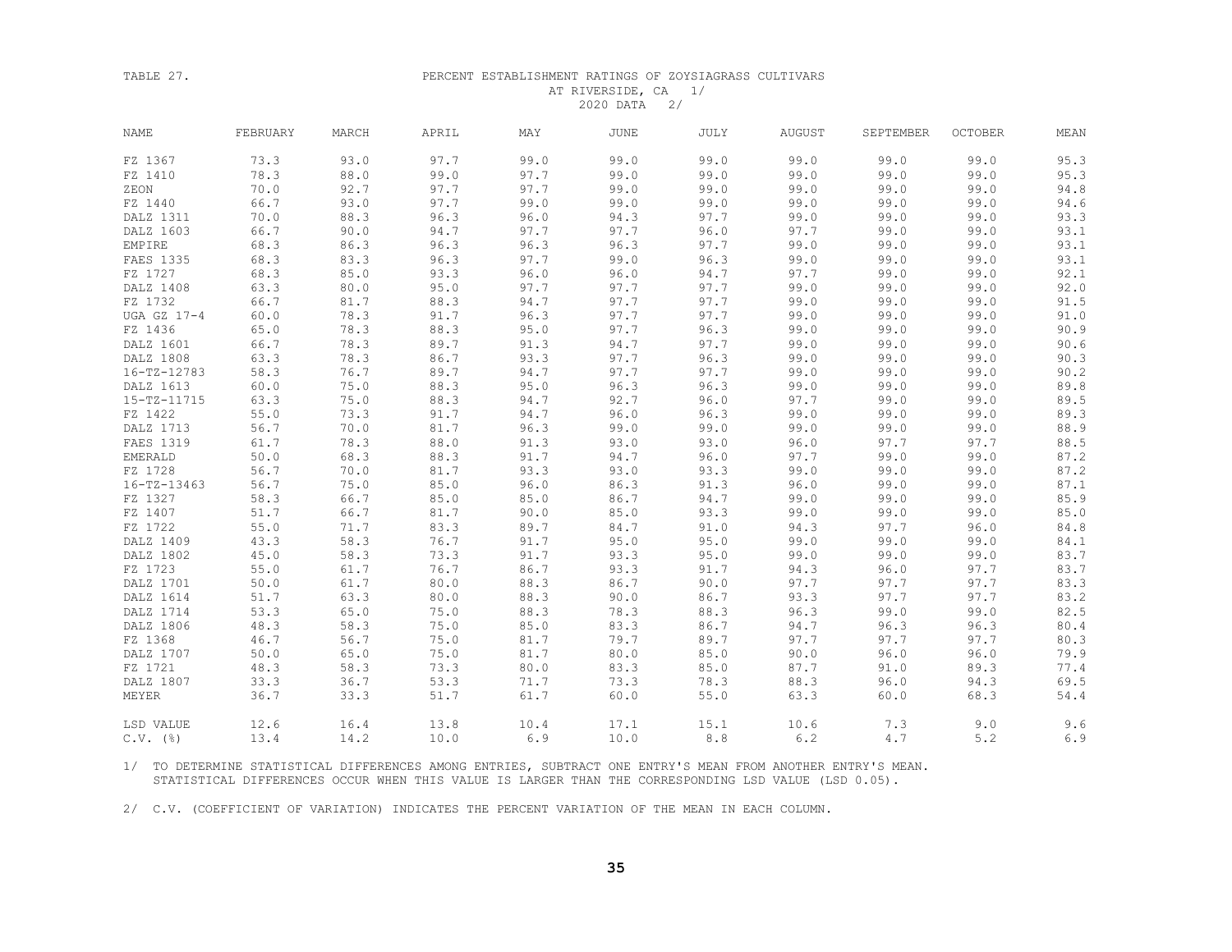TABLE 27. PERCENT ESTABLISHMENT RATINGS OF ZOYSIAGRASS CULTIVARS AT RIVERSIDE, CA 1/ 2020 DATA 2/

| NAME | FEBRUARY | MARCH | APRIL | MAY | JUNE | JULY | AUGUST | SEPTEMBER | OCTOBER | MEAN |
|---|---|---|---|---|---|---|---|---|---|---|
| FZ 1367 | 73.3 | 93.0 | 97.7 | 99.0 | 99.0 | 99.0 | 99.0 | 99.0 | 99.0 | 95.3 |
| FZ 1410 | 78.3 | 88.0 | 99.0 | 97.7 | 99.0 | 99.0 | 99.0 | 99.0 | 99.0 | 95.3 |
| ZEON | 70.0 | 92.7 | 97.7 | 97.7 | 99.0 | 99.0 | 99.0 | 99.0 | 99.0 | 94.8 |
| FZ 1440 | 66.7 | 93.0 | 97.7 | 99.0 | 99.0 | 99.0 | 99.0 | 99.0 | 99.0 | 94.6 |
| DALZ 1311 | 70.0 | 88.3 | 96.3 | 96.0 | 94.3 | 97.7 | 99.0 | 99.0 | 99.0 | 93.3 |
| DALZ 1603 | 66.7 | 90.0 | 94.7 | 97.7 | 97.7 | 96.0 | 97.7 | 99.0 | 99.0 | 93.1 |
| EMPIRE | 68.3 | 86.3 | 96.3 | 96.3 | 96.3 | 97.7 | 99.0 | 99.0 | 99.0 | 93.1 |
| FAES 1335 | 68.3 | 83.3 | 96.3 | 97.7 | 99.0 | 96.3 | 99.0 | 99.0 | 99.0 | 93.1 |
| FZ 1727 | 68.3 | 85.0 | 93.3 | 96.0 | 96.0 | 94.7 | 97.7 | 99.0 | 99.0 | 92.1 |
| DALZ 1408 | 63.3 | 80.0 | 95.0 | 97.7 | 97.7 | 97.7 | 99.0 | 99.0 | 99.0 | 92.0 |
| FZ 1732 | 66.7 | 81.7 | 88.3 | 94.7 | 97.7 | 97.7 | 99.0 | 99.0 | 99.0 | 91.5 |
| UGA GZ 17-4 | 60.0 | 78.3 | 91.7 | 96.3 | 97.7 | 97.7 | 99.0 | 99.0 | 99.0 | 91.0 |
| FZ 1436 | 65.0 | 78.3 | 88.3 | 95.0 | 97.7 | 96.3 | 99.0 | 99.0 | 99.0 | 90.9 |
| DALZ 1601 | 66.7 | 78.3 | 89.7 | 91.3 | 94.7 | 97.7 | 99.0 | 99.0 | 99.0 | 90.6 |
| DALZ 1808 | 63.3 | 78.3 | 86.7 | 93.3 | 97.7 | 96.3 | 99.0 | 99.0 | 99.0 | 90.3 |
| 16-TZ-12783 | 58.3 | 76.7 | 89.7 | 94.7 | 97.7 | 97.7 | 99.0 | 99.0 | 99.0 | 90.2 |
| DALZ 1613 | 60.0 | 75.0 | 88.3 | 95.0 | 96.3 | 96.3 | 99.0 | 99.0 | 99.0 | 89.8 |
| 15-TZ-11715 | 63.3 | 75.0 | 88.3 | 94.7 | 92.7 | 96.0 | 97.7 | 99.0 | 99.0 | 89.5 |
| FZ 1422 | 55.0 | 73.3 | 91.7 | 94.7 | 96.0 | 96.3 | 99.0 | 99.0 | 99.0 | 89.3 |
| DALZ 1713 | 56.7 | 70.0 | 81.7 | 96.3 | 99.0 | 99.0 | 99.0 | 99.0 | 99.0 | 88.9 |
| FAES 1319 | 61.7 | 78.3 | 88.0 | 91.3 | 93.0 | 93.0 | 96.0 | 97.7 | 97.7 | 88.5 |
| EMERALD | 50.0 | 68.3 | 88.3 | 91.7 | 94.7 | 96.0 | 97.7 | 99.0 | 99.0 | 87.2 |
| FZ 1728 | 56.7 | 70.0 | 81.7 | 93.3 | 93.0 | 93.3 | 99.0 | 99.0 | 99.0 | 87.2 |
| 16-TZ-13463 | 56.7 | 75.0 | 85.0 | 96.0 | 86.3 | 91.3 | 96.0 | 99.0 | 99.0 | 87.1 |
| FZ 1327 | 58.3 | 66.7 | 85.0 | 85.0 | 86.7 | 94.7 | 99.0 | 99.0 | 99.0 | 85.9 |
| FZ 1407 | 51.7 | 66.7 | 81.7 | 90.0 | 85.0 | 93.3 | 99.0 | 99.0 | 99.0 | 85.0 |
| FZ 1722 | 55.0 | 71.7 | 83.3 | 89.7 | 84.7 | 91.0 | 94.3 | 97.7 | 96.0 | 84.8 |
| DALZ 1409 | 43.3 | 58.3 | 76.7 | 91.7 | 95.0 | 95.0 | 99.0 | 99.0 | 99.0 | 84.1 |
| DALZ 1802 | 45.0 | 58.3 | 73.3 | 91.7 | 93.3 | 95.0 | 99.0 | 99.0 | 99.0 | 83.7 |
| FZ 1723 | 55.0 | 61.7 | 76.7 | 86.7 | 93.3 | 91.7 | 94.3 | 96.0 | 97.7 | 83.7 |
| DALZ 1701 | 50.0 | 61.7 | 80.0 | 88.3 | 86.7 | 90.0 | 97.7 | 97.7 | 97.7 | 83.3 |
| DALZ 1614 | 51.7 | 63.3 | 80.0 | 88.3 | 90.0 | 86.7 | 93.3 | 97.7 | 97.7 | 83.2 |
| DALZ 1714 | 53.3 | 65.0 | 75.0 | 88.3 | 78.3 | 88.3 | 96.3 | 99.0 | 99.0 | 82.5 |
| DALZ 1806 | 48.3 | 58.3 | 75.0 | 85.0 | 83.3 | 86.7 | 94.7 | 96.3 | 96.3 | 80.4 |
| FZ 1368 | 46.7 | 56.7 | 75.0 | 81.7 | 79.7 | 89.7 | 97.7 | 97.7 | 97.7 | 80.3 |
| DALZ 1707 | 50.0 | 65.0 | 75.0 | 81.7 | 80.0 | 85.0 | 90.0 | 96.0 | 96.0 | 79.9 |
| FZ 1721 | 48.3 | 58.3 | 73.3 | 80.0 | 83.3 | 85.0 | 87.7 | 91.0 | 89.3 | 77.4 |
| DALZ 1807 | 33.3 | 36.7 | 53.3 | 71.7 | 73.3 | 78.3 | 88.3 | 96.0 | 94.3 | 69.5 |
| MEYER | 36.7 | 33.3 | 51.7 | 61.7 | 60.0 | 55.0 | 63.3 | 60.0 | 68.3 | 54.4 |
| LSD VALUE | 12.6 | 16.4 | 13.8 | 10.4 | 17.1 | 15.1 | 10.6 | 7.3 | 9.0 | 9.6 |
| C.V. (%) | 13.4 | 14.2 | 10.0 | 6.9 | 10.0 | 8.8 | 6.2 | 4.7 | 5.2 | 6.9 |

1/ TO DETERMINE STATISTICAL DIFFERENCES AMONG ENTRIES, SUBTRACT ONE ENTRY'S MEAN FROM ANOTHER ENTRY'S MEAN. STATISTICAL DIFFERENCES OCCUR WHEN THIS VALUE IS LARGER THAN THE CORRESPONDING LSD VALUE (LSD 0.05).

2/ C.V. (COEFFICIENT OF VARIATION) INDICATES THE PERCENT VARIATION OF THE MEAN IN EACH COLUMN.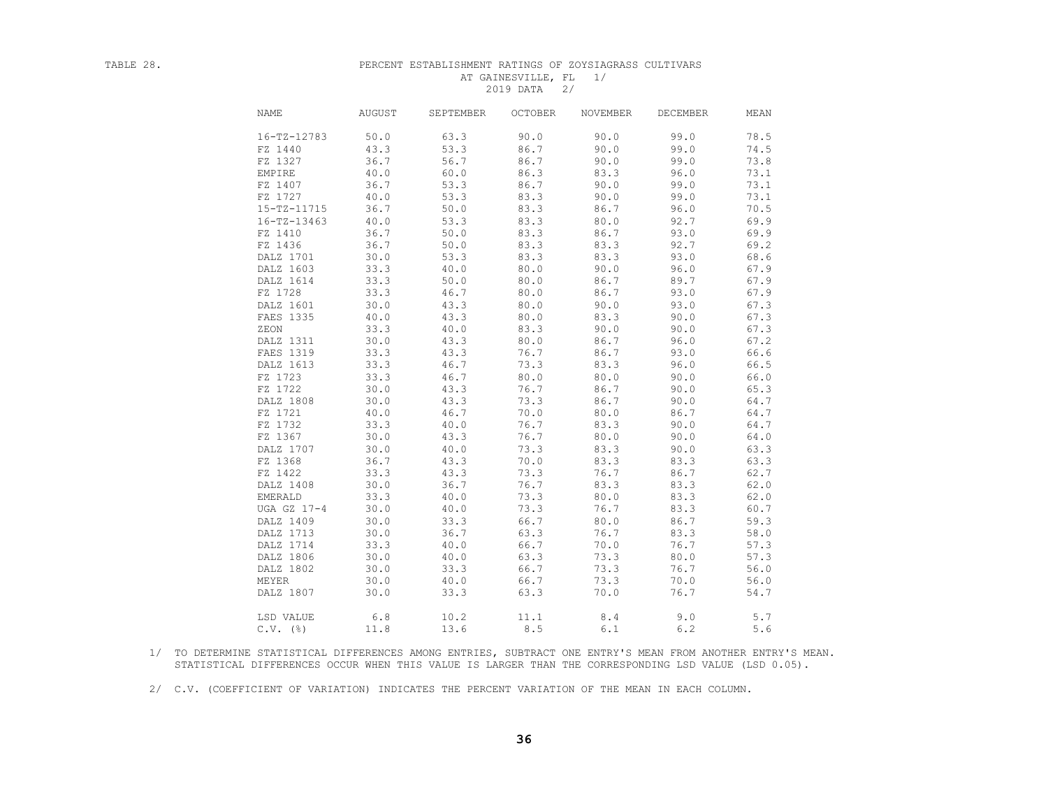TABLE 28.

# PERCENT ESTABLISHMENT RATINGS OF ZOYSIAGRASS CULTIVARS AT GAINESVILLE, FL 1/

2019 DATA 2/

| NAME | AUGUST | SEPTEMBER | OCTOBER | NOVEMBER | DECEMBER | MEAN |
|---|---|---|---|---|---|---|
| 16-TZ-12783 | 50.0 | 63.3 | 90.0 | 90.0 | 99.0 | 78.5 |
| FZ 1440 | 43.3 | 53.3 | 86.7 | 90.0 | 99.0 | 74.5 |
| FZ 1327 | 36.7 | 56.7 | 86.7 | 90.0 | 99.0 | 73.8 |
| EMPIRE | 40.0 | 60.0 | 86.3 | 83.3 | 96.0 | 73.1 |
| FZ 1407 | 36.7 | 53.3 | 86.7 | 90.0 | 99.0 | 73.1 |
| FZ 1727 | 40.0 | 53.3 | 83.3 | 90.0 | 99.0 | 73.1 |
| 15-TZ-11715 | 36.7 | 50.0 | 83.3 | 86.7 | 96.0 | 70.5 |
| 16-TZ-13463 | 40.0 | 53.3 | 83.3 | 80.0 | 92.7 | 69.9 |
| FZ 1410 | 36.7 | 50.0 | 83.3 | 86.7 | 93.0 | 69.9 |
| FZ 1436 | 36.7 | 50.0 | 83.3 | 83.3 | 92.7 | 69.2 |
| DALZ 1701 | 30.0 | 53.3 | 83.3 | 83.3 | 93.0 | 68.6 |
| DALZ 1603 | 33.3 | 40.0 | 80.0 | 90.0 | 96.0 | 67.9 |
| DALZ 1614 | 33.3 | 50.0 | 80.0 | 86.7 | 89.7 | 67.9 |
| FZ 1728 | 33.3 | 46.7 | 80.0 | 86.7 | 93.0 | 67.9 |
| DALZ 1601 | 30.0 | 43.3 | 80.0 | 90.0 | 93.0 | 67.3 |
| FAES 1335 | 40.0 | 43.3 | 80.0 | 83.3 | 90.0 | 67.3 |
| ZEON | 33.3 | 40.0 | 83.3 | 90.0 | 90.0 | 67.3 |
| DALZ 1311 | 30.0 | 43.3 | 80.0 | 86.7 | 96.0 | 67.2 |
| FAES 1319 | 33.3 | 43.3 | 76.7 | 86.7 | 93.0 | 66.6 |
| DALZ 1613 | 33.3 | 46.7 | 73.3 | 83.3 | 96.0 | 66.5 |
| FZ 1723 | 33.3 | 46.7 | 80.0 | 80.0 | 90.0 | 66.0 |
| FZ 1722 | 30.0 | 43.3 | 76.7 | 86.7 | 90.0 | 65.3 |
| DALZ 1808 | 30.0 | 43.3 | 73.3 | 86.7 | 90.0 | 64.7 |
| FZ 1721 | 40.0 | 46.7 | 70.0 | 80.0 | 86.7 | 64.7 |
| FZ 1732 | 33.3 | 40.0 | 76.7 | 83.3 | 90.0 | 64.7 |
| FZ 1367 | 30.0 | 43.3 | 76.7 | 80.0 | 90.0 | 64.0 |
| DALZ 1707 | 30.0 | 40.0 | 73.3 | 83.3 | 90.0 | 63.3 |
| FZ 1368 | 36.7 | 43.3 | 70.0 | 83.3 | 83.3 | 63.3 |
| FZ 1422 | 33.3 | 43.3 | 73.3 | 76.7 | 86.7 | 62.7 |
| DALZ 1408 | 30.0 | 36.7 | 76.7 | 83.3 | 83.3 | 62.0 |
| EMERALD | 33.3 | 40.0 | 73.3 | 80.0 | 83.3 | 62.0 |
| UGA GZ 17-4 | 30.0 | 40.0 | 73.3 | 76.7 | 83.3 | 60.7 |
| DALZ 1409 | 30.0 | 33.3 | 66.7 | 80.0 | 86.7 | 59.3 |
| DALZ 1713 | 30.0 | 36.7 | 63.3 | 76.7 | 83.3 | 58.0 |
| DALZ 1714 | 33.3 | 40.0 | 66.7 | 70.0 | 76.7 | 57.3 |
| DALZ 1806 | 30.0 | 40.0 | 63.3 | 73.3 | 80.0 | 57.3 |
| DALZ 1802 | 30.0 | 33.3 | 66.7 | 73.3 | 76.7 | 56.0 |
| MEYER | 30.0 | 40.0 | 66.7 | 73.3 | 70.0 | 56.0 |
| DALZ 1807 | 30.0 | 33.3 | 63.3 | 70.0 | 76.7 | 54.7 |
| LSD VALUE | 6.8 | 10.2 | 11.1 | 8.4 | 9.0 | 5.7 |
| C.V. (%) | 11.8 | 13.6 | 8.5 | 6.1 | 6.2 | 5.6 |

1/ TO DETERMINE STATISTICAL DIFFERENCES AMONG ENTRIES, SUBTRACT ONE ENTRY'S MEAN FROM ANOTHER ENTRY'S MEAN. STATISTICAL DIFFERENCES OCCUR WHEN THIS VALUE IS LARGER THAN THE CORRESPONDING LSD VALUE (LSD 0.05).

2/ C.V. (COEFFICIENT OF VARIATION) INDICATES THE PERCENT VARIATION OF THE MEAN IN EACH COLUMN.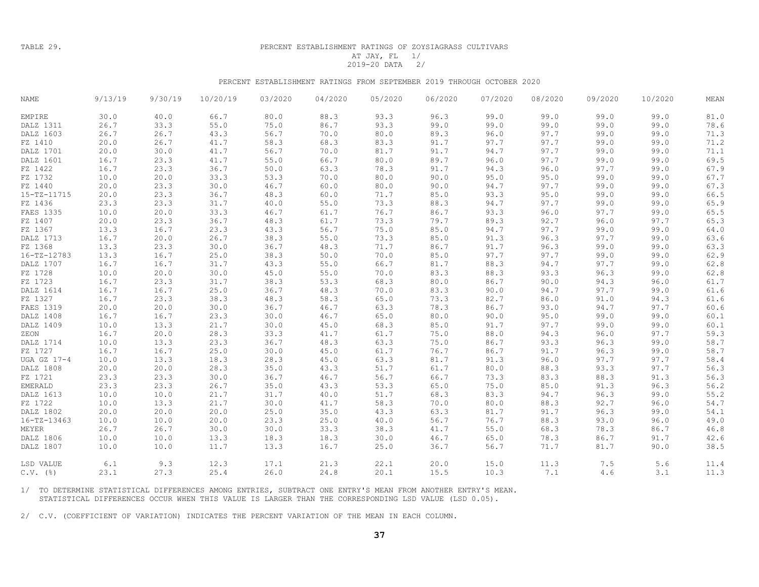TABLE 29.

# PERCENT ESTABLISHMENT RATINGS OF ZOYSIAGRASS CULTIVARS AT JAY, FL 1/ 2019-20 DATA 2/

PERCENT ESTABLISHMENT RATINGS FROM SEPTEMBER 2019 THROUGH OCTOBER 2020

| NAME | 9/13/19 | 9/30/19 | 10/20/19 | 03/2020 | 04/2020 | 05/2020 | 06/2020 | 07/2020 | 08/2020 | 09/2020 | 10/2020 | MEAN |
|---|---|---|---|---|---|---|---|---|---|---|---|---|
| EMPIRE | 30.0 | 40.0 | 66.7 | 80.0 | 88.3 | 93.3 | 96.3 | 99.0 | 99.0 | 99.0 | 99.0 | 81.0 |
| DALZ 1311 | 26.7 | 33.3 | 55.0 | 75.0 | 86.7 | 93.3 | 99.0 | 99.0 | 99.0 | 99.0 | 99.0 | 78.6 |
| DALZ 1603 | 26.7 | 26.7 | 43.3 | 56.7 | 70.0 | 80.0 | 89.3 | 96.0 | 97.7 | 99.0 | 99.0 | 71.3 |
| FZ 1410 | 20.0 | 26.7 | 41.7 | 58.3 | 68.3 | 83.3 | 91.7 | 97.7 | 97.7 | 99.0 | 99.0 | 71.2 |
| DALZ 1701 | 20.0 | 30.0 | 41.7 | 56.7 | 70.0 | 81.7 | 91.7 | 94.7 | 97.7 | 99.0 | 99.0 | 71.1 |
| DALZ 1601 | 16.7 | 23.3 | 41.7 | 55.0 | 66.7 | 80.0 | 89.7 | 96.0 | 97.7 | 99.0 | 99.0 | 69.5 |
| FZ 1422 | 16.7 | 23.3 | 36.7 | 50.0 | 63.3 | 78.3 | 91.7 | 94.3 | 96.0 | 97.7 | 99.0 | 67.9 |
| FZ 1732 | 10.0 | 20.0 | 33.3 | 53.3 | 70.0 | 80.0 | 90.0 | 95.0 | 95.0 | 99.0 | 99.0 | 67.7 |
| FZ 1440 | 20.0 | 23.3 | 30.0 | 46.7 | 60.0 | 80.0 | 90.0 | 94.7 | 97.7 | 99.0 | 99.0 | 67.3 |
| 15-TZ-11715 | 20.0 | 23.3 | 36.7 | 48.3 | 60.0 | 71.7 | 85.0 | 93.3 | 95.0 | 99.0 | 99.0 | 66.5 |
| FZ 1436 | 23.3 | 23.3 | 31.7 | 40.0 | 55.0 | 73.3 | 88.3 | 94.7 | 97.7 | 99.0 | 99.0 | 65.9 |
| FAES 1335 | 10.0 | 20.0 | 33.3 | 46.7 | 61.7 | 76.7 | 86.7 | 93.3 | 96.0 | 97.7 | 99.0 | 65.5 |
| FZ 1407 | 20.0 | 23.3 | 36.7 | 48.3 | 61.7 | 73.3 | 79.7 | 89.3 | 92.7 | 96.0 | 97.7 | 65.3 |
| FZ 1367 | 13.3 | 16.7 | 23.3 | 43.3 | 56.7 | 75.0 | 85.0 | 94.7 | 97.7 | 99.0 | 99.0 | 64.0 |
| DALZ 1713 | 16.7 | 20.0 | 26.7 | 38.3 | 55.0 | 73.3 | 85.0 | 91.3 | 96.3 | 97.7 | 99.0 | 63.6 |
| FZ 1368 | 13.3 | 23.3 | 30.0 | 36.7 | 48.3 | 71.7 | 86.7 | 91.7 | 96.3 | 99.0 | 99.0 | 63.3 |
| 16-TZ-12783 | 13.3 | 16.7 | 25.0 | 38.3 | 50.0 | 70.0 | 85.0 | 97.7 | 97.7 | 99.0 | 99.0 | 62.9 |
| DALZ 1707 | 16.7 | 16.7 | 31.7 | 43.3 | 55.0 | 66.7 | 81.7 | 88.3 | 94.7 | 97.7 | 99.0 | 62.8 |
| FZ 1728 | 10.0 | 20.0 | 30.0 | 45.0 | 55.0 | 70.0 | 83.3 | 88.3 | 93.3 | 96.3 | 99.0 | 62.8 |
| FZ 1723 | 16.7 | 23.3 | 31.7 | 38.3 | 53.3 | 68.3 | 80.0 | 86.7 | 90.0 | 94.3 | 96.0 | 61.7 |
| DALZ 1614 | 16.7 | 16.7 | 25.0 | 36.7 | 48.3 | 70.0 | 83.3 | 90.0 | 94.7 | 97.7 | 99.0 | 61.6 |
| FZ 1327 | 16.7 | 23.3 | 38.3 | 48.3 | 58.3 | 65.0 | 73.3 | 82.7 | 86.0 | 91.0 | 94.3 | 61.6 |
| FAES 1319 | 20.0 | 20.0 | 30.0 | 36.7 | 46.7 | 63.3 | 78.3 | 86.7 | 93.0 | 94.7 | 97.7 | 60.6 |
| DALZ 1408 | 16.7 | 16.7 | 23.3 | 30.0 | 46.7 | 65.0 | 80.0 | 90.0 | 95.0 | 99.0 | 99.0 | 60.1 |
| DALZ 1409 | 10.0 | 13.3 | 21.7 | 30.0 | 45.0 | 68.3 | 85.0 | 91.7 | 97.7 | 99.0 | 99.0 | 60.1 |
| ZEON | 16.7 | 20.0 | 28.3 | 33.3 | 41.7 | 61.7 | 75.0 | 88.0 | 94.3 | 96.0 | 97.7 | 59.3 |
| DALZ 1714 | 10.0 | 13.3 | 23.3 | 36.7 | 48.3 | 63.3 | 75.0 | 86.7 | 93.3 | 96.3 | 99.0 | 58.7 |
| FZ 1727 | 16.7 | 16.7 | 25.0 | 30.0 | 45.0 | 61.7 | 76.7 | 86.7 | 91.7 | 96.3 | 99.0 | 58.7 |
| UGA GZ 17-4 | 10.0 | 13.3 | 18.3 | 28.3 | 45.0 | 63.3 | 81.7 | 91.3 | 96.0 | 97.7 | 97.7 | 58.4 |
| DALZ 1808 | 20.0 | 20.0 | 28.3 | 35.0 | 43.3 | 51.7 | 61.7 | 80.0 | 88.3 | 93.3 | 97.7 | 56.3 |
| FZ 1721 | 23.3 | 23.3 | 30.0 | 36.7 | 46.7 | 56.7 | 66.7 | 73.3 | 83.3 | 88.3 | 91.3 | 56.3 |
| EMERALD | 23.3 | 23.3 | 26.7 | 35.0 | 43.3 | 53.3 | 65.0 | 75.0 | 85.0 | 91.3 | 96.3 | 56.2 |
| DALZ 1613 | 10.0 | 10.0 | 21.7 | 31.7 | 40.0 | 51.7 | 68.3 | 83.3 | 94.7 | 96.3 | 99.0 | 55.2 |
| FZ 1722 | 10.0 | 13.3 | 21.7 | 30.0 | 41.7 | 58.3 | 70.0 | 80.0 | 88.3 | 92.7 | 96.0 | 54.7 |
| DALZ 1802 | 20.0 | 20.0 | 20.0 | 25.0 | 35.0 | 43.3 | 63.3 | 81.7 | 91.7 | 96.3 | 99.0 | 54.1 |
| 16-TZ-13463 | 10.0 | 10.0 | 20.0 | 23.3 | 25.0 | 40.0 | 56.7 | 76.7 | 88.3 | 93.0 | 96.0 | 49.0 |
| MEYER | 26.7 | 26.7 | 30.0 | 30.0 | 33.3 | 38.3 | 41.7 | 55.0 | 68.3 | 78.3 | 86.7 | 46.8 |
| DALZ 1806 | 10.0 | 10.0 | 13.3 | 18.3 | 18.3 | 30.0 | 46.7 | 65.0 | 78.3 | 86.7 | 91.7 | 42.6 |
| DALZ 1807 | 10.0 | 10.0 | 11.7 | 13.3 | 16.7 | 25.0 | 36.7 | 56.7 | 71.7 | 81.7 | 90.0 | 38.5 |
| LSD VALUE | 6.1 | 9.3 | 12.3 | 17.1 | 21.3 | 22.1 | 20.0 | 15.0 | 11.3 | 7.5 | 5.6 | 11.4 |
| C.V. (%) | 23.1 | 27.3 | 25.4 | 26.0 | 24.8 | 20.1 | 15.5 | 10.3 | 7.1 | 4.6 | 3.1 | 11.3 |

1/ TO DETERMINE STATISTICAL DIFFERENCES AMONG ENTRIES, SUBTRACT ONE ENTRY'S MEAN FROM ANOTHER ENTRY'S MEAN. STATISTICAL DIFFERENCES OCCUR WHEN THIS VALUE IS LARGER THAN THE CORRESPONDING LSD VALUE (LSD 0.05).

2/ C.V. (COEFFICIENT OF VARIATION) INDICATES THE PERCENT VARIATION OF THE MEAN IN EACH COLUMN.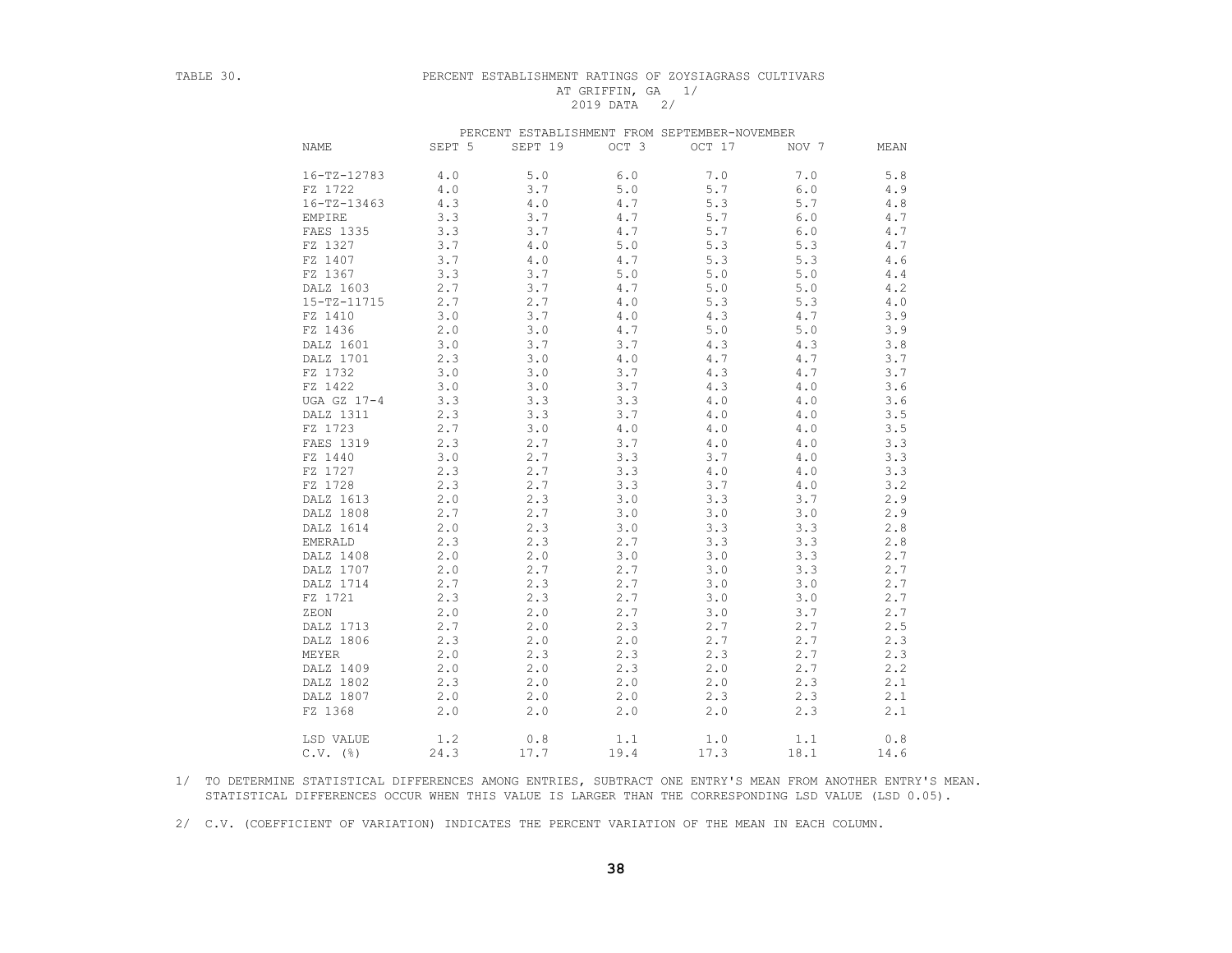TABLE 30. PERCENT ESTABLISHMENT RATINGS OF ZOYSIAGRASS CULTIVARS AT GRIFFIN, GA 1/ 2019 DATA 2/

| NAME | PERCENT ESTABLISHMENT FROM SEPTEMBER-NOVEMBER | | | | | |
|---|---|---|---|---|---|---|
| | SEPT 5 | SEPT 19 | OCT 3 | OCT 17 | NOV 7 | MEAN |
| 16-TZ-12783 | 4.0 | 5.0 | 6.0 | 7.0 | 7.0 | 5.8 |
| FZ 1722 | 4.0 | 3.7 | 5.0 | 5.7 | 6.0 | 4.9 |
| 16-TZ-13463 | 4.3 | 4.0 | 4.7 | 5.3 | 5.7 | 4.8 |
| EMPIRE | 3.3 | 3.7 | 4.7 | 5.7 | 6.0 | 4.7 |
| FAES 1335 | 3.3 | 3.7 | 4.7 | 5.7 | 6.0 | 4.7 |
| FZ 1327 | 3.7 | 4.0 | 5.0 | 5.3 | 5.3 | 4.7 |
| FZ 1407 | 3.7 | 4.0 | 4.7 | 5.3 | 5.3 | 4.6 |
| FZ 1367 | 3.3 | 3.7 | 5.0 | 5.0 | 5.0 | 4.4 |
| DALZ 1603 | 2.7 | 3.7 | 4.7 | 5.0 | 5.0 | 4.2 |
| 15-TZ-11715 | 2.7 | 2.7 | 4.0 | 5.3 | 5.3 | 4.0 |
| FZ 1410 | 3.0 | 3.7 | 4.0 | 4.3 | 4.7 | 3.9 |
| FZ 1436 | 2.0 | 3.0 | 4.7 | 5.0 | 5.0 | 3.9 |
| DALZ 1601 | 3.0 | 3.7 | 3.7 | 4.3 | 4.3 | 3.8 |
| DALZ 1701 | 2.3 | 3.0 | 4.0 | 4.7 | 4.7 | 3.7 |
| FZ 1732 | 3.0 | 3.0 | 3.7 | 4.3 | 4.7 | 3.7 |
| FZ 1422 | 3.0 | 3.0 | 3.7 | 4.3 | 4.0 | 3.6 |
| UGA GZ 17-4 | 3.3 | 3.3 | 3.3 | 4.0 | 4.0 | 3.6 |
| DALZ 1311 | 2.3 | 3.3 | 3.7 | 4.0 | 4.0 | 3.5 |
| FZ 1723 | 2.7 | 3.0 | 4.0 | 4.0 | 4.0 | 3.5 |
| FAES 1319 | 2.3 | 2.7 | 3.7 | 4.0 | 4.0 | 3.3 |
| FZ 1440 | 3.0 | 2.7 | 3.3 | 3.7 | 4.0 | 3.3 |
| FZ 1727 | 2.3 | 2.7 | 3.3 | 4.0 | 4.0 | 3.3 |
| FZ 1728 | 2.3 | 2.7 | 3.3 | 3.7 | 4.0 | 3.2 |
| DALZ 1613 | 2.0 | 2.3 | 3.0 | 3.3 | 3.7 | 2.9 |
| DALZ 1808 | 2.7 | 2.7 | 3.0 | 3.0 | 3.0 | 2.9 |
| DALZ 1614 | 2.0 | 2.3 | 3.0 | 3.3 | 3.3 | 2.8 |
| EMERALD | 2.3 | 2.3 | 2.7 | 3.3 | 3.3 | 2.8 |
| DALZ 1408 | 2.0 | 2.0 | 3.0 | 3.0 | 3.3 | 2.7 |
| DALZ 1707 | 2.0 | 2.7 | 2.7 | 3.0 | 3.3 | 2.7 |
| DALZ 1714 | 2.7 | 2.3 | 2.7 | 3.0 | 3.0 | 2.7 |
| FZ 1721 | 2.3 | 2.3 | 2.7 | 3.0 | 3.0 | 2.7 |
| ZEON | 2.0 | 2.0 | 2.7 | 3.0 | 3.7 | 2.7 |
| DALZ 1713 | 2.7 | 2.0 | 2.3 | 2.7 | 2.7 | 2.5 |
| DALZ 1806 | 2.3 | 2.0 | 2.0 | 2.7 | 2.7 | 2.3 |
| MEYER | 2.0 | 2.3 | 2.3 | 2.3 | 2.7 | 2.3 |
| DALZ 1409 | 2.0 | 2.0 | 2.3 | 2.0 | 2.7 | 2.2 |
| DALZ 1802 | 2.3 | 2.0 | 2.0 | 2.0 | 2.3 | 2.1 |
| DALZ 1807 | 2.0 | 2.0 | 2.0 | 2.3 | 2.3 | 2.1 |
| FZ 1368 | 2.0 | 2.0 | 2.0 | 2.0 | 2.3 | 2.1 |
| LSD VALUE | 1.2 | 0.8 | 1.1 | 1.0 | 1.1 | 0.8 |
| C.V. (%) | 24.3 | 17.7 | 19.4 | 17.3 | 18.1 | 14.6 |

1/ TO DETERMINE STATISTICAL DIFFERENCES AMONG ENTRIES, SUBTRACT ONE ENTRY'S MEAN FROM ANOTHER ENTRY'S MEAN. STATISTICAL DIFFERENCES OCCUR WHEN THIS VALUE IS LARGER THAN THE CORRESPONDING LSD VALUE (LSD 0.05).

2/ C.V. (COEFFICIENT OF VARIATION) INDICATES THE PERCENT VARIATION OF THE MEAN IN EACH COLUMN.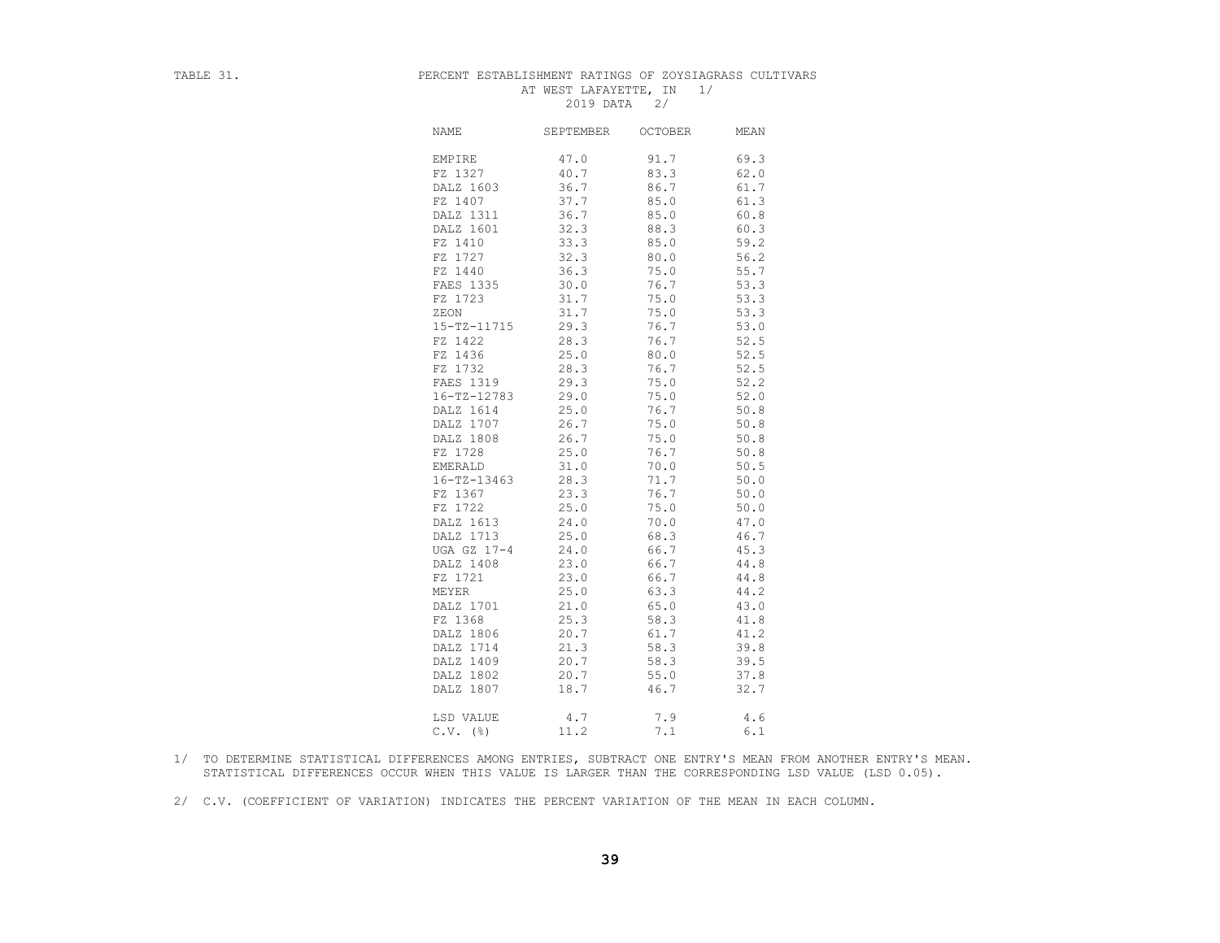TABLE 31. PERCENT ESTABLISHMENT RATINGS OF ZOYSIAGRASS CULTIVARS AT WEST LAFAYETTE, IN 1/
2019 DATA 2/

| NAME | SEPTEMBER | OCTOBER | MEAN |
|---|---|---|---|
| EMPIRE | 47.0 | 91.7 | 69.3 |
| FZ 1327 | 40.7 | 83.3 | 62.0 |
| DALZ 1603 | 36.7 | 86.7 | 61.7 |
| FZ 1407 | 37.7 | 85.0 | 61.3 |
| DALZ 1311 | 36.7 | 85.0 | 60.8 |
| DALZ 1601 | 32.3 | 88.3 | 60.3 |
| FZ 1410 | 33.3 | 85.0 | 59.2 |
| FZ 1727 | 32.3 | 80.0 | 56.2 |
| FZ 1440 | 36.3 | 75.0 | 55.7 |
| FAES 1335 | 30.0 | 76.7 | 53.3 |
| FZ 1723 | 31.7 | 75.0 | 53.3 |
| ZEON | 31.7 | 75.0 | 53.3 |
| 15-TZ-11715 | 29.3 | 76.7 | 53.0 |
| FZ 1422 | 28.3 | 76.7 | 52.5 |
| FZ 1436 | 25.0 | 80.0 | 52.5 |
| FZ 1732 | 28.3 | 76.7 | 52.5 |
| FAES 1319 | 29.3 | 75.0 | 52.2 |
| 16-TZ-12783 | 29.0 | 75.0 | 52.0 |
| DALZ 1614 | 25.0 | 76.7 | 50.8 |
| DALZ 1707 | 26.7 | 75.0 | 50.8 |
| DALZ 1808 | 26.7 | 75.0 | 50.8 |
| FZ 1728 | 25.0 | 76.7 | 50.8 |
| EMERALD | 31.0 | 70.0 | 50.5 |
| 16-TZ-13463 | 28.3 | 71.7 | 50.0 |
| FZ 1367 | 23.3 | 76.7 | 50.0 |
| FZ 1722 | 25.0 | 75.0 | 50.0 |
| DALZ 1613 | 24.0 | 70.0 | 47.0 |
| DALZ 1713 | 25.0 | 68.3 | 46.7 |
| UGA GZ 17-4 | 24.0 | 66.7 | 45.3 |
| DALZ 1408 | 23.0 | 66.7 | 44.8 |
| FZ 1721 | 23.0 | 66.7 | 44.8 |
| MEYER | 25.0 | 63.3 | 44.2 |
| DALZ 1701 | 21.0 | 65.0 | 43.0 |
| FZ 1368 | 25.3 | 58.3 | 41.8 |
| DALZ 1806 | 20.7 | 61.7 | 41.2 |
| DALZ 1714 | 21.3 | 58.3 | 39.8 |
| DALZ 1409 | 20.7 | 58.3 | 39.5 |
| DALZ 1802 | 20.7 | 55.0 | 37.8 |
| DALZ 1807 | 18.7 | 46.7 | 32.7 |
| LSD VALUE | 4.7 | 7.9 | 4.6 |
| C.V. (%) | 11.2 | 7.1 | 6.1 |

1/ TO DETERMINE STATISTICAL DIFFERENCES AMONG ENTRIES, SUBTRACT ONE ENTRY'S MEAN FROM ANOTHER ENTRY'S MEAN. STATISTICAL DIFFERENCES OCCUR WHEN THIS VALUE IS LARGER THAN THE CORRESPONDING LSD VALUE (LSD 0.05).

2/ C.V. (COEFFICIENT OF VARIATION) INDICATES THE PERCENT VARIATION OF THE MEAN IN EACH COLUMN.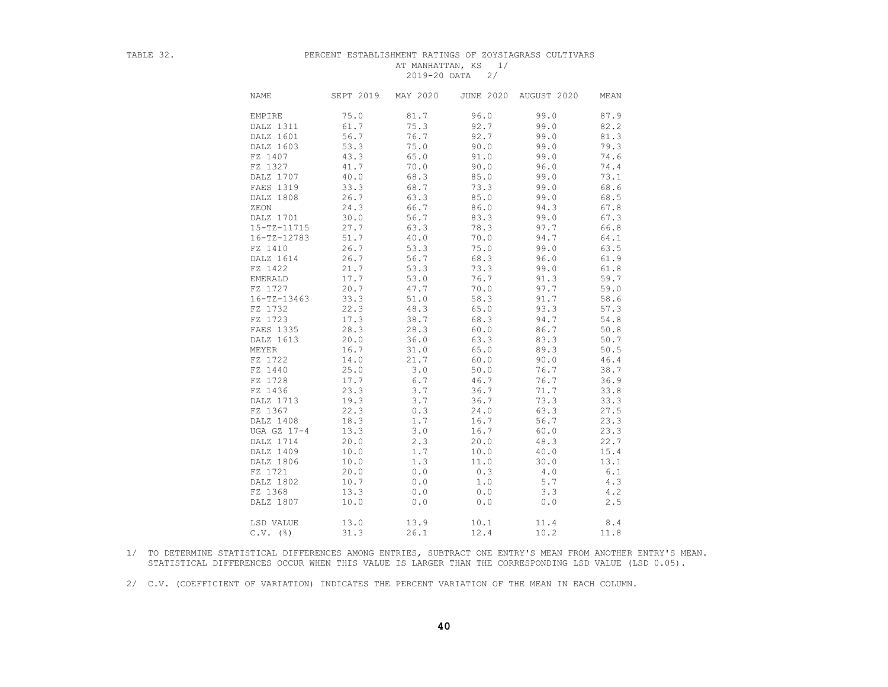TABLE 32. PERCENT ESTABLISHMENT RATINGS OF ZOYSIAGRASS CULTIVARS AT MANHATTAN, KS 1/

2019-20 DATA 2/

| NAME | SEPT 2019 | MAY 2020 | JUNE 2020 | AUGUST 2020 | MEAN |
|---|---|---|---|---|---|
| EMPIRE | 75.0 | 81.7 | 96.0 | 99.0 | 87.9 |
| DALZ 1311 | 61.7 | 75.3 | 92.7 | 99.0 | 82.2 |
| DALZ 1601 | 56.7 | 76.7 | 92.7 | 99.0 | 81.3 |
| DALZ 1603 | 53.3 | 75.0 | 90.0 | 99.0 | 79.3 |
| FZ 1407 | 43.3 | 65.0 | 91.0 | 99.0 | 74.6 |
| FZ 1327 | 41.7 | 70.0 | 90.0 | 96.0 | 74.4 |
| DALZ 1707 | 40.0 | 68.3 | 85.0 | 99.0 | 73.1 |
| FAES 1319 | 33.3 | 68.7 | 73.3 | 99.0 | 68.6 |
| DALZ 1808 | 26.7 | 63.3 | 85.0 | 99.0 | 68.5 |
| ZEON | 24.3 | 66.7 | 86.0 | 94.3 | 67.8 |
| DALZ 1701 | 30.0 | 56.7 | 83.3 | 99.0 | 67.3 |
| 15-TZ-11715 | 27.7 | 63.3 | 78.3 | 97.7 | 66.8 |
| 16-TZ-12783 | 51.7 | 40.0 | 70.0 | 94.7 | 64.1 |
| FZ 1410 | 26.7 | 53.3 | 75.0 | 99.0 | 63.5 |
| DALZ 1614 | 26.7 | 56.7 | 68.3 | 96.0 | 61.9 |
| FZ 1422 | 21.7 | 53.3 | 73.3 | 99.0 | 61.8 |
| EMERALD | 17.7 | 53.0 | 76.7 | 91.3 | 59.7 |
| FZ 1727 | 20.7 | 47.7 | 70.0 | 97.7 | 59.0 |
| 16-TZ-13463 | 33.3 | 51.0 | 58.3 | 91.7 | 58.6 |
| FZ 1732 | 22.3 | 48.3 | 65.0 | 93.3 | 57.3 |
| FZ 1723 | 17.3 | 38.7 | 68.3 | 94.7 | 54.8 |
| FAES 1335 | 28.3 | 28.3 | 60.0 | 86.7 | 50.8 |
| DALZ 1613 | 20.0 | 36.0 | 63.3 | 83.3 | 50.7 |
| MEYER | 16.7 | 31.0 | 65.0 | 89.3 | 50.5 |
| FZ 1722 | 14.0 | 21.7 | 60.0 | 90.0 | 46.4 |
| FZ 1440 | 25.0 | 3.0 | 50.0 | 76.7 | 38.7 |
| FZ 1728 | 17.7 | 6.7 | 46.7 | 76.7 | 36.9 |
| FZ 1436 | 23.3 | 3.7 | 36.7 | 71.7 | 33.8 |
| DALZ 1713 | 19.3 | 3.7 | 36.7 | 73.3 | 33.3 |
| FZ 1367 | 22.3 | 0.3 | 24.0 | 63.3 | 27.5 |
| DALZ 1408 | 18.3 | 1.7 | 16.7 | 56.7 | 23.3 |
| UGA GZ 17-4 | 13.3 | 3.0 | 16.7 | 60.0 | 23.3 |
| DALZ 1714 | 20.0 | 2.3 | 20.0 | 48.3 | 22.7 |
| DALZ 1409 | 10.0 | 1.7 | 10.0 | 40.0 | 15.4 |
| DALZ 1806 | 10.0 | 1.3 | 11.0 | 30.0 | 13.1 |
| FZ 1721 | 20.0 | 0.0 | 0.3 | 4.0 | 6.1 |
| DALZ 1802 | 10.7 | 0.0 | 1.0 | 5.7 | 4.3 |
| FZ 1368 | 13.3 | 0.0 | 0.0 | 3.3 | 4.2 |
| DALZ 1807 | 10.0 | 0.0 | 0.0 | 0.0 | 2.5 |
| LSD VALUE | 13.0 | 13.9 | 10.1 | 11.4 | 8.4 |
| C.V. (%) | 31.3 | 26.1 | 12.4 | 10.2 | 11.8 |

1/ TO DETERMINE STATISTICAL DIFFERENCES AMONG ENTRIES, SUBTRACT ONE ENTRY'S MEAN FROM ANOTHER ENTRY'S MEAN. STATISTICAL DIFFERENCES OCCUR WHEN THIS VALUE IS LARGER THAN THE CORRESPONDING LSD VALUE (LSD 0.05).

2/ C.V. (COEFFICIENT OF VARIATION) INDICATES THE PERCENT VARIATION OF THE MEAN IN EACH COLUMN.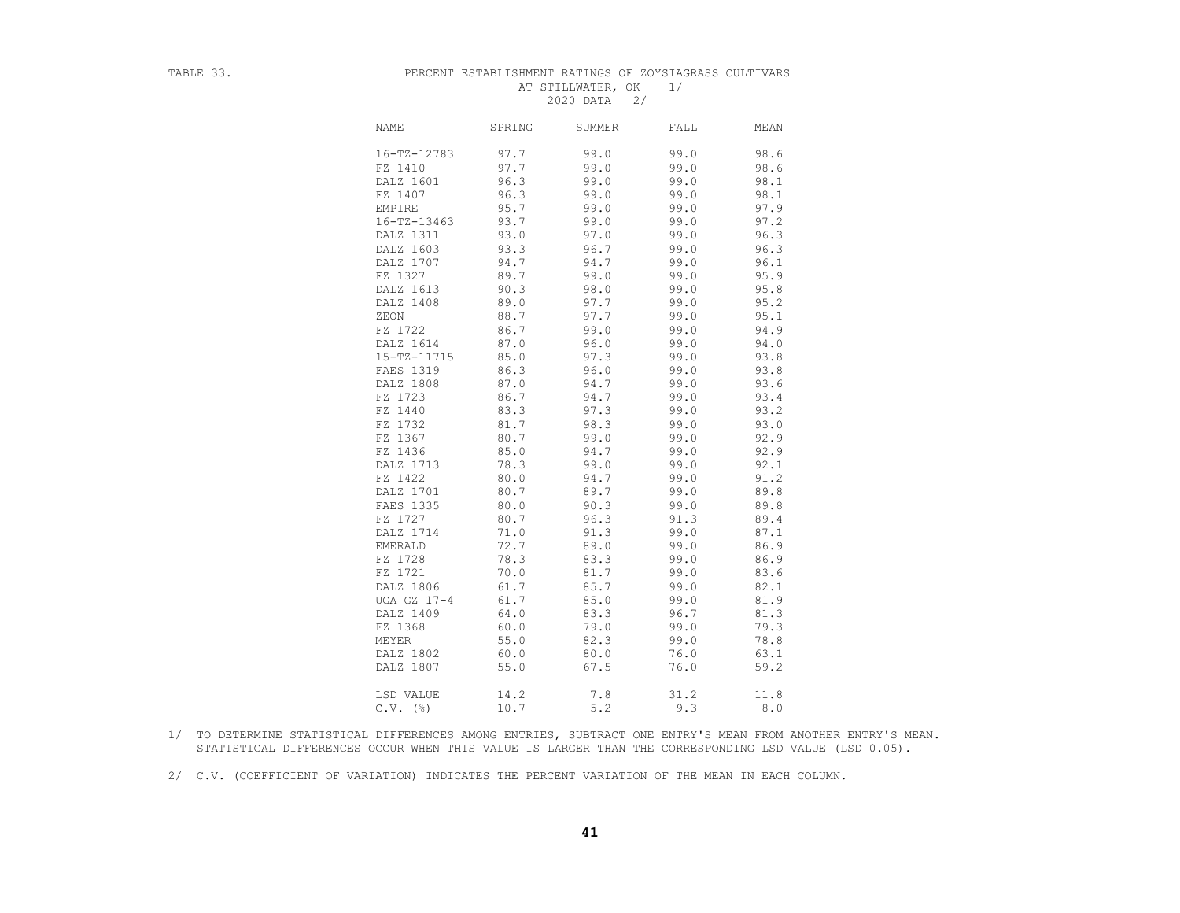TABLE 33.

PERCENT ESTABLISHMENT RATINGS OF ZOYSIAGRASS CULTIVARS AT STILLWATER, OK 1/

2020 DATA 2/

| NAME | SPRING | SUMMER | FALL | MEAN |
|---|---|---|---|---|
| 16-TZ-12783 | 97.7 | 99.0 | 99.0 | 98.6 |
| FZ 1410 | 97.7 | 99.0 | 99.0 | 98.6 |
| DALZ 1601 | 96.3 | 99.0 | 99.0 | 98.1 |
| FZ 1407 | 96.3 | 99.0 | 99.0 | 98.1 |
| EMPIRE | 95.7 | 99.0 | 99.0 | 97.9 |
| 16-TZ-13463 | 93.7 | 99.0 | 99.0 | 97.2 |
| DALZ 1311 | 93.0 | 97.0 | 99.0 | 96.3 |
| DALZ 1603 | 93.3 | 96.7 | 99.0 | 96.3 |
| DALZ 1707 | 94.7 | 94.7 | 99.0 | 96.1 |
| FZ 1327 | 89.7 | 99.0 | 99.0 | 95.9 |
| DALZ 1613 | 90.3 | 98.0 | 99.0 | 95.8 |
| DALZ 1408 | 89.0 | 97.7 | 99.0 | 95.2 |
| ZEON | 88.7 | 97.7 | 99.0 | 95.1 |
| FZ 1722 | 86.7 | 99.0 | 99.0 | 94.9 |
| DALZ 1614 | 87.0 | 96.0 | 99.0 | 94.0 |
| 15-TZ-11715 | 85.0 | 97.3 | 99.0 | 93.8 |
| FAES 1319 | 86.3 | 96.0 | 99.0 | 93.8 |
| DALZ 1808 | 87.0 | 94.7 | 99.0 | 93.6 |
| FZ 1723 | 86.7 | 94.7 | 99.0 | 93.4 |
| FZ 1440 | 83.3 | 97.3 | 99.0 | 93.2 |
| FZ 1732 | 81.7 | 98.3 | 99.0 | 93.0 |
| FZ 1367 | 80.7 | 99.0 | 99.0 | 92.9 |
| FZ 1436 | 85.0 | 94.7 | 99.0 | 92.9 |
| DALZ 1713 | 78.3 | 99.0 | 99.0 | 92.1 |
| FZ 1422 | 80.0 | 94.7 | 99.0 | 91.2 |
| DALZ 1701 | 80.7 | 89.7 | 99.0 | 89.8 |
| FAES 1335 | 80.0 | 90.3 | 99.0 | 89.8 |
| FZ 1727 | 80.7 | 96.3 | 91.3 | 89.4 |
| DALZ 1714 | 71.0 | 91.3 | 99.0 | 87.1 |
| EMERALD | 72.7 | 89.0 | 99.0 | 86.9 |
| FZ 1728 | 78.3 | 83.3 | 99.0 | 86.9 |
| FZ 1721 | 70.0 | 81.7 | 99.0 | 83.6 |
| DALZ 1806 | 61.7 | 85.7 | 99.0 | 82.1 |
| UGA GZ 17-4 | 61.7 | 85.0 | 99.0 | 81.9 |
| DALZ 1409 | 64.0 | 83.3 | 96.7 | 81.3 |
| FZ 1368 | 60.0 | 79.0 | 99.0 | 79.3 |
| MEYER | 55.0 | 82.3 | 99.0 | 78.8 |
| DALZ 1802 | 60.0 | 80.0 | 76.0 | 63.1 |
| DALZ 1807 | 55.0 | 67.5 | 76.0 | 59.2 |
| LSD VALUE | 14.2 | 7.8 | 31.2 | 11.8 |
| C.V. (%) | 10.7 | 5.2 | 9.3 | 8.0 |

1/ TO DETERMINE STATISTICAL DIFFERENCES AMONG ENTRIES, SUBTRACT ONE ENTRY'S MEAN FROM ANOTHER ENTRY'S MEAN. STATISTICAL DIFFERENCES OCCUR WHEN THIS VALUE IS LARGER THAN THE CORRESPONDING LSD VALUE (LSD 0.05).

2/ C.V. (COEFFICIENT OF VARIATION) INDICATES THE PERCENT VARIATION OF THE MEAN IN EACH COLUMN.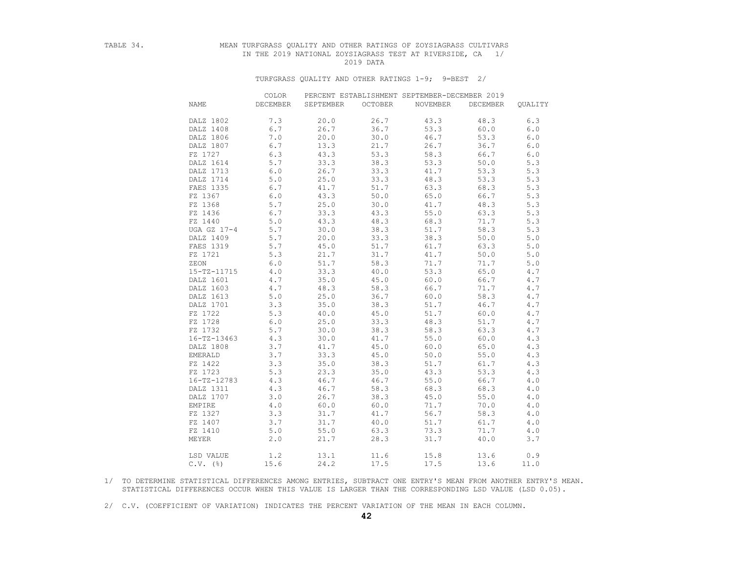TABLE 34. MEAN TURFGRASS QUALITY AND OTHER RATINGS OF ZOYSIAGRASS CULTIVARS IN THE 2019 NATIONAL ZOYSIAGRASS TEST AT RIVERSIDE, CA 1/
2019 DATA

TURFGRASS QUALITY AND OTHER RATINGS 1-9; 9=BEST 2/

| NAME | COLOR DECEMBER | PERCENT ESTABLISHMENT SEPTEMBER-DECEMBER 2019 SEPTEMBER | OCTOBER | NOVEMBER | DECEMBER | QUALITY |
|---|---|---|---|---|---|---|
| DALZ 1802 | 7.3 | 20.0 | 26.7 | 43.3 | 48.3 | 6.3 |
| DALZ 1408 | 6.7 | 26.7 | 36.7 | 53.3 | 60.0 | 6.0 |
| DALZ 1806 | 7.0 | 20.0 | 30.0 | 46.7 | 53.3 | 6.0 |
| DALZ 1807 | 6.7 | 13.3 | 21.7 | 26.7 | 36.7 | 6.0 |
| FZ 1727 | 6.3 | 43.3 | 53.3 | 58.3 | 66.7 | 6.0 |
| DALZ 1614 | 5.7 | 33.3 | 38.3 | 53.3 | 50.0 | 5.3 |
| DALZ 1713 | 6.0 | 26.7 | 33.3 | 41.7 | 53.3 | 5.3 |
| DALZ 1714 | 5.0 | 25.0 | 33.3 | 48.3 | 53.3 | 5.3 |
| FAES 1335 | 6.7 | 41.7 | 51.7 | 63.3 | 68.3 | 5.3 |
| FZ 1367 | 6.0 | 43.3 | 50.0 | 65.0 | 66.7 | 5.3 |
| FZ 1368 | 5.7 | 25.0 | 30.0 | 41.7 | 48.3 | 5.3 |
| FZ 1436 | 6.7 | 33.3 | 43.3 | 55.0 | 63.3 | 5.3 |
| FZ 1440 | 5.0 | 43.3 | 48.3 | 68.3 | 71.7 | 5.3 |
| UGA GZ 17-4 | 5.7 | 30.0 | 38.3 | 51.7 | 58.3 | 5.3 |
| DALZ 1409 | 5.7 | 20.0 | 33.3 | 38.3 | 50.0 | 5.0 |
| FAES 1319 | 5.7 | 45.0 | 51.7 | 61.7 | 63.3 | 5.0 |
| FZ 1721 | 5.3 | 21.7 | 31.7 | 41.7 | 50.0 | 5.0 |
| ZEON | 6.0 | 51.7 | 58.3 | 71.7 | 71.7 | 5.0 |
| 15-TZ-11715 | 4.0 | 33.3 | 40.0 | 53.3 | 65.0 | 4.7 |
| DALZ 1601 | 4.7 | 35.0 | 45.0 | 60.0 | 66.7 | 4.7 |
| DALZ 1603 | 4.7 | 48.3 | 58.3 | 66.7 | 71.7 | 4.7 |
| DALZ 1613 | 5.0 | 25.0 | 36.7 | 60.0 | 58.3 | 4.7 |
| DALZ 1701 | 3.3 | 35.0 | 38.3 | 51.7 | 46.7 | 4.7 |
| FZ 1722 | 5.3 | 40.0 | 45.0 | 51.7 | 60.0 | 4.7 |
| FZ 1728 | 6.0 | 25.0 | 33.3 | 48.3 | 51.7 | 4.7 |
| FZ 1732 | 5.7 | 30.0 | 38.3 | 58.3 | 63.3 | 4.7 |
| 16-TZ-13463 | 4.3 | 30.0 | 41.7 | 55.0 | 60.0 | 4.3 |
| DALZ 1808 | 3.7 | 41.7 | 45.0 | 60.0 | 65.0 | 4.3 |
| EMERALD | 3.7 | 33.3 | 45.0 | 50.0 | 55.0 | 4.3 |
| FZ 1422 | 3.3 | 35.0 | 38.3 | 51.7 | 61.7 | 4.3 |
| FZ 1723 | 5.3 | 23.3 | 35.0 | 43.3 | 53.3 | 4.3 |
| 16-TZ-12783 | 4.3 | 46.7 | 46.7 | 55.0 | 66.7 | 4.0 |
| DALZ 1311 | 4.3 | 46.7 | 58.3 | 68.3 | 68.3 | 4.0 |
| DALZ 1707 | 3.0 | 26.7 | 38.3 | 45.0 | 55.0 | 4.0 |
| EMPIRE | 4.0 | 60.0 | 60.0 | 71.7 | 70.0 | 4.0 |
| FZ 1327 | 3.3 | 31.7 | 41.7 | 56.7 | 58.3 | 4.0 |
| FZ 1407 | 3.7 | 31.7 | 40.0 | 51.7 | 61.7 | 4.0 |
| FZ 1410 | 5.0 | 55.0 | 63.3 | 73.3 | 71.7 | 4.0 |
| MEYER | 2.0 | 21.7 | 28.3 | 31.7 | 40.0 | 3.7 |
| LSD VALUE | 1.2 | 13.1 | 11.6 | 15.8 | 13.6 | 0.9 |
| C.V. (%) | 15.6 | 24.2 | 17.5 | 17.5 | 13.6 | 11.0 |

1/ TO DETERMINE STATISTICAL DIFFERENCES AMONG ENTRIES, SUBTRACT ONE ENTRY'S MEAN FROM ANOTHER ENTRY'S MEAN. STATISTICAL DIFFERENCES OCCUR WHEN THIS VALUE IS LARGER THAN THE CORRESPONDING LSD VALUE (LSD 0.05).

2/ C.V. (COEFFICIENT OF VARIATION) INDICATES THE PERCENT VARIATION OF THE MEAN IN EACH COLUMN.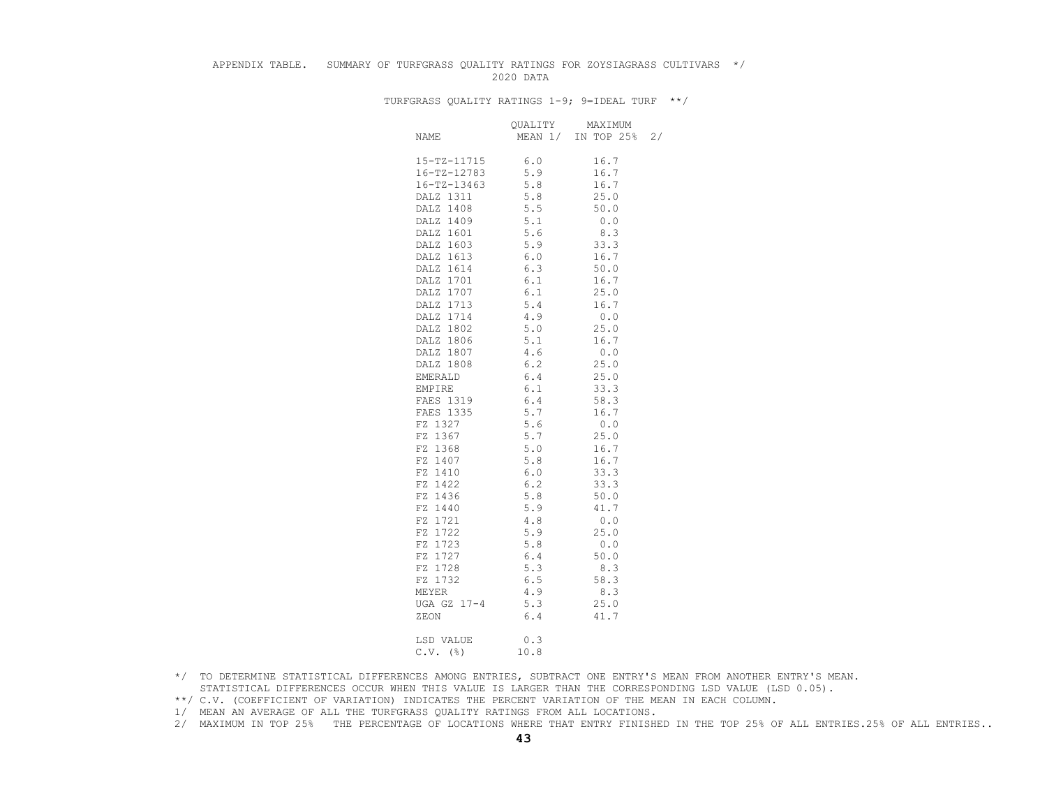APPENDIX TABLE. SUMMARY OF TURFGRASS QUALITY RATINGS FOR ZOYSIAGRASS CULTIVARS */
2020 DATA

TURFGRASS QUALITY RATINGS 1-9; 9=IDEAL TURF **/

| NAME | QUALITY MEAN 1/ | MAXIMUM IN TOP 25% 2/ |
|---|---|---|
| 15-TZ-11715 | 6.0 | 16.7 |
| 16-TZ-12783 | 5.9 | 16.7 |
| 16-TZ-13463 | 5.8 | 16.7 |
| DALZ 1311 | 5.8 | 25.0 |
| DALZ 1408 | 5.5 | 50.0 |
| DALZ 1409 | 5.1 | 0.0 |
| DALZ 1601 | 5.6 | 8.3 |
| DALZ 1603 | 5.9 | 33.3 |
| DALZ 1613 | 6.0 | 16.7 |
| DALZ 1614 | 6.3 | 50.0 |
| DALZ 1701 | 6.1 | 16.7 |
| DALZ 1707 | 6.1 | 25.0 |
| DALZ 1713 | 5.4 | 16.7 |
| DALZ 1714 | 4.9 | 0.0 |
| DALZ 1802 | 5.0 | 25.0 |
| DALZ 1806 | 5.1 | 16.7 |
| DALZ 1807 | 4.6 | 0.0 |
| DALZ 1808 | 6.2 | 25.0 |
| EMERALD | 6.4 | 25.0 |
| EMPIRE | 6.1 | 33.3 |
| FAES 1319 | 6.4 | 58.3 |
| FAES 1335 | 5.7 | 16.7 |
| FZ 1327 | 5.6 | 0.0 |
| FZ 1367 | 5.7 | 25.0 |
| FZ 1368 | 5.0 | 16.7 |
| FZ 1407 | 5.8 | 16.7 |
| FZ 1410 | 6.0 | 33.3 |
| FZ 1422 | 6.2 | 33.3 |
| FZ 1436 | 5.8 | 50.0 |
| FZ 1440 | 5.9 | 41.7 |
| FZ 1721 | 4.8 | 0.0 |
| FZ 1722 | 5.9 | 25.0 |
| FZ 1723 | 5.8 | 0.0 |
| FZ 1727 | 6.4 | 50.0 |
| FZ 1728 | 5.3 | 8.3 |
| FZ 1732 | 6.5 | 58.3 |
| MEYER | 4.9 | 8.3 |
| UGA GZ 17-4 | 5.3 | 25.0 |
| ZEON | 6.4 | 41.7 |
| LSD VALUE | 0.3 | |
| C.V. (%) | 10.8 | |

*/ TO DETERMINE STATISTICAL DIFFERENCES AMONG ENTRIES, SUBTRACT ONE ENTRY'S MEAN FROM ANOTHER ENTRY'S MEAN. STATISTICAL DIFFERENCES OCCUR WHEN THIS VALUE IS LARGER THAN THE CORRESPONDING LSD VALUE (LSD 0.05).

**/ C.V. (COEFFICIENT OF VARIATION) INDICATES THE PERCENT VARIATION OF THE MEAN IN EACH COLUMN.

1/ MEAN AN AVERAGE OF ALL THE TURFGRASS QUALITY RATINGS FROM ALL LOCATIONS.

2/ MAXIMUM IN TOP 25% THE PERCENTAGE OF LOCATIONS WHERE THAT ENTRY FINISHED IN THE TOP 25% OF ALL ENTRIES.25% OF ALL ENTRIES..